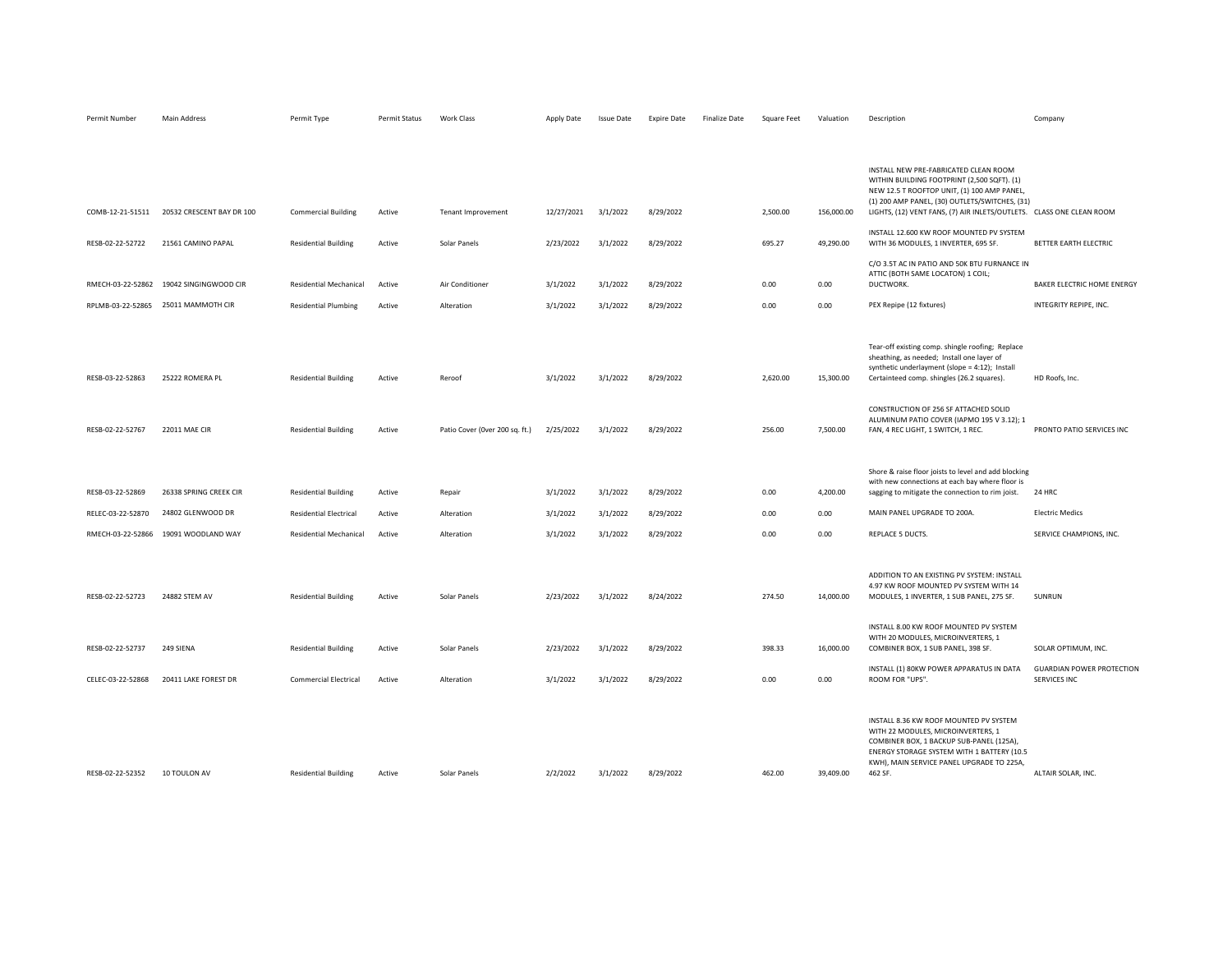| Permit Number | Main Address | Permit Type | Permit Status | Work Class | Apply Date | Issue Date | Expire Date | Finalize Date | Square Feet | Valuation | Description | Company |
|---|---|---|---|---|---|---|---|---|---|---|---|---|
| COMB-12-21-51511 | 20532 CRESCENT BAY DR 100 | Commercial Building | Active | Tenant Improvement | 12/27/2021 | 3/1/2022 | 8/29/2022 | | 2,500.00 | 156,000.00 | INSTALL NEW PRE-FABRICATED CLEAN ROOM WITHIN BUILDING FOOTPRINT (2,500 SQFT). (1) NEW 12.5 T ROOFTOP UNIT, (1) 100 AMP PANEL, (1) 200 AMP PANEL, (30) OUTLETS/SWITCHES, (31) LIGHTS, (12) VENT FANS, (7) AIR INLETS/OUTLETS. | CLASS ONE CLEAN ROOM |
| RESB-02-22-52722 | 21561 CAMINO PAPAL | Residential Building | Active | Solar Panels | 2/23/2022 | 3/1/2022 | 8/29/2022 | | 695.27 | 49,290.00 | INSTALL 12.600 KW ROOF MOUNTED PV SYSTEM WITH 36 MODULES, 1 INVERTER, 695 SF. | BETTER EARTH ELECTRIC |
| RMECH-03-22-52862 | 19042 SINGINGWOOD CIR | Residential Mechanical | Active | Air Conditioner | 3/1/2022 | 3/1/2022 | 8/29/2022 | | 0.00 | 0.00 | C/O 3.5T AC IN PATIO AND 50K BTU FURNANCE IN ATTIC (BOTH SAME LOCATON) 1 COIL; DUCTWORK. | BAKER ELECTRIC HOME ENERGY |
| RPLMB-03-22-52865 | 25011 MAMMOTH CIR | Residential Plumbing | Active | Alteration | 3/1/2022 | 3/1/2022 | 8/29/2022 | | 0.00 | 0.00 | PEX Repipe (12 fixtures) | INTEGRITY REPIPE, INC. |
| RESB-03-22-52863 | 25222 ROMERA PL | Residential Building | Active | Reroof | 3/1/2022 | 3/1/2022 | 8/29/2022 | | 2,620.00 | 15,300.00 | Tear-off existing comp. shingle roofing; Replace sheathing, as needed; Install one layer of synthetic underlayment (slope = 4:12); Install Certainteed comp. shingles (26.2 squares). | HD Roofs, Inc. |
| RESB-02-22-52767 | 22011 MAE CIR | Residential Building | Active | Patio Cover (0ver 200 sq. ft.) | 2/25/2022 | 3/1/2022 | 8/29/2022 | | 256.00 | 7,500.00 | CONSTRUCTION OF 256 SF ATTACHED SOLID ALUMINUM PATIO COVER (IAPMO 195 V 3.12); 1 FAN, 4 REC LIGHT, 1 SWITCH, 1 REC. | PRONTO PATIO SERVICES INC |
| RESB-03-22-52869 | 26338 SPRING CREEK CIR | Residential Building | Active | Repair | 3/1/2022 | 3/1/2022 | 8/29/2022 | | 0.00 | 4,200.00 | Shore & raise floor joists to level and add blocking with new connections at each bay where floor is sagging to mitigate the connection to rim joist. | 24 HRC |
| RELEC-03-22-52870 | 24802 GLENWOOD DR | Residential Electrical | Active | Alteration | 3/1/2022 | 3/1/2022 | 8/29/2022 | | 0.00 | 0.00 | MAIN PANEL UPGRADE TO 200A. | Electric Medics |
| RMECH-03-22-52866 | 19091 WOODLAND WAY | Residential Mechanical | Active | Alteration | 3/1/2022 | 3/1/2022 | 8/29/2022 | | 0.00 | 0.00 | REPLACE 5 DUCTS. | SERVICE CHAMPIONS, INC. |
| RESB-02-22-52723 | 24882 STEM AV | Residential Building | Active | Solar Panels | 2/23/2022 | 3/1/2022 | 8/24/2022 | | 274.50 | 14,000.00 | ADDITION TO AN EXISTING PV SYSTEM: INSTALL 4.97 KW ROOF MOUNTED PV SYSTEM WITH 14 MODULES, 1 INVERTER, 1 SUB PANEL, 275 SF. | SUNRUN |
| RESB-02-22-52737 | 249 SIENA | Residential Building | Active | Solar Panels | 2/23/2022 | 3/1/2022 | 8/29/2022 | | 398.33 | 16,000.00 | INSTALL 8.00 KW ROOF MOUNTED PV SYSTEM WITH 20 MODULES, MICROINVERTERS, 1 COMBINER BOX, 1 SUB PANEL, 398 SF. | SOLAR OPTIMUM, INC. |
| CELEC-03-22-52868 | 20411 LAKE FOREST DR | Commercial Electrical | Active | Alteration | 3/1/2022 | 3/1/2022 | 8/29/2022 | | 0.00 | 0.00 | INSTALL (1) 80KW POWER APPARATUS IN DATA ROOM FOR "UPS". | GUARDIAN POWER PROTECTION SERVICES INC |
| RESB-02-22-52352 | 10 TOULON AV | Residential Building | Active | Solar Panels | 2/2/2022 | 3/1/2022 | 8/29/2022 | | 462.00 | 39,409.00 | INSTALL 8.36 KW ROOF MOUNTED PV SYSTEM WITH 22 MODULES, MICROINVERTERS, 1 COMBINER BOX, 1 BACKUP SUB-PANEL (125A), ENERGY STORAGE SYSTEM WITH 1 BATTERY (10.5 KWH), MAIN SERVICE PANEL UPGRADE TO 225A, 462 SF. | ALTAIR SOLAR, INC. |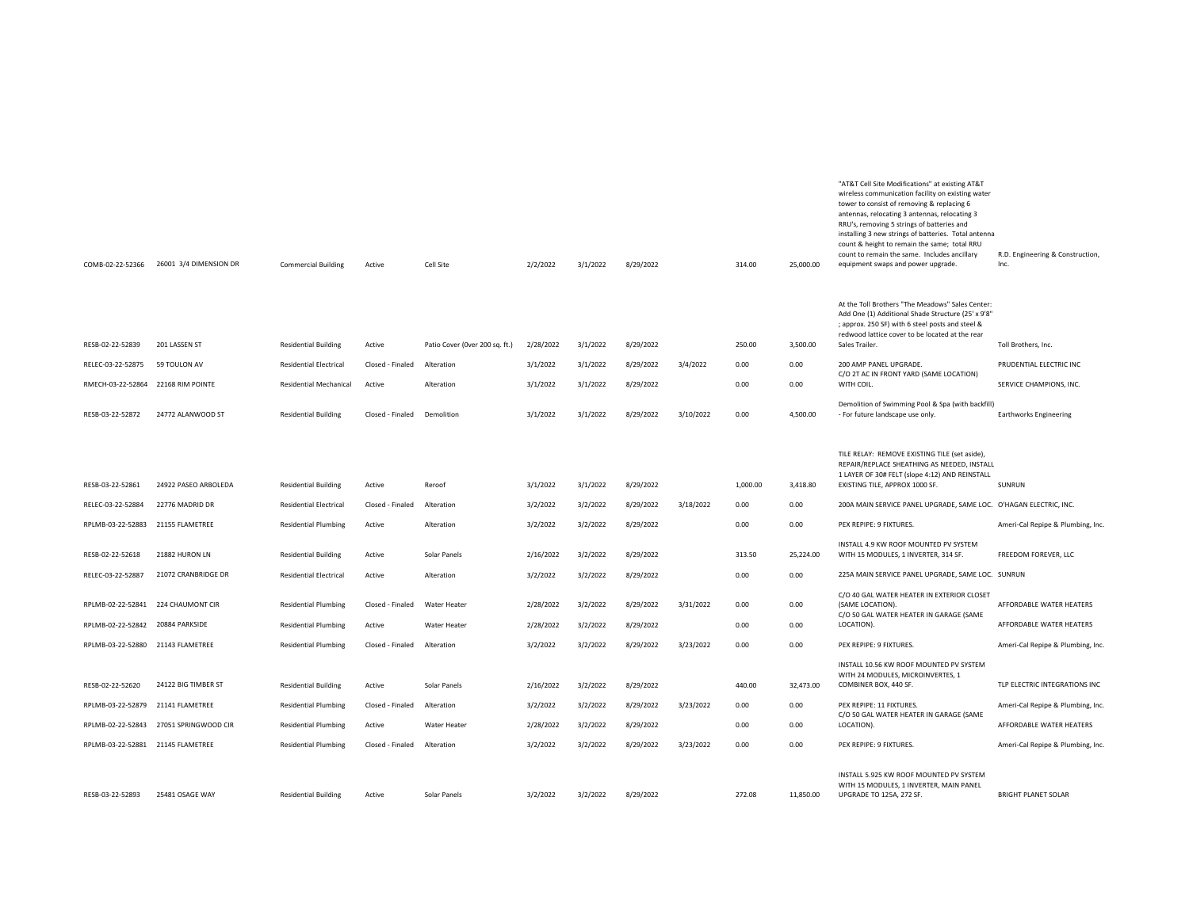| | | | | | | | | | | | | |
|---|---|---|---|---|---|---|---|---|---|---|---|---|
| COMB-02-22-52366 | 26001 3/4 DIMENSION DR | Commercial Building | Active | Cell Site | 2/2/2022 | 3/1/2022 | 8/29/2022 | | 314.00 | 25,000.00 | "AT&T Cell Site Modifications" at existing AT&T wireless communication facility on existing water tower to consist of removing & replacing 6 antennas, relocating 3 antennas, relocating 3 RRU's, removing 5 strings of batteries and installing 3 new strings of batteries. Total antenna count & height to remain the same; total RRU count to remain the same. Includes ancillary equipment swaps and power upgrade. | R.D. Engineering & Construction, Inc. |
| RESB-02-22-52839 | 201 LASSEN ST | Residential Building | Active | Patio Cover (0ver 200 sq. ft.) | 2/28/2022 | 3/1/2022 | 8/29/2022 | | 250.00 | 3,500.00 | At the Toll Brothers "The Meadows" Sales Center: Add One (1) Additional Shade Structure (25' x 9'8" ; approx. 250 SF) with 6 steel posts and steel & redwood lattice cover to be located at the rear Sales Trailer. | Toll Brothers, Inc. |
| RELEC-03-22-52875 | 59 TOULON AV | Residential Electrical | Closed - Finaled | Alteration | 3/1/2022 | 3/1/2022 | 8/29/2022 | 3/4/2022 | 0.00 | 0.00 | 200 AMP PANEL UPGRADE. | PRUDENTIAL ELECTRIC INC |
| RMECH-03-22-52864 | 22168 RIM POINTE | Residential Mechanical | Active | Alteration | 3/1/2022 | 3/1/2022 | 8/29/2022 | | 0.00 | 0.00 | C/O 2T AC IN FRONT YARD (SAME LOCATION) WITH COIL. | SERVICE CHAMPIONS, INC. |
| RESB-03-22-52872 | 24772 ALANWOOD ST | Residential Building | Closed - Finaled | Demolition | 3/1/2022 | 3/1/2022 | 8/29/2022 | 3/10/2022 | 0.00 | 4,500.00 | Demolition of Swimming Pool & Spa (with backfill) - For future landscape use only. | Earthworks Engineering |
| RESB-03-22-52861 | 24922 PASEO ARBOLEDA | Residential Building | Active | Reroof | 3/1/2022 | 3/1/2022 | 8/29/2022 | | 1,000.00 | 3,418.80 | TILE RELAY: REMOVE EXISTING TILE (set aside), REPAIR/REPLACE SHEATHING AS NEEDED, INSTALL 1 LAYER OF 30# FELT (slope 4:12) AND REINSTALL EXISTING TILE, APPROX 1000 SF. | SUNRUN |
| RELEC-03-22-52884 | 22776 MADRID DR | Residential Electrical | Closed - Finaled | Alteration | 3/2/2022 | 3/2/2022 | 8/29/2022 | 3/18/2022 | 0.00 | 0.00 | 200A MAIN SERVICE PANEL UPGRADE, SAME LOC. | O'HAGAN ELECTRIC, INC. |
| RPLMB-03-22-52883 | 21155 FLAMETREE | Residential Plumbing | Active | Alteration | 3/2/2022 | 3/2/2022 | 8/29/2022 | | 0.00 | 0.00 | PEX REPIPE: 9 FIXTURES. | Ameri-Cal Repipe & Plumbing, Inc. |
| RESB-02-22-52618 | 21882 HURON LN | Residential Building | Active | Solar Panels | 2/16/2022 | 3/2/2022 | 8/29/2022 | | 313.50 | 25,224.00 | INSTALL 4.9 KW ROOF MOUNTED PV SYSTEM WITH 15 MODULES, 1 INVERTER, 314 SF. | FREEDOM FOREVER, LLC |
| RELEC-03-22-52887 | 21072 CRANBRIDGE DR | Residential Electrical | Active | Alteration | 3/2/2022 | 3/2/2022 | 8/29/2022 | | 0.00 | 0.00 | 225A MAIN SERVICE PANEL UPGRADE, SAME LOC. | SUNRUN |
| RPLMB-02-22-52841 | 224 CHAUMONT CIR | Residential Plumbing | Closed - Finaled | Water Heater | 2/28/2022 | 3/2/2022 | 8/29/2022 | 3/31/2022 | 0.00 | 0.00 | C/O 40 GAL WATER HEATER IN EXTERIOR CLOSET (SAME LOCATION). | AFFORDABLE WATER HEATERS |
| RPLMB-02-22-52842 | 20884 PARKSIDE | Residential Plumbing | Active | Water Heater | 2/28/2022 | 3/2/2022 | 8/29/2022 | | 0.00 | 0.00 | C/O 50 GAL WATER HEATER IN GARAGE (SAME LOCATION). | AFFORDABLE WATER HEATERS |
| RPLMB-03-22-52880 | 21143 FLAMETREE | Residential Plumbing | Closed - Finaled | Alteration | 3/2/2022 | 3/2/2022 | 8/29/2022 | 3/23/2022 | 0.00 | 0.00 | PEX REPIPE: 9 FIXTURES. | Ameri-Cal Repipe & Plumbing, Inc. |
| RESB-02-22-52620 | 24122 BIG TIMBER ST | Residential Building | Active | Solar Panels | 2/16/2022 | 3/2/2022 | 8/29/2022 | | 440.00 | 32,473.00 | INSTALL 10.56 KW ROOF MOUNTED PV SYSTEM WITH 24 MODULES, MICROINVERTES, 1 COMBINER BOX, 440 SF. | TLP ELECTRIC INTEGRATIONS INC |
| RPLMB-03-22-52879 | 21141 FLAMETREE | Residential Plumbing | Closed - Finaled | Alteration | 3/2/2022 | 3/2/2022 | 8/29/2022 | 3/23/2022 | 0.00 | 0.00 | PEX REPIPE: 11 FIXTURES. | Ameri-Cal Repipe & Plumbing, Inc. |
| RPLMB-02-22-52843 | 27051 SPRINGWOOD CIR | Residential Plumbing | Active | Water Heater | 2/28/2022 | 3/2/2022 | 8/29/2022 | | 0.00 | 0.00 | C/O 50 GAL WATER HEATER IN GARAGE (SAME LOCATION). | AFFORDABLE WATER HEATERS |
| RPLMB-03-22-52881 | 21145 FLAMETREE | Residential Plumbing | Closed - Finaled | Alteration | 3/2/2022 | 3/2/2022 | 8/29/2022 | 3/23/2022 | 0.00 | 0.00 | PEX REPIPE: 9 FIXTURES. | Ameri-Cal Repipe & Plumbing, Inc. |
| RESB-03-22-52893 | 25481 OSAGE WAY | Residential Building | Active | Solar Panels | 3/2/2022 | 3/2/2022 | 8/29/2022 | | 272.08 | 11,850.00 | INSTALL 5.925 KW ROOF MOUNTED PV SYSTEM WITH 15 MODULES, 1 INVERTER, MAIN PANEL UPGRADE TO 125A, 272 SF. | BRIGHT PLANET SOLAR |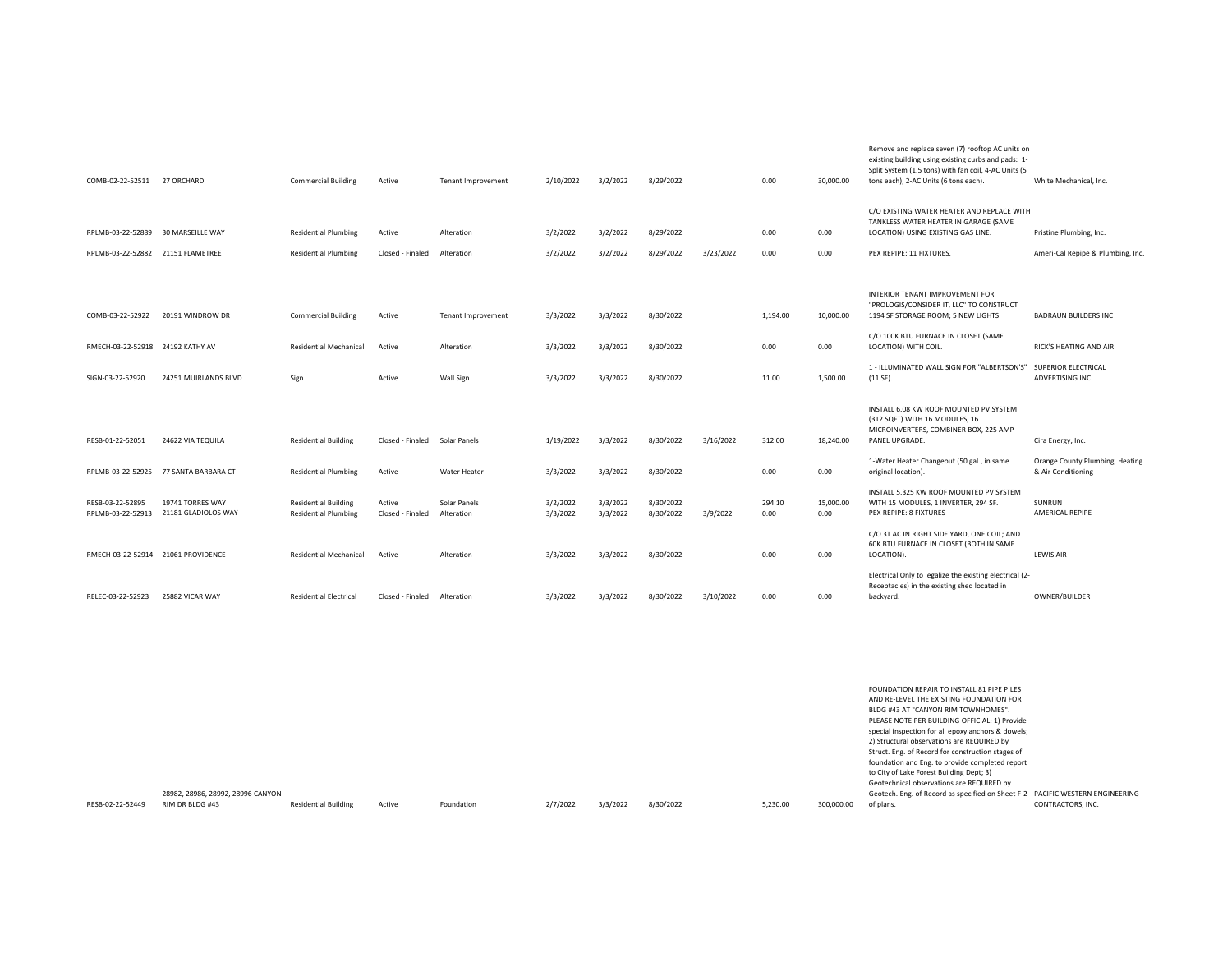| | | | | | | | | | | | | |
|---|---|---|---|---|---|---|---|---|---|---|---|---|
| COMB-02-22-52511 | 27 ORCHARD | Commercial Building | Active | Tenant Improvement | 2/10/2022 | 3/2/2022 | 8/29/2022 | | 0.00 | 30,000.00 | Remove and replace seven (7) rooftop AC units on existing building using existing curbs and pads: 1-Split System (1.5 tons) with fan coil, 4-AC Units (5 tons each), 2-AC Units (6 tons each). | White Mechanical, Inc. |
| RPLMB-03-22-52889 | 30 MARSEILLE WAY | Residential Plumbing | Active | Alteration | 3/2/2022 | 3/2/2022 | 8/29/2022 | | 0.00 | 0.00 | C/O EXISTING WATER HEATER AND REPLACE WITH TANKLESS WATER HEATER IN GARAGE (SAME LOCATION) USING EXISTING GAS LINE. | Pristine Plumbing, Inc. |
| RPLMB-03-22-52882 | 21151 FLAMETREE | Residential Plumbing | Closed - Finaled | Alteration | 3/2/2022 | 3/2/2022 | 8/29/2022 | 3/23/2022 | 0.00 | 0.00 | PEX REPIPE: 11 FIXTURES. | Ameri-Cal Repipe & Plumbing, Inc. |
| COMB-03-22-52922 | 20191 WINDROW DR | Commercial Building | Active | Tenant Improvement | 3/3/2022 | 3/3/2022 | 8/30/2022 | | 1,194.00 | 10,000.00 | INTERIOR TENANT IMPROVEMENT FOR "PROLOGIS/CONSIDER IT, LLC" TO CONSTRUCT 1194 SF STORAGE ROOM; 5 NEW LIGHTS. | BADRAUN BUILDERS INC |
| RMECH-03-22-52918 | 24192 KATHY AV | Residential Mechanical | Active | Alteration | 3/3/2022 | 3/3/2022 | 8/30/2022 | | 0.00 | 0.00 | C/O 100K BTU FURNACE IN CLOSET (SAME LOCATION) WITH COIL. | RICK'S HEATING AND AIR |
| SIGN-03-22-52920 | 24251 MUIRLANDS BLVD | Sign | Active | Wall Sign | 3/3/2022 | 3/3/2022 | 8/30/2022 | | 11.00 | 1,500.00 | 1 - ILLUMINATED WALL SIGN FOR "ALBERTSON'S" (11 SF). | SUPERIOR ELECTRICAL ADVERTISING INC |
| RESB-01-22-52051 | 24622 VIA TEQUILA | Residential Building | Closed - Finaled | Solar Panels | 1/19/2022 | 3/3/2022 | 8/30/2022 | 3/16/2022 | 312.00 | 18,240.00 | INSTALL 6.08 KW ROOF MOUNTED PV SYSTEM (312 SQFT) WITH 16 MODULES, 16 MICROINVERTERS, COMBINER BOX, 225 AMP PANEL UPGRADE. | Cira Energy, Inc. |
| RPLMB-03-22-52925 | 77 SANTA BARBARA CT | Residential Plumbing | Active | Water Heater | 3/3/2022 | 3/3/2022 | 8/30/2022 | | 0.00 | 0.00 | 1-Water Heater Changeout (50 gal., in same original location). | Orange County Plumbing, Heating & Air Conditioning |
| RESB-03-22-52895 | 19741 TORRES WAY | Residential Building | Active | Solar Panels | 3/2/2022 | 3/3/2022 | 8/30/2022 | | 294.10 | 15,000.00 | INSTALL 5.325 KW ROOF MOUNTED PV SYSTEM WITH 15 MODULES, 1 INVERTER, 294 SF. | SUNRUN |
| RPLMB-03-22-52913 | 21181 GLADIOLOS WAY | Residential Plumbing | Closed - Finaled | Alteration | 3/3/2022 | 3/3/2022 | 8/30/2022 | 3/9/2022 | 0.00 | 0.00 | PEX REPIPE: 8 FIXTURES | AMERICAL REPIPE |
| RMECH-03-22-52914 | 21061 PROVIDENCE | Residential Mechanical | Active | Alteration | 3/3/2022 | 3/3/2022 | 8/30/2022 | | 0.00 | 0.00 | C/O 3T AC IN RIGHT SIDE YARD, ONE COIL; AND 60K BTU FURNACE IN CLOSET (BOTH IN SAME LOCATION). | LEWIS AIR |
| RELEC-03-22-52923 | 25882 VICAR WAY | Residential Electrical | Closed - Finaled | Alteration | 3/3/2022 | 3/3/2022 | 8/30/2022 | 3/10/2022 | 0.00 | 0.00 | Electrical Only to legalize the existing electrical (2-Receptacles) in the existing shed located in backyard. | OWNER/BUILDER |
| RESB-02-22-52449 | 28982, 28986, 28992, 28996 CANYON RIM DR BLDG #43 | Residential Building | Active | Foundation | 2/7/2022 | 3/3/2022 | 8/30/2022 | | 5,230.00 | 300,000.00 | FOUNDATION REPAIR TO INSTALL 81 PIPE PILES AND RE-LEVEL THE EXISTING FOUNDATION FOR BLDG #43 AT "CANYON RIM TOWNHOMES". PLEASE NOTE PER BUILDING OFFICIAL: 1) Provide special inspection for all epoxy anchors & dowels; 2) Structural observations are REQUIRED by Struct. Eng. of Record for construction stages of foundation and Eng. to provide completed report to City of Lake Forest Building Dept; 3) Geotechnical observations are REQUIRED by Geotech. Eng. of Record as specified on Sheet F-2 of plans. | PACIFIC WESTERN ENGINEERING CONTRACTORS, INC. |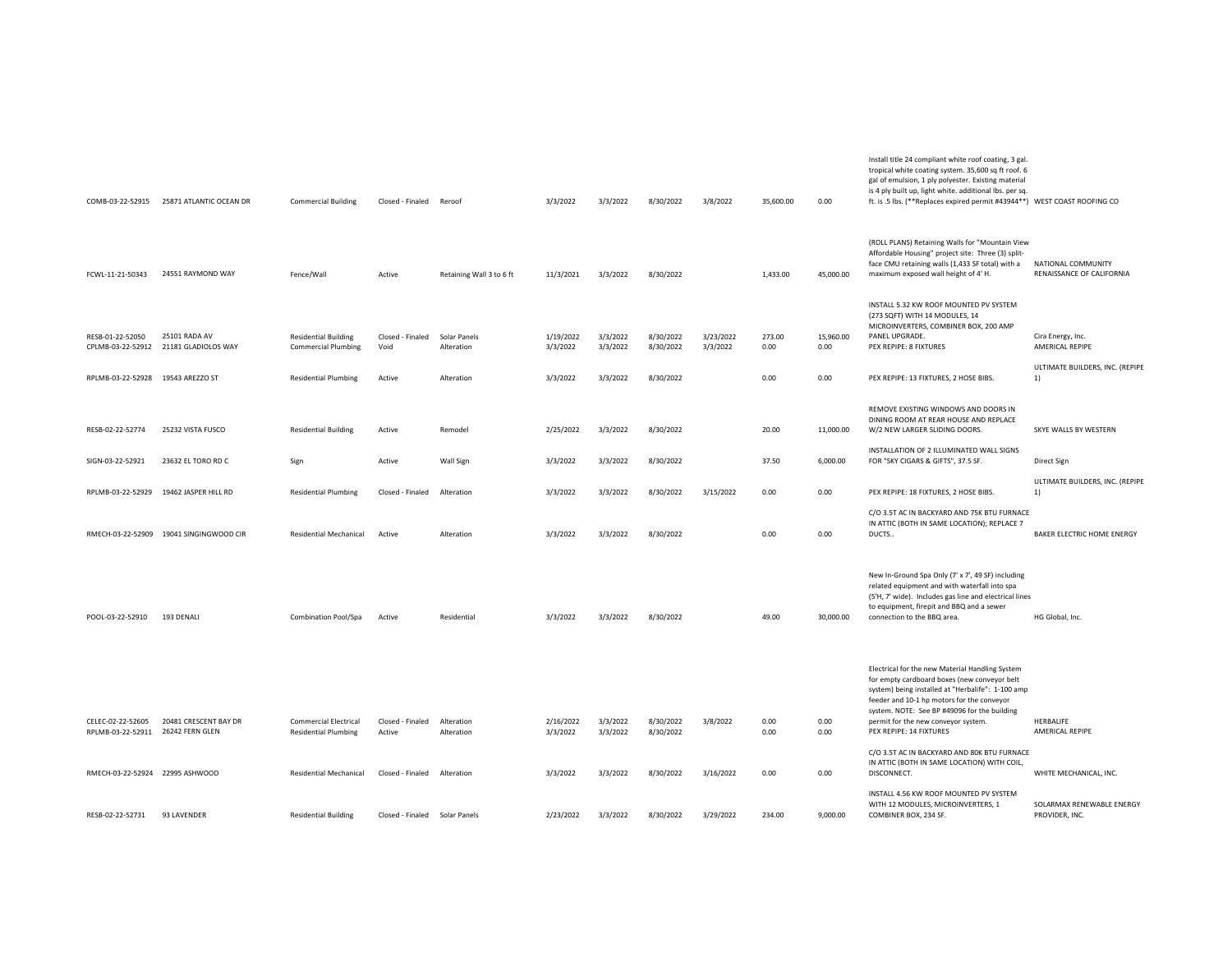| | | | | | | | | | | | | |
|---|---|---|---|---|---|---|---|---|---|---|---|---|
| COMB-03-22-52915 | 25871 ATLANTIC OCEAN DR | Commercial Building | Closed - Finaled | Reroof | 3/3/2022 | 3/3/2022 | 8/30/2022 | 3/8/2022 | 35,600.00 | 0.00 | Install title 24 compliant white roof coating, 3 gal. tropical white coating system. 35,600 sq ft roof. 6 gal of emulsion, 1 ply polyester. Existing material is 4 ply built up, light white. additional lbs. per sq. ft. is .5 lbs. (**Replaces expired permit #43944**) | WEST COAST ROOFING CO |
| FCWL-11-21-50343 | 24551 RAYMOND WAY | Fence/Wall | Active | Retaining Wall 3 to 6 ft | 11/3/2021 | 3/3/2022 | 8/30/2022 | | 1,433.00 | 45,000.00 | (ROLL PLANS) Retaining Walls for "Mountain View Affordable Housing" project site: Three (3) split-face CMU retaining walls (1,433 SF total) with a maximum exposed wall height of 4' H. | NATIONAL COMMUNITY RENAISSANCE OF CALIFORNIA |
| RESB-01-22-52050 | 25101 RADA AV | Residential Building | Closed - Finaled | Solar Panels | 1/19/2022 | 3/3/2022 | 8/30/2022 | 3/23/2022 | 273.00 | 15,960.00 | INSTALL 5.32 KW ROOF MOUNTED PV SYSTEM (273 SQFT) WITH 14 MODULES, 14 MICROINVERTERS, COMBINER BOX, 200 AMP PANEL UPGRADE. | Cira Energy, Inc. |
| CPLMB-03-22-52912 | 21181 GLADIOLOS WAY | Commercial Plumbing | Void | Alteration | 3/3/2022 | 3/3/2022 | 8/30/2022 | 3/3/2022 | 0.00 | 0.00 | PEX REPIPE: 8 FIXTURES | AMERICAL REPIPE |
| RPLMB-03-22-52928 | 19543 AREZZO ST | Residential Plumbing | Active | Alteration | 3/3/2022 | 3/3/2022 | 8/30/2022 | | 0.00 | 0.00 | PEX REPIPE: 13 FIXTURES, 2 HOSE BIBS. | ULTIMATE BUILDERS, INC. (REPIPE 1) |
| RESB-02-22-52774 | 25232 VISTA FUSCO | Residential Building | Active | Remodel | 2/25/2022 | 3/3/2022 | 8/30/2022 | | 20.00 | 11,000.00 | REMOVE EXISTING WINDOWS AND DOORS IN DINING ROOM AT REAR HOUSE AND REPLACE W/2 NEW LARGER SLIDING DOORS. | SKYE WALLS BY WESTERN |
| SIGN-03-22-52921 | 23632 EL TORO RD C | Sign | Active | Wall Sign | 3/3/2022 | 3/3/2022 | 8/30/2022 | | 37.50 | 6,000.00 | INSTALLATION OF 2 ILLUMINATED WALL SIGNS FOR "SKY CIGARS & GIFTS", 37.5 SF. | Direct Sign |
| RPLMB-03-22-52929 | 19462 JASPER HILL RD | Residential Plumbing | Closed - Finaled | Alteration | 3/3/2022 | 3/3/2022 | 8/30/2022 | 3/15/2022 | 0.00 | 0.00 | PEX REPIPE: 18 FIXTURES, 2 HOSE BIBS. | ULTIMATE BUILDERS, INC. (REPIPE 1) |
| RMECH-03-22-52909 | 19041 SINGINGWOOD CIR | Residential Mechanical | Active | Alteration | 3/3/2022 | 3/3/2022 | 8/30/2022 | | 0.00 | 0.00 | C/O 3.5T AC IN BACKYARD AND 75K BTU FURNACE IN ATTIC (BOTH IN SAME LOCATION); REPLACE 7 DUCTS.. | BAKER ELECTRIC HOME ENERGY |
| POOL-03-22-52910 | 193 DENALI | Combination Pool/Spa | Active | Residential | 3/3/2022 | 3/3/2022 | 8/30/2022 | | 49.00 | 30,000.00 | New In-Ground Spa Only (7' x 7', 49 SF) including related equipment and with waterfall into spa (5'H, 7' wide). Includes gas line and electrical lines to equipment, firepit and BBQ and a sewer connection to the BBQ area. | HG Global, Inc. |
| CELEC-02-22-52605 | 20481 CRESCENT BAY DR | Commercial Electrical | Closed - Finaled | Alteration | 2/16/2022 | 3/3/2022 | 8/30/2022 | 3/8/2022 | 0.00 | 0.00 | Electrical for the new Material Handling System for empty cardboard boxes (new conveyor belt system) being installed at "Herbalife": 1-100 amp feeder and 10-1 hp motors for the conveyor system. NOTE: See BP #49096 for the building permit for the new conveyor system. | HERBALIFE |
| RPLMB-03-22-52911 | 26242 FERN GLEN | Residential Plumbing | Active | Alteration | 3/3/2022 | 3/3/2022 | 8/30/2022 | | 0.00 | 0.00 | PEX REPIPE: 14 FIXTURES | AMERICAL REPIPE |
| RMECH-03-22-52924 | 22995 ASHWOOD | Residential Mechanical | Closed - Finaled | Alteration | 3/3/2022 | 3/3/2022 | 8/30/2022 | 3/16/2022 | 0.00 | 0.00 | C/O 3.5T AC IN BACKYARD AND 80K BTU FURNACE IN ATTIC (BOTH IN SAME LOCATION) WITH COIL, DISCONNECT. | WHITE MECHANICAL, INC. |
| RESB-02-22-52731 | 93 LAVENDER | Residential Building | Closed - Finaled | Solar Panels | 2/23/2022 | 3/3/2022 | 8/30/2022 | 3/29/2022 | 234.00 | 9,000.00 | INSTALL 4.56 KW ROOF MOUNTED PV SYSTEM WITH 12 MODULES, MICROINVERTERS, 1 COMBINER BOX, 234 SF. | SOLARMAX RENEWABLE ENERGY PROVIDER, INC. |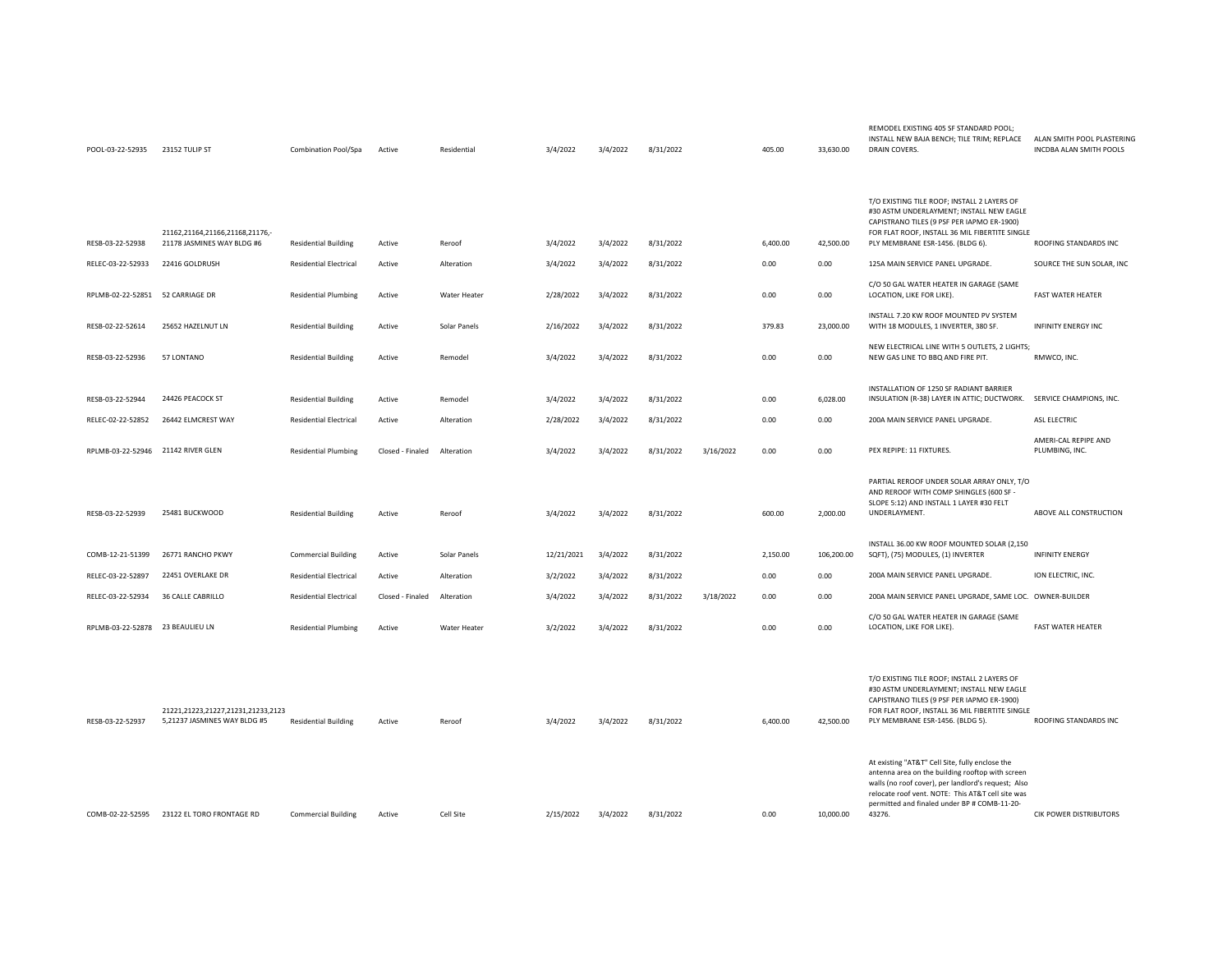| | | | | | | | | | | | | |
|---|---|---|---|---|---|---|---|---|---|---|---|---|
| POOL-03-22-52935 | 23152 TULIP ST | Combination Pool/Spa | Active | Residential | 3/4/2022 | 3/4/2022 | 8/31/2022 | | 405.00 | 33,630.00 | REMODEL EXISTING 405 SF STANDARD POOL; INSTALL NEW BAJA BENCH; TILE TRIM; REPLACE DRAIN COVERS. | ALAN SMITH POOL PLASTERING INCDBA ALAN SMITH POOLS |
| RESB-03-22-52938 | 21162,21164,21166,21168,21176,-21178 JASMINES WAY BLDG #6 | Residential Building | Active | Reroof | 3/4/2022 | 3/4/2022 | 8/31/2022 | | 6,400.00 | 42,500.00 | T/O EXISTING TILE ROOF; INSTALL 2 LAYERS OF #30 ASTM UNDERLAYMENT; INSTALL NEW EAGLE CAPISTRANO TILES (9 PSF PER IAPMO ER-1900) FOR FLAT ROOF, INSTALL 36 MIL FIBERTITE SINGLE PLY MEMBRANE ESR-1456. (BLDG 6). | ROOFING STANDARDS INC |
| RELEC-03-22-52933 | 22416 GOLDRUSH | Residential Electrical | Active | Alteration | 3/4/2022 | 3/4/2022 | 8/31/2022 | | 0.00 | 0.00 | 125A MAIN SERVICE PANEL UPGRADE. | SOURCE THE SUN SOLAR, INC |
| RPLMB-02-22-52851 | 52 CARRIAGE DR | Residential Plumbing | Active | Water Heater | 2/28/2022 | 3/4/2022 | 8/31/2022 | | 0.00 | 0.00 | C/O 50 GAL WATER HEATER IN GARAGE (SAME LOCATION, LIKE FOR LIKE). | FAST WATER HEATER |
| RESB-02-22-52614 | 25652 HAZELNUT LN | Residential Building | Active | Solar Panels | 2/16/2022 | 3/4/2022 | 8/31/2022 | | 379.83 | 23,000.00 | INSTALL 7.20 KW ROOF MOUNTED PV SYSTEM WITH 18 MODULES, 1 INVERTER, 380 SF. | INFINITY ENERGY INC |
| RESB-03-22-52936 | 57 LONTANO | Residential Building | Active | Remodel | 3/4/2022 | 3/4/2022 | 8/31/2022 | | 0.00 | 0.00 | NEW ELECTRICAL LINE WITH 5 OUTLETS, 2 LIGHTS; NEW GAS LINE TO BBQ AND FIRE PIT. | RMWCO, INC. |
| RESB-03-22-52944 | 24426 PEACOCK ST | Residential Building | Active | Remodel | 3/4/2022 | 3/4/2022 | 8/31/2022 | | 0.00 | 6,028.00 | INSTALLATION OF 1250 SF RADIANT BARRIER INSULATION (R-38) LAYER IN ATTIC; DUCTWORK. | SERVICE CHAMPIONS, INC. |
| RELEC-02-22-52852 | 26442 ELMCREST WAY | Residential Electrical | Active | Alteration | 2/28/2022 | 3/4/2022 | 8/31/2022 | | 0.00 | 0.00 | 200A MAIN SERVICE PANEL UPGRADE. | ASL ELECTRIC |
| RPLMB-03-22-52946 | 21142 RIVER GLEN | Residential Plumbing | Closed - Finaled | Alteration | 3/4/2022 | 3/4/2022 | 8/31/2022 | 3/16/2022 | 0.00 | 0.00 | PEX REPIPE: 11 FIXTURES. | AMERI-CAL REPIPE AND PLUMBING, INC. |
| RESB-03-22-52939 | 25481 BUCKWOOD | Residential Building | Active | Reroof | 3/4/2022 | 3/4/2022 | 8/31/2022 | | 600.00 | 2,000.00 | PARTIAL REROOF UNDER SOLAR ARRAY ONLY, T/O AND REROOF WITH COMP SHINGLES (600 SF - SLOPE 5:12) AND INSTALL 1 LAYER #30 FELT UNDERLAYMENT. | ABOVE ALL CONSTRUCTION |
| COMB-12-21-51399 | 26771 RANCHO PKWY | Commercial Building | Active | Solar Panels | 12/21/2021 | 3/4/2022 | 8/31/2022 | | 2,150.00 | 106,200.00 | INSTALL 36.00 KW ROOF MOUNTED SOLAR (2,150 SQFT), (75) MODULES, (1) INVERTER | INFINITY ENERGY |
| RELEC-03-22-52897 | 22451 OVERLAKE DR | Residential Electrical | Active | Alteration | 3/2/2022 | 3/4/2022 | 8/31/2022 | | 0.00 | 0.00 | 200A MAIN SERVICE PANEL UPGRADE. | ION ELECTRIC, INC. |
| RELEC-03-22-52934 | 36 CALLE CABRILLO | Residential Electrical | Closed - Finaled | Alteration | 3/4/2022 | 3/4/2022 | 8/31/2022 | 3/18/2022 | 0.00 | 0.00 | 200A MAIN SERVICE PANEL UPGRADE, SAME LOC. | OWNER-BUILDER |
| RPLMB-03-22-52878 | 23 BEAULIEU LN | Residential Plumbing | Active | Water Heater | 3/2/2022 | 3/4/2022 | 8/31/2022 | | 0.00 | 0.00 | C/O 50 GAL WATER HEATER IN GARAGE (SAME LOCATION, LIKE FOR LIKE). | FAST WATER HEATER |
| RESB-03-22-52937 | 21221,21223,21227,21231,21233,2123 5,21237 JASMINES WAY BLDG #5 | Residential Building | Active | Reroof | 3/4/2022 | 3/4/2022 | 8/31/2022 | | 6,400.00 | 42,500.00 | T/O EXISTING TILE ROOF; INSTALL 2 LAYERS OF #30 ASTM UNDERLAYMENT; INSTALL NEW EAGLE CAPISTRANO TILES (9 PSF PER IAPMO ER-1900) FOR FLAT ROOF, INSTALL 36 MIL FIBERTITE SINGLE PLY MEMBRANE ESR-1456. (BLDG 5). | ROOFING STANDARDS INC |
| COMB-02-22-52595 | 23122 EL TORO FRONTAGE RD | Commercial Building | Active | Cell Site | 2/15/2022 | 3/4/2022 | 8/31/2022 | | 0.00 | 10,000.00 | At existing "AT&T" Cell Site, fully enclose the antenna area on the building rooftop with screen walls (no roof cover), per landlord's request; Also relocate roof vent. NOTE: This AT&T cell site was permitted and finaled under BP # COMB-11-20-43276. | CIK POWER DISTRIBUTORS |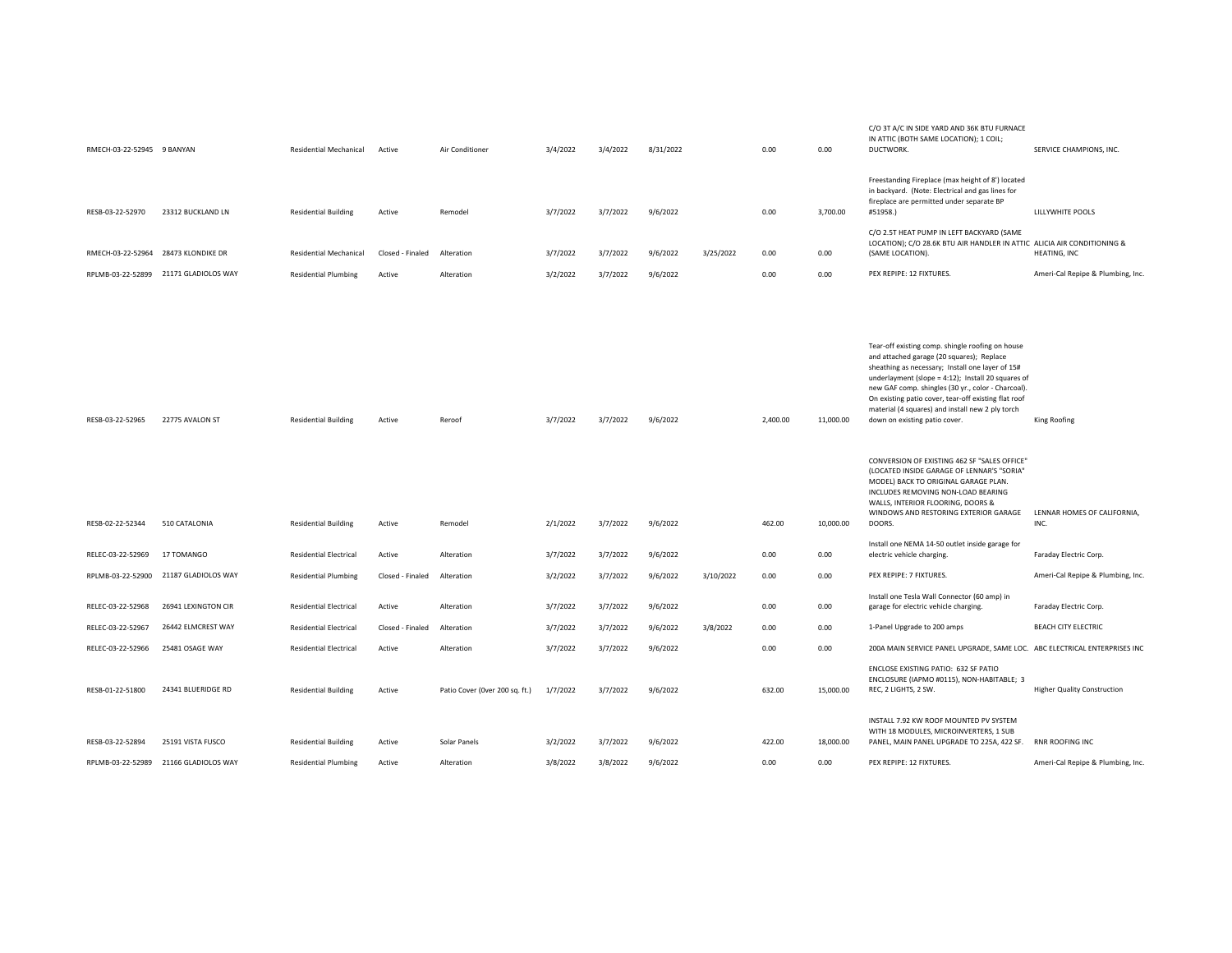| | | | | | | | | | | | | |
|---|---|---|---|---|---|---|---|---|---|---|---|---|
| RMECH-03-22-52945 | 9 BANYAN | Residential Mechanical | Active | Air Conditioner | 3/4/2022 | 3/4/2022 | 8/31/2022 | | 0.00 | 0.00 | C/O 3T A/C IN SIDE YARD AND 36K BTU FURNACE IN ATTIC (BOTH SAME LOCATION); 1 COIL; DUCTWORK. | SERVICE CHAMPIONS, INC. |
| RESB-03-22-52970 | 23312 BUCKLAND LN | Residential Building | Active | Remodel | 3/7/2022 | 3/7/2022 | 9/6/2022 | | 0.00 | 3,700.00 | Freestanding Fireplace (max height of 8') located in backyard. (Note: Electrical and gas lines for fireplace are permitted under separate BP #51958.) | LILLYWHITE POOLS |
| RMECH-03-22-52964 | 28473 KLONDIKE DR | Residential Mechanical | Closed - Finaled | Alteration | 3/7/2022 | 3/7/2022 | 9/6/2022 | 3/25/2022 | 0.00 | 0.00 | C/O 2.5T HEAT PUMP IN LEFT BACKYARD (SAME LOCATION); C/O 28.6K BTU AIR HANDLER IN ATTIC (SAME LOCATION). | ALICIA AIR CONDITIONING & HEATING, INC |
| RPLMB-03-22-52899 | 21171 GLADIOLOS WAY | Residential Plumbing | Active | Alteration | 3/2/2022 | 3/7/2022 | 9/6/2022 | | 0.00 | 0.00 | PEX REPIPE: 12 FIXTURES. | Ameri-Cal Repipe & Plumbing, Inc. |
| RESB-03-22-52965 | 22775 AVALON ST | Residential Building | Active | Reroof | 3/7/2022 | 3/7/2022 | 9/6/2022 | | 2,400.00 | 11,000.00 | Tear-off existing comp. shingle roofing on house and attached garage (20 squares); Replace sheathing as necessary; Install one layer of 15# underlayment (slope = 4:12); Install 20 squares of new GAF comp. shingles (30 yr., color - Charcoal). On existing patio cover, tear-off existing flat roof material (4 squares) and install new 2 ply torch down on existing patio cover. | King Roofing |
| RESB-02-22-52344 | 510 CATALONIA | Residential Building | Active | Remodel | 2/1/2022 | 3/7/2022 | 9/6/2022 | | 462.00 | 10,000.00 | CONVERSION OF EXISTING 462 SF "SALES OFFICE" (LOCATED INSIDE GARAGE OF LENNAR'S "SORIA" MODEL) BACK TO ORIGINAL GARAGE PLAN. INCLUDES REMOVING NON-LOAD BEARING WALLS, INTERIOR FLOORING, DOORS & WINDOWS AND RESTORING EXTERIOR GARAGE DOORS. | LENNAR HOMES OF CALIFORNIA, INC. |
| RELEC-03-22-52969 | 17 TOMANGO | Residential Electrical | Active | Alteration | 3/7/2022 | 3/7/2022 | 9/6/2022 | | 0.00 | 0.00 | Install one NEMA 14-50 outlet inside garage for electric vehicle charging. | Faraday Electric Corp. |
| RPLMB-03-22-52900 | 21187 GLADIOLOS WAY | Residential Plumbing | Closed - Finaled | Alteration | 3/2/2022 | 3/7/2022 | 9/6/2022 | 3/10/2022 | 0.00 | 0.00 | PEX REPIPE: 7 FIXTURES. | Ameri-Cal Repipe & Plumbing, Inc. |
| RELEC-03-22-52968 | 26941 LEXINGTON CIR | Residential Electrical | Active | Alteration | 3/7/2022 | 3/7/2022 | 9/6/2022 | | 0.00 | 0.00 | Install one Tesla Wall Connector (60 amp) in garage for electric vehicle charging. | Faraday Electric Corp. |
| RELEC-03-22-52967 | 26442 ELMCREST WAY | Residential Electrical | Closed - Finaled | Alteration | 3/7/2022 | 3/7/2022 | 9/6/2022 | 3/8/2022 | 0.00 | 0.00 | 1-Panel Upgrade to 200 amps | BEACH CITY ELECTRIC |
| RELEC-03-22-52966 | 25481 OSAGE WAY | Residential Electrical | Active | Alteration | 3/7/2022 | 3/7/2022 | 9/6/2022 | | 0.00 | 0.00 | 200A MAIN SERVICE PANEL UPGRADE, SAME LOC. | ABC ELECTRICAL ENTERPRISES INC |
| RESB-01-22-51800 | 24341 BLUERIDGE RD | Residential Building | Active | Patio Cover (0ver 200 sq. ft.) | 1/7/2022 | 3/7/2022 | 9/6/2022 | | 632.00 | 15,000.00 | ENCLOSE EXISTING PATIO: 632 SF PATIO ENCLOSURE (IAPMO #0115), NON-HABITABLE; 3 REC, 2 LIGHTS, 2 SW. | Higher Quality Construction |
| RESB-03-22-52894 | 25191 VISTA FUSCO | Residential Building | Active | Solar Panels | 3/2/2022 | 3/7/2022 | 9/6/2022 | | 422.00 | 18,000.00 | INSTALL 7.92 KW ROOF MOUNTED PV SYSTEM WITH 18 MODULES, MICROINVERTERS, 1 SUB PANEL, MAIN PANEL UPGRADE TO 225A, 422 SF. | RNR ROOFING INC |
| RPLMB-03-22-52989 | 21166 GLADIOLOS WAY | Residential Plumbing | Active | Alteration | 3/8/2022 | 3/8/2022 | 9/6/2022 | | 0.00 | 0.00 | PEX REPIPE: 12 FIXTURES. | Ameri-Cal Repipe & Plumbing, Inc. |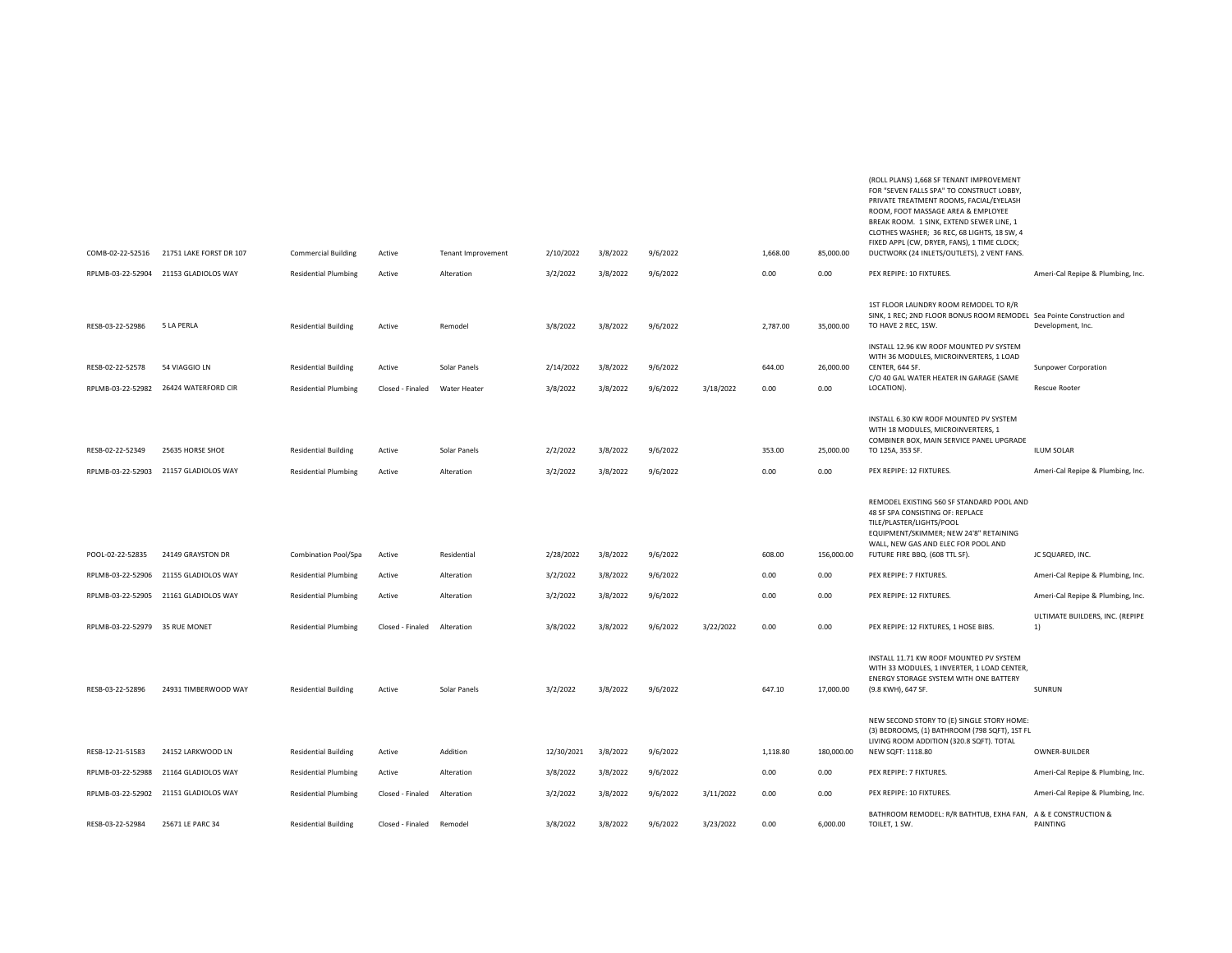| | | | | | | | | | | | | |
|---|---|---|---|---|---|---|---|---|---|---|---|---|
| COMB-02-22-52516 | 21751 LAKE FORST DR 107 | Commercial Building | Active | Tenant Improvement | 2/10/2022 | 3/8/2022 | 9/6/2022 | | 1,668.00 | 85,000.00 | (ROLL PLANS) 1,668 SF TENANT IMPROVEMENT FOR "SEVEN FALLS SPA" TO CONSTRUCT LOBBY, PRIVATE TREATMENT ROOMS, FACIAL/EYELASH ROOM, FOOT MASSAGE AREA & EMPLOYEE BREAK ROOM. 1 SINK, EXTEND SEWER LINE, 1 CLOTHES WASHER; 36 REC, 68 LIGHTS, 18 SW, 4 FIXED APPL (CW, DRYER, FANS), 1 TIME CLOCK; DUCTWORK (24 INLETS/OUTLETS), 2 VENT FANS. | |
| RPLMB-03-22-52904 | 21153 GLADIOLOS WAY | Residential Plumbing | Active | Alteration | 3/2/2022 | 3/8/2022 | 9/6/2022 | | 0.00 | 0.00 | PEX REPIPE: 10 FIXTURES. | Ameri-Cal Repipe & Plumbing, Inc. |
| RESB-03-22-52986 | 5 LA PERLA | Residential Building | Active | Remodel | 3/8/2022 | 3/8/2022 | 9/6/2022 | | 2,787.00 | 35,000.00 | 1ST FLOOR LAUNDRY ROOM REMODEL TO R/R SINK, 1 REC; 2ND FLOOR BONUS ROOM REMODEL TO HAVE 2 REC, 1SW. | Sea Pointe Construction and Development, Inc. |
| RESB-02-22-52578 | 54 VIAGGIO LN | Residential Building | Active | Solar Panels | 2/14/2022 | 3/8/2022 | 9/6/2022 | | 644.00 | 26,000.00 | INSTALL 12.96 KW ROOF MOUNTED PV SYSTEM WITH 36 MODULES, MICROINVERTERS, 1 LOAD CENTER, 644 SF. | Sunpower Corporation |
| RPLMB-03-22-52982 | 26424 WATERFORD CIR | Residential Plumbing | Closed - Finaled | Water Heater | 3/8/2022 | 3/8/2022 | 9/6/2022 | 3/18/2022 | 0.00 | 0.00 | C/O 40 GAL WATER HEATER IN GARAGE (SAME LOCATION). | Rescue Rooter |
| RESB-02-22-52349 | 25635 HORSE SHOE | Residential Building | Active | Solar Panels | 2/2/2022 | 3/8/2022 | 9/6/2022 | | 353.00 | 25,000.00 | INSTALL 6.30 KW ROOF MOUNTED PV SYSTEM WITH 18 MODULES, MICROINVERTERS, 1 COMBINER BOX, MAIN SERVICE PANEL UPGRADE TO 125A, 353 SF. | ILUM SOLAR |
| RPLMB-03-22-52903 | 21157 GLADIOLOS WAY | Residential Plumbing | Active | Alteration | 3/2/2022 | 3/8/2022 | 9/6/2022 | | 0.00 | 0.00 | PEX REPIPE: 12 FIXTURES. | Ameri-Cal Repipe & Plumbing, Inc. |
| POOL-02-22-52835 | 24149 GRAYSTON DR | Combination Pool/Spa | Active | Residential | 2/28/2022 | 3/8/2022 | 9/6/2022 | | 608.00 | 156,000.00 | REMODEL EXISTING 560 SF STANDARD POOL AND 48 SF SPA CONSISTING OF: REPLACE TILE/PLASTER/LIGHTS/POOL EQUIPMENT/SKIMMER; NEW 24'8" RETAINING WALL, NEW GAS AND ELEC FOR POOL AND FUTURE FIRE BBQ. (608 TTL SF). | JC SQUARED, INC. |
| RPLMB-03-22-52906 | 21155 GLADIOLOS WAY | Residential Plumbing | Active | Alteration | 3/2/2022 | 3/8/2022 | 9/6/2022 | | 0.00 | 0.00 | PEX REPIPE: 7 FIXTURES. | Ameri-Cal Repipe & Plumbing, Inc. |
| RPLMB-03-22-52905 | 21161 GLADIOLOS WAY | Residential Plumbing | Active | Alteration | 3/2/2022 | 3/8/2022 | 9/6/2022 | | 0.00 | 0.00 | PEX REPIPE: 12 FIXTURES. | Ameri-Cal Repipe & Plumbing, Inc. |
| RPLMB-03-22-52979 | 35 RUE MONET | Residential Plumbing | Closed - Finaled | Alteration | 3/8/2022 | 3/8/2022 | 9/6/2022 | 3/22/2022 | 0.00 | 0.00 | PEX REPIPE: 12 FIXTURES, 1 HOSE BIBS. | ULTIMATE BUILDERS, INC. (REPIPE 1) |
| RESB-03-22-52896 | 24931 TIMBERWOOD WAY | Residential Building | Active | Solar Panels | 3/2/2022 | 3/8/2022 | 9/6/2022 | | 647.10 | 17,000.00 | INSTALL 11.71 KW ROOF MOUNTED PV SYSTEM WITH 33 MODULES, 1 INVERTER, 1 LOAD CENTER, ENERGY STORAGE SYSTEM WITH ONE BATTERY (9.8 KWH), 647 SF. | SUNRUN |
| RESB-12-21-51583 | 24152 LARKWOOD LN | Residential Building | Active | Addition | 12/30/2021 | 3/8/2022 | 9/6/2022 | | 1,118.80 | 180,000.00 | NEW SECOND STORY TO (E) SINGLE STORY HOME: (3) BEDROOMS, (1) BATHROOM (798 SQFT), 1ST FL LIVING ROOM ADDITION (320.8 SQFT). TOTAL NEW SQFT: 1118.80 | OWNER-BUILDER |
| RPLMB-03-22-52988 | 21164 GLADIOLOS WAY | Residential Plumbing | Active | Alteration | 3/8/2022 | 3/8/2022 | 9/6/2022 | | 0.00 | 0.00 | PEX REPIPE: 7 FIXTURES. | Ameri-Cal Repipe & Plumbing, Inc. |
| RPLMB-03-22-52902 | 21151 GLADIOLOS WAY | Residential Plumbing | Closed - Finaled | Alteration | 3/2/2022 | 3/8/2022 | 9/6/2022 | 3/11/2022 | 0.00 | 0.00 | PEX REPIPE: 10 FIXTURES. | Ameri-Cal Repipe & Plumbing, Inc. |
| RESB-03-22-52984 | 25671 LE PARC 34 | Residential Building | Closed - Finaled | Remodel | 3/8/2022 | 3/8/2022 | 9/6/2022 | 3/23/2022 | 0.00 | 6,000.00 | BATHROOM REMODEL: R/R BATHTUB, EXHA FAN, TOILET, 1 SW. | A & E CONSTRUCTION & PAINTING |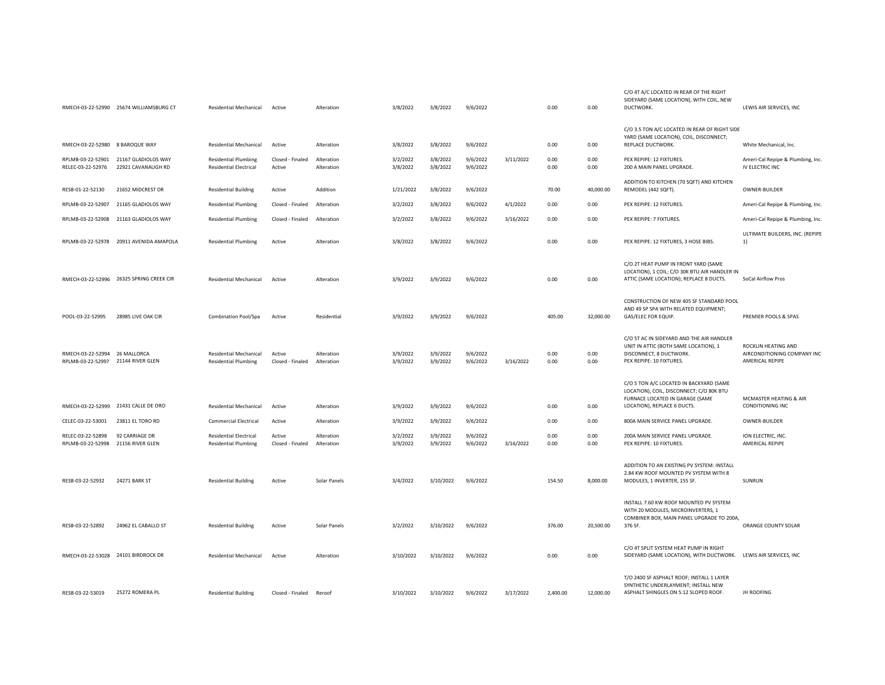| | | | | | | | | | | | | |
|---|---|---|---|---|---|---|---|---|---|---|---|---|
| RMECH-03-22-52990 | 25674 WILLIAMSBURG CT | Residential Mechanical | Active | Alteration | 3/8/2022 | 3/8/2022 | 9/6/2022 | | 0.00 | 0.00 | C/O 4T A/C LOCATED IN REAR OF THE RIGHT SIDEYARD (SAME LOCATION), WITH COIL, NEW DUCTWORK. | LEWIS AIR SERVICES, INC |
| RMECH-03-22-52980 | 8 BAROQUE WAY | Residential Mechanical | Active | Alteration | 3/8/2022 | 3/8/2022 | 9/6/2022 | | 0.00 | 0.00 | C/O 3.5 TON A/C LOCATED IN REAR OF RIGHT SIDE YARD (SAME LOCATION), COIL, DISCONNECT; REPLACE DUCTWORK. | White Mechanical, Inc. |
| RPLMB-03-22-52901 | 21167 GLADIOLOS WAY | Residential Plumbing | Closed - Finaled | Alteration | 3/2/2022 | 3/8/2022 | 9/6/2022 | 3/11/2022 | 0.00 | 0.00 | PEX REPIPE: 12 FIXTURES. | Ameri-Cal Repipe & Plumbing, Inc. |
| RELEC-03-22-52976 | 22921 CAVANAUGH RD | Residential Electrical | Active | Alteration | 3/8/2022 | 3/8/2022 | 9/6/2022 | | 0.00 | 0.00 | 200 A MAIN PANEL UPGRADE. | IV ELECTRIC INC |
| RESB-01-22-52130 | 21652 MIDCREST DR | Residential Building | Active | Addition | 1/21/2022 | 3/8/2022 | 9/6/2022 | | 70.00 | 40,000.00 | ADDITION TO KITCHEN (70 SQFT) AND KITCHEN REMODEL (442 SQFT). | OWNER-BUILDER |
| RPLMB-03-22-52907 | 21165 GLADIOLOS WAY | Residential Plumbing | Closed - Finaled | Alteration | 3/2/2022 | 3/8/2022 | 9/6/2022 | 4/1/2022 | 0.00 | 0.00 | PEX REPIPE: 12 FIXTURES. | Ameri-Cal Repipe & Plumbing, Inc. |
| RPLMB-03-22-52908 | 21163 GLADIOLOS WAY | Residential Plumbing | Closed - Finaled | Alteration | 3/2/2022 | 3/8/2022 | 9/6/2022 | 3/16/2022 | 0.00 | 0.00 | PEX REPIPE: 7 FIXTURES. | Ameri-Cal Repipe & Plumbing, Inc. |
| RPLMB-03-22-52978 | 20911 AVENIDA AMAPOLA | Residential Plumbing | Active | Alteration | 3/8/2022 | 3/8/2022 | 9/6/2022 | | 0.00 | 0.00 | PEX REPIPE: 12 FIXTURES, 3 HOSE BIBS. | ULTIMATE BUILDERS, INC. (REPIPE 1) |
| RMECH-03-22-52996 | 26325 SPRING CREEK CIR | Residential Mechanical | Active | Alteration | 3/9/2022 | 3/9/2022 | 9/6/2022 | | 0.00 | 0.00 | C/O 2T HEAT PUMP IN FRONT YARD (SAME LOCATION), 1 COIL; C/O 30K BTU AIR HANDLER IN ATTIC (SAME LOCATION); REPLACE 8 DUCTS. | SoCal Airflow Pros |
| POOL-03-22-52995 | 28985 LIVE OAK CIR | Combination Pool/Spa | Active | Residential | 3/9/2022 | 3/9/2022 | 9/6/2022 | | 405.00 | 32,000.00 | CONSTRUCTION OF NEW 405 SF STANDARD POOL AND 49 SF SPA WITH RELATED EQUIPMENT; GAS/ELEC FOR EQUIP. | PREMIER POOLS & SPAS |
| RMECH-03-22-52994 | 26 MALLORCA | Residential Mechanical | Active | Alteration | 3/9/2022 | 3/9/2022 | 9/6/2022 | | 0.00 | 0.00 | C/O 5T AC IN SIDEYARD AND THE AIR HANDLER UNIT IN ATTIC (BOTH SAME LOCATION), 1 DISCONNECT, 8 DUCTWORK. | ROCKLIN HEATING AND AIRCONDITIONING COMPANY INC |
| RPLMB-03-22-52997 | 21144 RIVER GLEN | Residential Plumbing | Closed - Finaled | Alteration | 3/9/2022 | 3/9/2022 | 9/6/2022 | 3/16/2022 | 0.00 | 0.00 | PEX REPIPE: 10 FIXTURES. | AMERICAL REPIPE |
| RMECH-03-22-52999 | 21431 CALLE DE ORO | Residential Mechanical | Active | Alteration | 3/9/2022 | 3/9/2022 | 9/6/2022 | | 0.00 | 0.00 | C/O 5 TON A/C LOCATED IN BACKYARD (SAME LOCATION), COIL, DISCONNECT; C/O 80K BTU FURNACE LOCATED IN GARAGE (SAME LOCATION), REPLACE 6 DUCTS. | MCMASTER HEATING & AIR CONDITIONING INC |
| CELEC-03-22-53001 | 23811 EL TORO RD | Commercial Electrical | Active | Alteration | 3/9/2022 | 3/9/2022 | 9/6/2022 | | 0.00 | 0.00 | 800A MAIN SERVICE PANEL UPGRADE. | OWNER-BUILDER |
| RELEC-03-22-52898 | 92 CARRIAGE DR | Residential Electrical | Active | Alteration | 3/2/2022 | 3/9/2022 | 9/6/2022 | | 0.00 | 0.00 | 200A MAIN SERVICE PANEL UPGRADE. | ION ELECTRIC, INC. |
| RPLMB-03-22-52998 | 21156 RIVER GLEN | Residential Plumbing | Closed - Finaled | Alteration | 3/9/2022 | 3/9/2022 | 9/6/2022 | 3/16/2022 | 0.00 | 0.00 | PEX REPIPE: 10 FIXTURES. | AMERICAL REPIPE |
| RESB-03-22-52932 | 24271 BARK ST | Residential Building | Active | Solar Panels | 3/4/2022 | 3/10/2022 | 9/6/2022 | | 154.50 | 8,000.00 | ADDITION TO AN EXISTING PV SYSTEM: INSTALL 2.84 KW ROOF MOUNTED PV SYSTEM WITH 8 MODULES, 1 INVERTER, 155 SF. | SUNRUN |
| RESB-03-22-52892 | 24962 EL CABALLO ST | Residential Building | Active | Solar Panels | 3/2/2022 | 3/10/2022 | 9/6/2022 | | 376.00 | 20,500.00 | INSTALL 7.60 KW ROOF MOUNTED PV SYSTEM WITH 20 MODULES, MICROINVERTERS, 1 COMBINER BOX, MAIN PANEL UPGRADE TO 200A, 376 SF. | ORANGE COUNTY SOLAR |
| RMECH-03-22-53028 | 24101 BIRDROCK DR | Residential Mechanical | Active | Alteration | 3/10/2022 | 3/10/2022 | 9/6/2022 | | 0.00 | 0.00 | C/O 4T SPLIT SYSTEM HEAT PUMP IN RIGHT SIDEYARD (SAME LOCATION), WITH DUCTWORK. | LEWIS AIR SERVICES, INC |
| RESB-03-22-53019 | 25272 ROMERA PL | Residential Building | Closed - Finaled | Reroof | 3/10/2022 | 3/10/2022 | 9/6/2022 | 3/17/2022 | 2,400.00 | 12,000.00 | T/O 2400 SF ASPHALT ROOF; INSTALL 1 LAYER SYNTHETIC UNDERLAYMENT; INSTALL NEW ASPHALT SHINGLES ON 5:12 SLOPED ROOF. | JH ROOFING |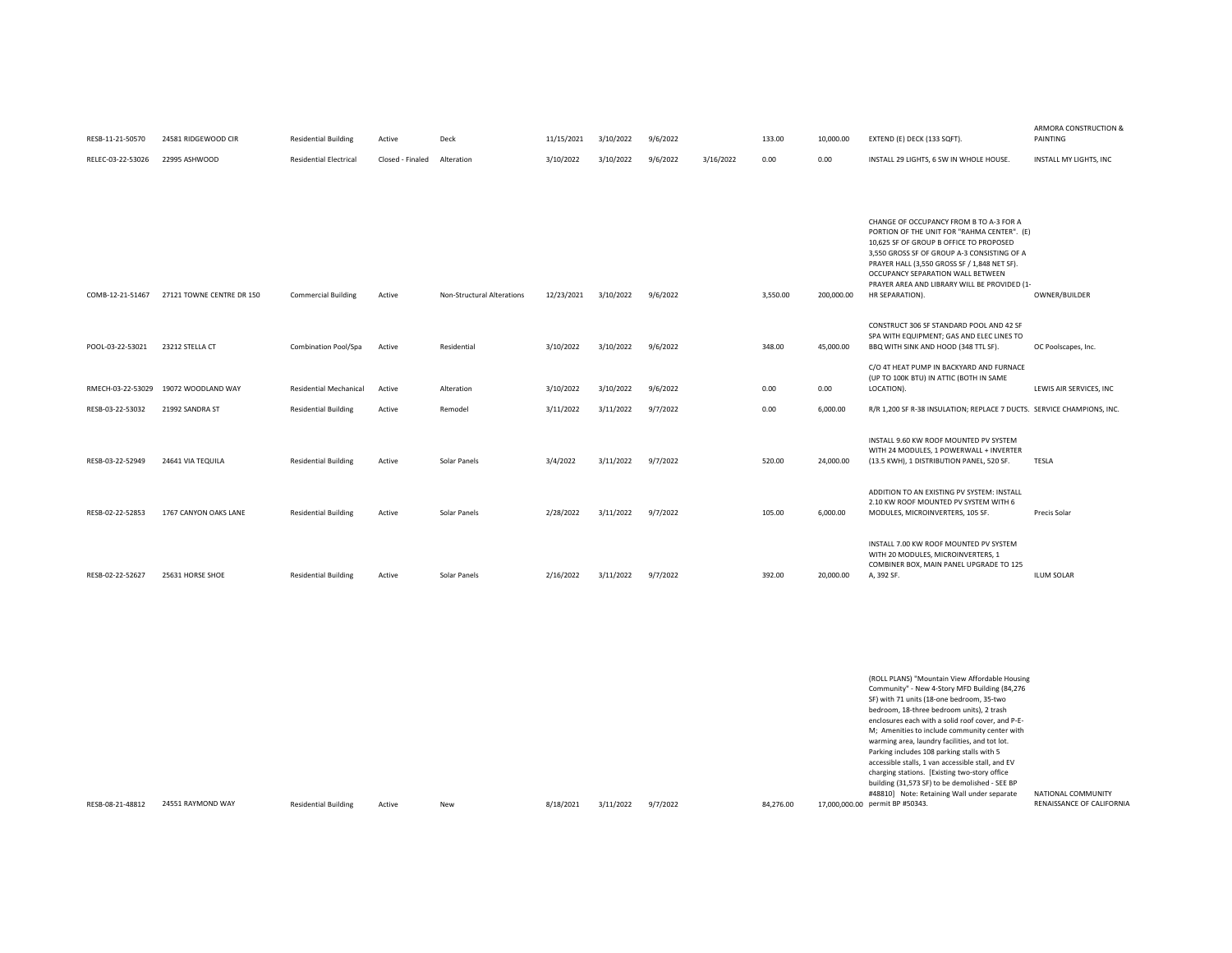| | | | | | | | | | | | | |
|---|---|---|---|---|---|---|---|---|---|---|---|---|
| RESB-11-21-50570 | 24581 RIDGEWOOD CIR | Residential Building | Active | Deck | 11/15/2021 | 3/10/2022 | 9/6/2022 | | 133.00 | 10,000.00 | EXTEND (E) DECK (133 SQFT). | ARMORA CONSTRUCTION & PAINTING |
| RELEC-03-22-53026 | 22995 ASHWOOD | Residential Electrical | Closed - Finaled | Alteration | 3/10/2022 | 3/10/2022 | 9/6/2022 | 3/16/2022 | 0.00 | 0.00 | INSTALL 29 LIGHTS, 6 SW IN WHOLE HOUSE. | INSTALL MY LIGHTS, INC |
| COMB-12-21-51467 | 27121 TOWNE CENTRE DR 150 | Commercial Building | Active | Non-Structural Alterations | 12/23/2021 | 3/10/2022 | 9/6/2022 | | 3,550.00 | 200,000.00 | CHANGE OF OCCUPANCY FROM B TO A-3 FOR A PORTION OF THE UNIT FOR "RAHMA CENTER". (E) 10,625 SF OF GROUP B OFFICE TO PROPOSED 3,550 GROSS SF OF GROUP A-3 CONSISTING OF A PRAYER HALL (3,550 GROSS SF / 1,848 NET SF). OCCUPANCY SEPARATION WALL BETWEEN PRAYER AREA AND LIBRARY WILL BE PROVIDED (1-HR SEPARATION). | OWNER/BUILDER |
| POOL-03-22-53021 | 23212 STELLA CT | Combination Pool/Spa | Active | Residential | 3/10/2022 | 3/10/2022 | 9/6/2022 | | 348.00 | 45,000.00 | CONSTRUCT 306 SF STANDARD POOL AND 42 SF SPA WITH EQUIPMENT; GAS AND ELEC LINES TO BBQ WITH SINK AND HOOD (348 TTL SF). | OC Poolscapes, Inc. |
| RMECH-03-22-53029 | 19072 WOODLAND WAY | Residential Mechanical | Active | Alteration | 3/10/2022 | 3/10/2022 | 9/6/2022 | | 0.00 | 0.00 | C/O 4T HEAT PUMP IN BACKYARD AND FURNACE (UP TO 100K BTU) IN ATTIC (BOTH IN SAME LOCATION). | LEWIS AIR SERVICES, INC |
| RESB-03-22-53032 | 21992 SANDRA ST | Residential Building | Active | Remodel | 3/11/2022 | 3/11/2022 | 9/7/2022 | | 0.00 | 6,000.00 | R/R 1,200 SF R-38 INSULATION; REPLACE 7 DUCTS. | SERVICE CHAMPIONS, INC. |
| RESB-03-22-52949 | 24641 VIA TEQUILA | Residential Building | Active | Solar Panels | 3/4/2022 | 3/11/2022 | 9/7/2022 | | 520.00 | 24,000.00 | INSTALL 9.60 KW ROOF MOUNTED PV SYSTEM WITH 24 MODULES, 1 POWERWALL + INVERTER (13.5 KWH), 1 DISTRIBUTION PANEL, 520 SF. | TESLA |
| RESB-02-22-52853 | 1767 CANYON OAKS LANE | Residential Building | Active | Solar Panels | 2/28/2022 | 3/11/2022 | 9/7/2022 | | 105.00 | 6,000.00 | ADDITION TO AN EXISTING PV SYSTEM: INSTALL 2.10 KW ROOF MOUNTED PV SYSTEM WITH 6 MODULES, MICROINVERTERS, 105 SF. | Precis Solar |
| RESB-02-22-52627 | 25631 HORSE SHOE | Residential Building | Active | Solar Panels | 2/16/2022 | 3/11/2022 | 9/7/2022 | | 392.00 | 20,000.00 | INSTALL 7.00 KW ROOF MOUNTED PV SYSTEM WITH 20 MODULES, MICROINVERTERS, 1 COMBINER BOX, MAIN PANEL UPGRADE TO 125 A, 392 SF. | ILUM SOLAR |
| RESB-08-21-48812 | 24551 RAYMOND WAY | Residential Building | Active | New | 8/18/2021 | 3/11/2022 | 9/7/2022 | | 84,276.00 | 17,000,000.00 | (ROLL PLANS) "Mountain View Affordable Housing Community" - New 4-Story MFD Building (84,276 SF) with 71 units (18-one bedroom, 35-two bedroom, 18-three bedroom units), 2 trash enclosures each with a solid roof cover, and P-E-M; Amenities to include community center with warming area, laundry facilities, and tot lot. Parking includes 108 parking stalls with 5 accessible stalls, 1 van accessible stall, and EV charging stations. [Existing two-story office building (31,573 SF) to be demolished - SEE BP #48810] Note: Retaining Wall under separate permit BP #50343. | NATIONAL COMMUNITY RENAISSANCE OF CALIFORNIA |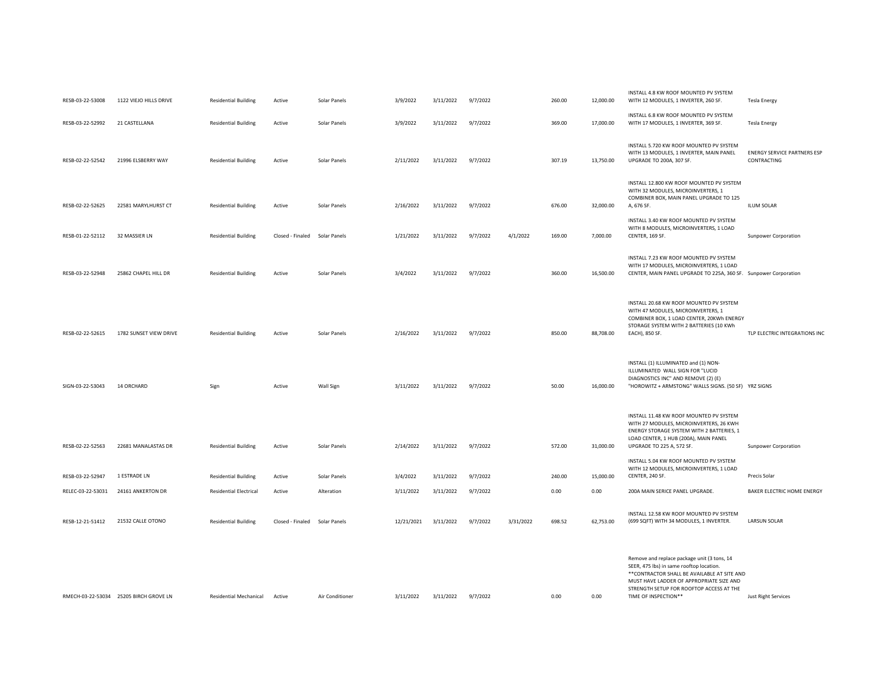| | | | | | | | | | | | | |
|---|---|---|---|---|---|---|---|---|---|---|---|---|
| RESB-03-22-53008 | 1122 VIEJO HILLS DRIVE | Residential Building | Active | Solar Panels | 3/9/2022 | 3/11/2022 | 9/7/2022 | | 260.00 | 12,000.00 | INSTALL 4.8 KW ROOF MOUNTED PV SYSTEM WITH 12 MODULES, 1 INVERTER, 260 SF. | Tesla Energy |
| RESB-03-22-52992 | 21 CASTELLANA | Residential Building | Active | Solar Panels | 3/9/2022 | 3/11/2022 | 9/7/2022 | | 369.00 | 17,000.00 | INSTALL 6.8 KW ROOF MOUNTED PV SYSTEM WITH 17 MODULES, 1 INVERTER, 369 SF. | Tesla Energy |
| RESB-02-22-52542 | 21996 ELSBERRY WAY | Residential Building | Active | Solar Panels | 2/11/2022 | 3/11/2022 | 9/7/2022 | | 307.19 | 13,750.00 | INSTALL 5.720 KW ROOF MOUNTED PV SYSTEM WITH 13 MODULES, 1 INVERTER, MAIN PANEL UPGRADE TO 200A, 307 SF. | ENERGY SERVICE PARTNERS ESP CONTRACTING |
| RESB-02-22-52625 | 22581 MARYLHURST CT | Residential Building | Active | Solar Panels | 2/16/2022 | 3/11/2022 | 9/7/2022 | | 676.00 | 32,000.00 | INSTALL 12.800 KW ROOF MOUNTED PV SYSTEM WITH 32 MODULES, MICROINVERTERS, 1 COMBINER BOX, MAIN PANEL UPGRADE TO 125 A, 676 SF. | ILUM SOLAR |
| RESB-01-22-52112 | 32 MASSIER LN | Residential Building | Closed - Finaled | Solar Panels | 1/21/2022 | 3/11/2022 | 9/7/2022 | 4/1/2022 | 169.00 | 7,000.00 | INSTALL 3.40 KW ROOF MOUNTED PV SYSTEM WITH 8 MODULES, MICROINVERTERS, 1 LOAD CENTER, 169 SF. | Sunpower Corporation |
| RESB-03-22-52948 | 25862 CHAPEL HILL DR | Residential Building | Active | Solar Panels | 3/4/2022 | 3/11/2022 | 9/7/2022 | | 360.00 | 16,500.00 | INSTALL 7.23 KW ROOF MOUNTED PV SYSTEM WITH 17 MODULES, MICROINVERTERS, 1 LOAD CENTER, MAIN PANEL UPGRADE TO 225A, 360 SF. | Sunpower Corporation |
| RESB-02-22-52615 | 1782 SUNSET VIEW DRIVE | Residential Building | Active | Solar Panels | 2/16/2022 | 3/11/2022 | 9/7/2022 | | 850.00 | 88,708.00 | INSTALL 20.68 KW ROOF MOUNTED PV SYSTEM WITH 47 MODULES, MICROINVERTERS, 1 COMBINER BOX, 1 LOAD CENTER, 20KWh ENERGY STORAGE SYSTEM WITH 2 BATTERIES (10 KWh EACH), 850 SF. | TLP ELECTRIC INTEGRATIONS INC |
| SIGN-03-22-53043 | 14 ORCHARD | Sign | Active | Wall Sign | 3/11/2022 | 3/11/2022 | 9/7/2022 | | 50.00 | 16,000.00 | INSTALL (1) ILLUMINATED and (1) NON-ILLUMINATED WALL SIGN FOR "LUCID DIAGNOSTICS INC" AND REMOVE (2) (E) "HOROWITZ + ARMSTONG" WALLS SIGNS. (50 SF) | YRZ SIGNS |
| RESB-02-22-52563 | 22681 MANALASTAS DR | Residential Building | Active | Solar Panels | 2/14/2022 | 3/11/2022 | 9/7/2022 | | 572.00 | 31,000.00 | INSTALL 11.48 KW ROOF MOUNTED PV SYSTEM WITH 27 MODULES, MICROINVERTERS, 26 KWH ENERGY STORAGE SYSTEM WITH 2 BATTERIES, 1 LOAD CENTER, 1 HUB (200A), MAIN PANEL UPGRADE TO 225 A, 572 SF. | Sunpower Corporation |
| RESB-03-22-52947 | 1 ESTRADE LN | Residential Building | Active | Solar Panels | 3/4/2022 | 3/11/2022 | 9/7/2022 | | 240.00 | 15,000.00 | INSTALL 5.04 KW ROOF MOUNTED PV SYSTEM WITH 12 MODULES, MICROINVERTERS, 1 LOAD CENTER, 240 SF. | Precis Solar |
| RELEC-03-22-53031 | 24161 ANKERTON DR | Residential Electrical | Active | Alteration | 3/11/2022 | 3/11/2022 | 9/7/2022 | | 0.00 | 0.00 | 200A MAIN SERICE PANEL UPGRADE. | BAKER ELECTRIC HOME ENERGY |
| RESB-12-21-51412 | 21532 CALLE OTONO | Residential Building | Closed - Finaled | Solar Panels | 12/21/2021 | 3/11/2022 | 9/7/2022 | 3/31/2022 | 698.52 | 62,753.00 | INSTALL 12.58 KW ROOF MOUNTED PV SYSTEM (699 SQFT) WITH 34 MODULES, 1 INVERTER. | LARSUN SOLAR |
| RMECH-03-22-53034 | 25205 BIRCH GROVE LN | Residential Mechanical | Active | Air Conditioner | 3/11/2022 | 3/11/2022 | 9/7/2022 | | 0.00 | 0.00 | Remove and replace package unit (3 tons, 14 SEER, 475 lbs) in same rooftop location. **CONTRACTOR SHALL BE AVAILABLE AT SITE AND MUST HAVE LADDER OF APPROPRIATE SIZE AND STRENGTH SETUP FOR ROOFTOP ACCESS AT THE TIME OF INSPECTION** | Just Right Services |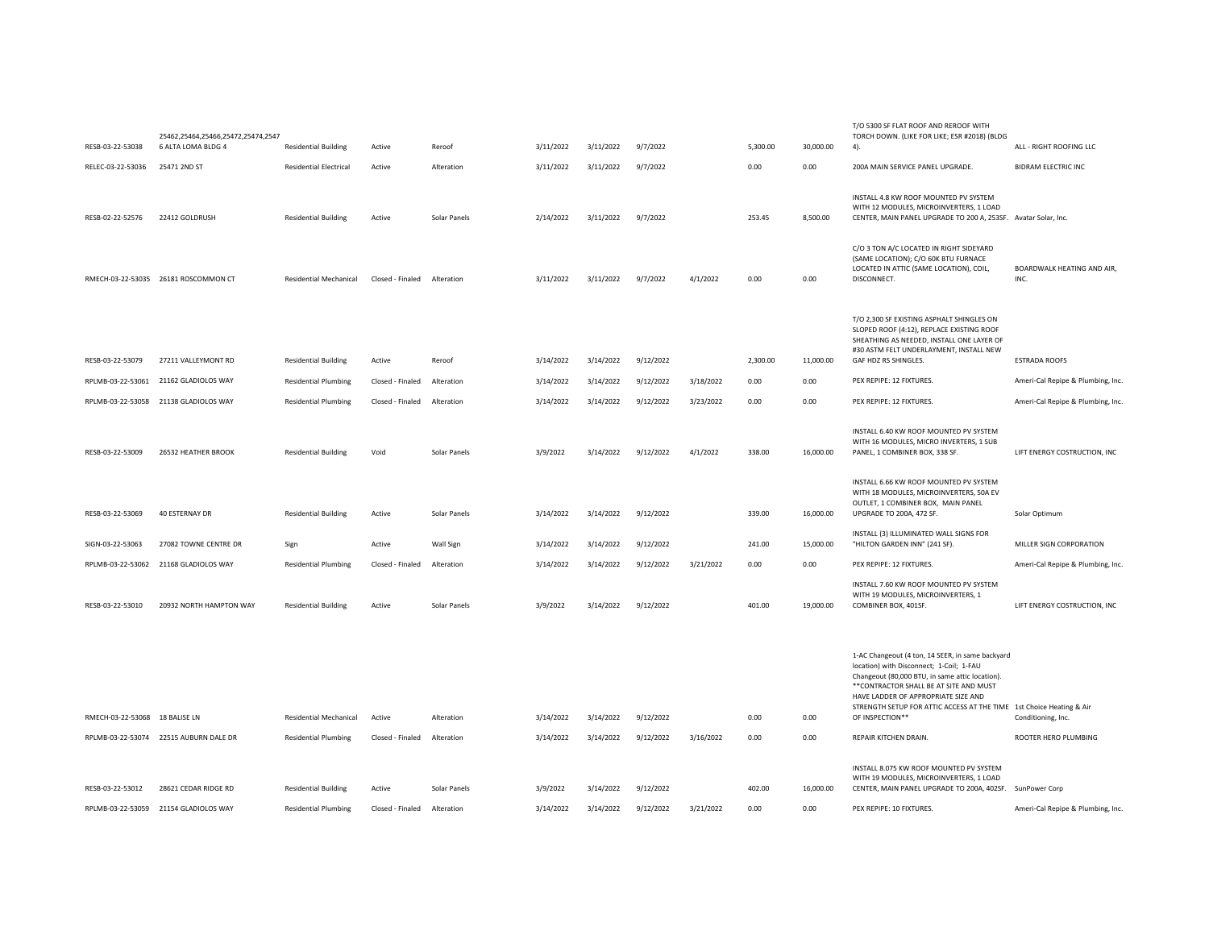| | | | | | | | | | | | | |
|---|---|---|---|---|---|---|---|---|---|---|---|---|
| RESB-03-22-53038 | 25462,25464,25466,25472,25474,25476 ALTA LOMA BLDG 4 | Residential Building | Active | Reroof | 3/11/2022 | 3/11/2022 | 9/7/2022 | | 5,300.00 | 30,000.00 | T/O 5300 SF FLAT ROOF AND REROOF WITH TORCH DOWN. (LIKE FOR LIKE; ESR #2018) (BLDG 4). | ALL - RIGHT ROOFING LLC |
| RELEC-03-22-53036 | 25471 2ND ST | Residential Electrical | Active | Alteration | 3/11/2022 | 3/11/2022 | 9/7/2022 | | 0.00 | 0.00 | 200A MAIN SERVICE PANEL UPGRADE. | BIDRAM ELECTRIC INC |
| RESB-02-22-52576 | 22412 GOLDRUSH | Residential Building | Active | Solar Panels | 2/14/2022 | 3/11/2022 | 9/7/2022 | | 253.45 | 8,500.00 | INSTALL 4.8 KW ROOF MOUNTED PV SYSTEM WITH 12 MODULES, MICROINVERTERS, 1 LOAD CENTER, MAIN PANEL UPGRADE TO 200 A, 253SF. | Avatar Solar, Inc. |
| RMECH-03-22-53035 | 26181 ROSCOMMON CT | Residential Mechanical | Closed - Finaled | Alteration | 3/11/2022 | 3/11/2022 | 9/7/2022 | 4/1/2022 | 0.00 | 0.00 | C/O 3 TON A/C LOCATED IN RIGHT SIDEYARD (SAME LOCATION); C/O 60K BTU FURNACE LOCATED IN ATTIC (SAME LOCATION), COIL, DISCONNECT. | BOARDWALK HEATING AND AIR, INC. |
| RESB-03-22-53079 | 27211 VALLEYMONT RD | Residential Building | Active | Reroof | 3/14/2022 | 3/14/2022 | 9/12/2022 | | 2,300.00 | 11,000.00 | T/O 2,300 SF EXISTING ASPHALT SHINGLES ON SLOPED ROOF (4:12), REPLACE EXISTING ROOF SHEATHING AS NEEDED, INSTALL ONE LAYER OF #30 ASTM FELT UNDERLAYMENT, INSTALL NEW GAF HDZ RS SHINGLES. | ESTRADA ROOFS |
| RPLMB-03-22-53061 | 21162 GLADIOLOS WAY | Residential Plumbing | Closed - Finaled | Alteration | 3/14/2022 | 3/14/2022 | 9/12/2022 | 3/18/2022 | 0.00 | 0.00 | PEX REPIPE: 12 FIXTURES. | Ameri-Cal Repipe & Plumbing, Inc. |
| RPLMB-03-22-53058 | 21138 GLADIOLOS WAY | Residential Plumbing | Closed - Finaled | Alteration | 3/14/2022 | 3/14/2022 | 9/12/2022 | 3/23/2022 | 0.00 | 0.00 | PEX REPIPE: 12 FIXTURES. | Ameri-Cal Repipe & Plumbing, Inc. |
| RESB-03-22-53009 | 26532 HEATHER BROOK | Residential Building | Void | Solar Panels | 3/9/2022 | 3/14/2022 | 9/12/2022 | 4/1/2022 | 338.00 | 16,000.00 | INSTALL 6.40 KW ROOF MOUNTED PV SYSTEM WITH 16 MODULES, MICRO INVERTERS, 1 SUB PANEL, 1 COMBINER BOX, 338 SF. | LIFT ENERGY COSTRUCTION, INC |
| RESB-03-22-53069 | 40 ESTERNAY DR | Residential Building | Active | Solar Panels | 3/14/2022 | 3/14/2022 | 9/12/2022 | | 339.00 | 16,000.00 | INSTALL 6.66 KW ROOF MOUNTED PV SYSTEM WITH 18 MODULES, MICROINVERTERS, 50A EV OUTLET, 1 COMBINER BOX, MAIN PANEL UPGRADE TO 200A, 472 SF. | Solar Optimum |
| SIGN-03-22-53063 | 27082 TOWNE CENTRE DR | Sign | Active | Wall Sign | 3/14/2022 | 3/14/2022 | 9/12/2022 | | 241.00 | 15,000.00 | INSTALL (3) ILLUMINATED WALL SIGNS FOR "HILTON GARDEN INN" (241 SF). | MILLER SIGN CORPORATION |
| RPLMB-03-22-53062 | 21168 GLADIOLOS WAY | Residential Plumbing | Closed - Finaled | Alteration | 3/14/2022 | 3/14/2022 | 9/12/2022 | 3/21/2022 | 0.00 | 0.00 | PEX REPIPE: 12 FIXTURES. | Ameri-Cal Repipe & Plumbing, Inc. |
| RESB-03-22-53010 | 20932 NORTH HAMPTON WAY | Residential Building | Active | Solar Panels | 3/9/2022 | 3/14/2022 | 9/12/2022 | | 401.00 | 19,000.00 | INSTALL 7.60 KW ROOF MOUNTED PV SYSTEM WITH 19 MODULES, MICROINVERTERS, 1 COMBINER BOX, 401SF. | LIFT ENERGY COSTRUCTION, INC |
| RMECH-03-22-53068 | 18 BALISE LN | Residential Mechanical | Active | Alteration | 3/14/2022 | 3/14/2022 | 9/12/2022 | | 0.00 | 0.00 | 1-AC Changeout (4 ton, 14 SEER, in same backyard location) with Disconnect; 1-Coil; 1-FAU Changeout (80,000 BTU, in same attic location). **CONTRACTOR SHALL BE AT SITE AND MUST HAVE LADDER OF APPROPRIATE SIZE AND STRENGTH SETUP FOR ATTIC ACCESS AT THE TIME OF INSPECTION** | 1st Choice Heating & Air Conditioning, Inc. |
| RPLMB-03-22-53074 | 22515 AUBURN DALE DR | Residential Plumbing | Closed - Finaled | Alteration | 3/14/2022 | 3/14/2022 | 9/12/2022 | 3/16/2022 | 0.00 | 0.00 | REPAIR KITCHEN DRAIN. | ROOTER HERO PLUMBING |
| RESB-03-22-53012 | 28621 CEDAR RIDGE RD | Residential Building | Active | Solar Panels | 3/9/2022 | 3/14/2022 | 9/12/2022 | | 402.00 | 16,000.00 | INSTALL 8.075 KW ROOF MOUNTED PV SYSTEM WITH 19 MODULES, MICROINVERTERS, 1 LOAD CENTER, MAIN PANEL UPGRADE TO 200A, 402SF. | SunPower Corp |
| RPLMB-03-22-53059 | 21154 GLADIOLOS WAY | Residential Plumbing | Closed - Finaled | Alteration | 3/14/2022 | 3/14/2022 | 9/12/2022 | 3/21/2022 | 0.00 | 0.00 | PEX REPIPE: 10 FIXTURES. | Ameri-Cal Repipe & Plumbing, Inc. |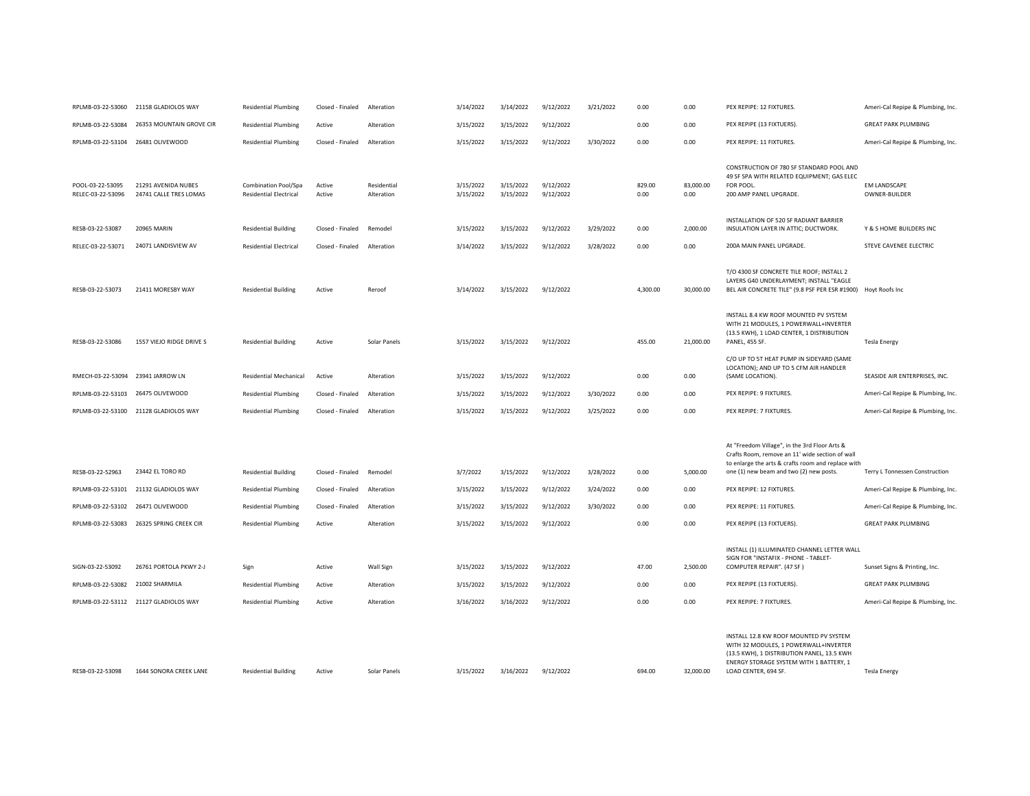| | | | | | | | | | | | | | |
|---|---|---|---|---|---|---|---|---|---|---|---|---|---|
| RPLMB-03-22-53060 | 21158 GLADIOLOS WAY | Residential Plumbing | Closed - Finaled | Alteration | 3/14/2022 | 3/14/2022 | 9/12/2022 | 3/21/2022 | 0.00 | 0.00 | PEX REPIPE: 12 FIXTURES. | Ameri-Cal Repipe & Plumbing, Inc. |
| RPLMB-03-22-53084 | 26353 MOUNTAIN GROVE CIR | Residential Plumbing | Active | Alteration | 3/15/2022 | 3/15/2022 | 9/12/2022 | | 0.00 | 0.00 | PEX REPIPE (13 FIXTUERS). | GREAT PARK PLUMBING |
| RPLMB-03-22-53104 | 26481 OLIVEWOOD | Residential Plumbing | Closed - Finaled | Alteration | 3/15/2022 | 3/15/2022 | 9/12/2022 | 3/30/2022 | 0.00 | 0.00 | PEX REPIPE: 11 FIXTURES. | Ameri-Cal Repipe & Plumbing, Inc. |
| POOL-03-22-53095 | 21291 AVENIDA NUBES | Combination Pool/Spa | Active | Residential | 3/15/2022 | 3/15/2022 | 9/12/2022 | | 829.00 | 83,000.00 | CONSTRUCTION OF 780 SF STANDARD POOL AND 49 SF SPA WITH RELATED EQUIPMENT; GAS ELEC FOR POOL. | EM LANDSCAPE |
| RELEC-03-22-53096 | 24741 CALLE TRES LOMAS | Residential Electrical | Active | Alteration | 3/15/2022 | 3/15/2022 | 9/12/2022 | | 0.00 | 0.00 | 200 AMP PANEL UPGRADE. | OWNER-BUILDER |
| RESB-03-22-53087 | 20965 MARIN | Residential Building | Closed - Finaled | Remodel | 3/15/2022 | 3/15/2022 | 9/12/2022 | 3/29/2022 | 0.00 | 2,000.00 | INSTALLATION OF 520 SF RADIANT BARRIER INSULATION LAYER IN ATTIC; DUCTWORK. | Y & S HOME BUILDERS INC |
| RELEC-03-22-53071 | 24071 LANDISVIEW AV | Residential Electrical | Closed - Finaled | Alteration | 3/14/2022 | 3/15/2022 | 9/12/2022 | 3/28/2022 | 0.00 | 0.00 | 200A MAIN PANEL UPGRADE. | STEVE CAVENEE ELECTRIC |
| RESB-03-22-53073 | 21411 MORESBY WAY | Residential Building | Active | Reroof | 3/14/2022 | 3/15/2022 | 9/12/2022 | | 4,300.00 | 30,000.00 | T/O 4300 SF CONCRETE TILE ROOF; INSTALL 2 LAYERS G40 UNDERLAYMENT; INSTALL "EAGLE BEL AIR CONCRETE TILE" (9.8 PSF PER ESR #1900) | Hoyt Roofs Inc |
| RESB-03-22-53086 | 1557 VIEJO RIDGE DRIVE S | Residential Building | Active | Solar Panels | 3/15/2022 | 3/15/2022 | 9/12/2022 | | 455.00 | 21,000.00 | INSTALL 8.4 KW ROOF MOUNTED PV SYSTEM WITH 21 MODULES, 1 POWERWALL+INVERTER (13.5 KWH), 1 LOAD CENTER, 1 DISTRIBUTION PANEL, 455 SF. | Tesla Energy |
| RMECH-03-22-53094 | 23941 JARROW LN | Residential Mechanical | Active | Alteration | 3/15/2022 | 3/15/2022 | 9/12/2022 | | 0.00 | 0.00 | C/O UP TO 5T HEAT PUMP IN SIDEYARD (SAME LOCATION); AND UP TO 5 CFM AIR HANDLER (SAME LOCATION). | SEASIDE AIR ENTERPRISES, INC. |
| RPLMB-03-22-53103 | 26475 OLIVEWOOD | Residential Plumbing | Closed - Finaled | Alteration | 3/15/2022 | 3/15/2022 | 9/12/2022 | 3/30/2022 | 0.00 | 0.00 | PEX REPIPE: 9 FIXTURES. | Ameri-Cal Repipe & Plumbing, Inc. |
| RPLMB-03-22-53100 | 21128 GLADIOLOS WAY | Residential Plumbing | Closed - Finaled | Alteration | 3/15/2022 | 3/15/2022 | 9/12/2022 | 3/25/2022 | 0.00 | 0.00 | PEX REPIPE: 7 FIXTURES. | Ameri-Cal Repipe & Plumbing, Inc. |
| RESB-03-22-52963 | 23442 EL TORO RD | Residential Building | Closed - Finaled | Remodel | 3/7/2022 | 3/15/2022 | 9/12/2022 | 3/28/2022 | 0.00 | 5,000.00 | At "Freedom Village", in the 3rd Floor Arts & Crafts Room, remove an 11' wide section of wall to enlarge the arts & crafts room and replace with one (1) new beam and two (2) new posts. | Terry L Tonnessen Construction |
| RPLMB-03-22-53101 | 21132 GLADIOLOS WAY | Residential Plumbing | Closed - Finaled | Alteration | 3/15/2022 | 3/15/2022 | 9/12/2022 | 3/24/2022 | 0.00 | 0.00 | PEX REPIPE: 12 FIXTURES. | Ameri-Cal Repipe & Plumbing, Inc. |
| RPLMB-03-22-53102 | 26471 OLIVEWOOD | Residential Plumbing | Closed - Finaled | Alteration | 3/15/2022 | 3/15/2022 | 9/12/2022 | 3/30/2022 | 0.00 | 0.00 | PEX REPIPE: 11 FIXTURES. | Ameri-Cal Repipe & Plumbing, Inc. |
| RPLMB-03-22-53083 | 26325 SPRING CREEK CIR | Residential Plumbing | Active | Alteration | 3/15/2022 | 3/15/2022 | 9/12/2022 | | 0.00 | 0.00 | PEX REPIPE (13 FIXTUERS). | GREAT PARK PLUMBING |
| SIGN-03-22-53092 | 26761 PORTOLA PKWY 2-J | Sign | Active | Wall Sign | 3/15/2022 | 3/15/2022 | 9/12/2022 | | 47.00 | 2,500.00 | INSTALL (1) ILLUMINATED CHANNEL LETTER WALL SIGN FOR "INSTAFIX - PHONE - TABLET-COMPUTER REPAIR". (47 SF ) | Sunset Signs & Printing, Inc. |
| RPLMB-03-22-53082 | 21002 SHARMILA | Residential Plumbing | Active | Alteration | 3/15/2022 | 3/15/2022 | 9/12/2022 | | 0.00 | 0.00 | PEX REPIPE (13 FIXTUERS). | GREAT PARK PLUMBING |
| RPLMB-03-22-53112 | 21127 GLADIOLOS WAY | Residential Plumbing | Active | Alteration | 3/16/2022 | 3/16/2022 | 9/12/2022 | | 0.00 | 0.00 | PEX REPIPE: 7 FIXTURES. | Ameri-Cal Repipe & Plumbing, Inc. |
| RESB-03-22-53098 | 1644 SONORA CREEK LANE | Residential Building | Active | Solar Panels | 3/15/2022 | 3/16/2022 | 9/12/2022 | | 694.00 | 32,000.00 | INSTALL 12.8 KW ROOF MOUNTED PV SYSTEM WITH 32 MODULES, 1 POWERWALL+INVERTER (13.5 KWH), 1 DISTRIBUTION PANEL, 13.5 KWH ENERGY STORAGE SYSTEM WITH 1 BATTERY, 1 LOAD CENTER, 694 SF. | Tesla Energy |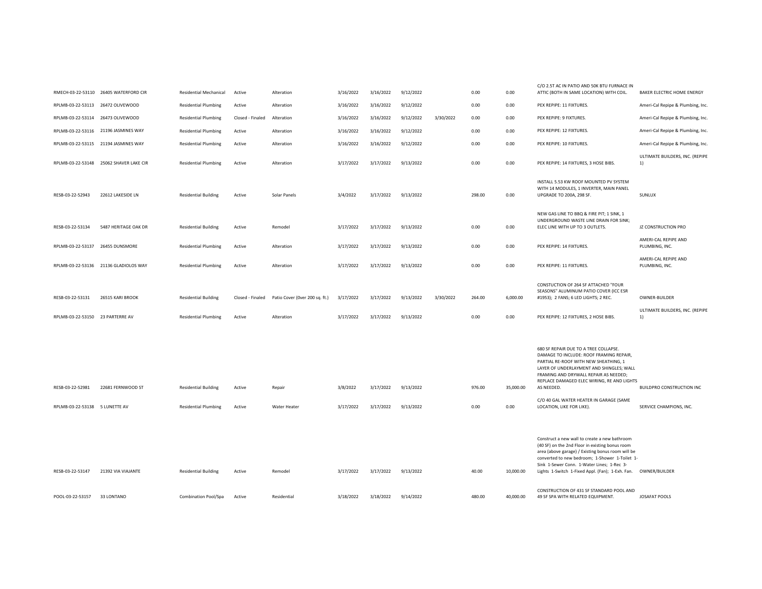| | | | | | | | | | | | | |
|---|---|---|---|---|---|---|---|---|---|---|---|---|
| RMECH-03-22-53110 | 26405 WATERFORD CIR | Residential Mechanical | Active | Alteration | 3/16/2022 | 3/16/2022 | 9/12/2022 | | 0.00 | 0.00 | C/O 2.5T AC IN PATIO AND 50K BTU FURNACE IN ATTIC (BOTH IN SAME LOCATION) WITH COIL. | BAKER ELECTRIC HOME ENERGY |
| RPLMB-03-22-53113 | 26472 OLIVEWOOD | Residential Plumbing | Active | Alteration | 3/16/2022 | 3/16/2022 | 9/12/2022 | | 0.00 | 0.00 | PEX REPIPE: 11 FIXTURES. | Ameri-Cal Repipe & Plumbing, Inc. |
| RPLMB-03-22-53114 | 26473 OLIVEWOOD | Residential Plumbing | Closed - Finaled | Alteration | 3/16/2022 | 3/16/2022 | 9/12/2022 | 3/30/2022 | 0.00 | 0.00 | PEX REPIPE: 9 FIXTURES. | Ameri-Cal Repipe & Plumbing, Inc. |
| RPLMB-03-22-53116 | 21196 JASMINES WAY | Residential Plumbing | Active | Alteration | 3/16/2022 | 3/16/2022 | 9/12/2022 | | 0.00 | 0.00 | PEX REPIPE: 12 FIXTURES. | Ameri-Cal Repipe & Plumbing, Inc. |
| RPLMB-03-22-53115 | 21194 JASMINES WAY | Residential Plumbing | Active | Alteration | 3/16/2022 | 3/16/2022 | 9/12/2022 | | 0.00 | 0.00 | PEX REPIPE: 10 FIXTURES. | Ameri-Cal Repipe & Plumbing, Inc. |
| RPLMB-03-22-53148 | 25062 SHAVER LAKE CIR | Residential Plumbing | Active | Alteration | 3/17/2022 | 3/17/2022 | 9/13/2022 | | 0.00 | 0.00 | PEX REPIPE: 14 FIXTURES, 3 HOSE BIBS. | ULTIMATE BUILDERS, INC. (REPIPE 1) |
| RESB-03-22-52943 | 22612 LAKESIDE LN | Residential Building | Active | Solar Panels | 3/4/2022 | 3/17/2022 | 9/13/2022 | | 298.00 | 0.00 | INSTALL 5.53 KW ROOF MOUNTED PV SYSTEM WITH 14 MODULES, 1 INVERTER, MAIN PANEL UPGRADE TO 200A, 298 SF. | SUNLUX |
| RESB-03-22-53134 | 5487 HERITAGE OAK DR | Residential Building | Active | Remodel | 3/17/2022 | 3/17/2022 | 9/13/2022 | | 0.00 | 0.00 | NEW GAS LINE TO BBQ & FIRE PIT; 1 SINK, 1 UNDERGROUND WASTE LINE DRAIN FOR SINK; ELEC LINE WITH UP TO 3 OUTLETS. | JZ CONSTRUCTION PRO |
| RPLMB-03-22-53137 | 26455 DUNSMORE | Residential Plumbing | Active | Alteration | 3/17/2022 | 3/17/2022 | 9/13/2022 | | 0.00 | 0.00 | PEX REPIPE: 14 FIXTURES. | AMERI-CAL REPIPE AND PLUMBING, INC. |
| RPLMB-03-22-53136 | 21136 GLADIOLOS WAY | Residential Plumbing | Active | Alteration | 3/17/2022 | 3/17/2022 | 9/13/2022 | | 0.00 | 0.00 | PEX REPIPE: 11 FIXTURES. | AMERI-CAL REPIPE AND PLUMBING, INC. |
| RESB-03-22-53131 | 26515 KARI BROOK | Residential Building | Closed - Finaled | Patio Cover (0ver 200 sq. ft.) | 3/17/2022 | 3/17/2022 | 9/13/2022 | 3/30/2022 | 264.00 | 6,000.00 | CONSTUCTION OF 264 SF ATTACHED "FOUR SEASONS" ALUMINUM PATIO COVER (ICC ESR #1953); 2 FANS; 6 LED LIGHTS; 2 REC. | OWNER-BUILDER |
| RPLMB-03-22-53150 | 23 PARTERRE AV | Residential Plumbing | Active | Alteration | 3/17/2022 | 3/17/2022 | 9/13/2022 | | 0.00 | 0.00 | PEX REPIPE: 12 FIXTURES, 2 HOSE BIBS. | ULTIMATE BUILDERS, INC. (REPIPE 1) |
| RESB-03-22-52981 | 22681 FERNWOOD ST | Residential Building | Active | Repair | 3/8/2022 | 3/17/2022 | 9/13/2022 | | 976.00 | 35,000.00 | 680 SF REPAIR DUE TO A TREE COLLAPSE. DAMAGE TO INCLUDE: ROOF FRAMING REPAIR, PARTIAL RE-ROOF WITH NEW SHEATHING, 1 LAYER OF UNDERLAYMENT AND SHINGLES; WALL FRAMING AND DRYWALL REPAIR AS NEEDED; REPLACE DAMAGED ELEC WIRING, RE AND LIGHTS AS NEEDED. | BUILDPRO CONSTRUCTION INC |
| RPLMB-03-22-53138 | 5 LUNETTE AV | Residential Plumbing | Active | Water Heater | 3/17/2022 | 3/17/2022 | 9/13/2022 | | 0.00 | 0.00 | C/O 40 GAL WATER HEATER IN GARAGE (SAME LOCATION, LIKE FOR LIKE). | SERVICE CHAMPIONS, INC. |
| RESB-03-22-53147 | 21392 VIA VIAJANTE | Residential Building | Active | Remodel | 3/17/2022 | 3/17/2022 | 9/13/2022 | | 40.00 | 10,000.00 | Construct a new wall to create a new bathroom (40 SF) on the 2nd Floor in existing bonus room area (above garage) / Existing bonus room will be converted to new bedroom; 1-Shower 1-Toilet 1-Sink 1-Sewer Conn. 1-Water Lines; 1-Rec 3-Lights 1-Switch 1-Fixed Appl. (Fan); 1-Exh. Fan. | OWNER/BUILDER |
| POOL-03-22-53157 | 33 LONTANO | Combination Pool/Spa | Active | Residential | 3/18/2022 | 3/18/2022 | 9/14/2022 | | 480.00 | 40,000.00 | CONSTRUCTION OF 431 SF STANDARD POOL AND 49 SF SPA WITH RELATED EQUIPMENT. | JOSAFAT POOLS |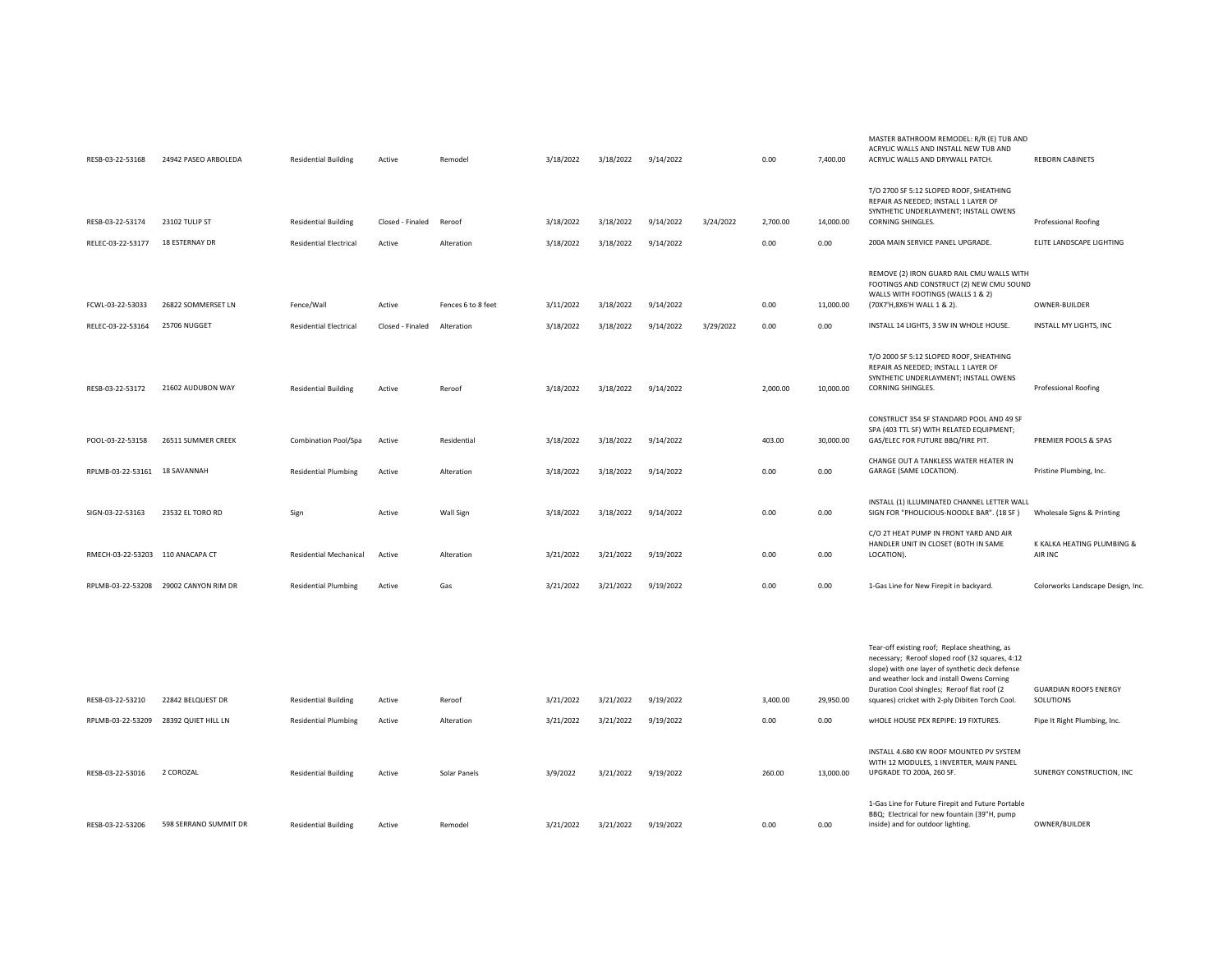| | | | | | | | | | | | | |
|---|---|---|---|---|---|---|---|---|---|---|---|---|
| RESB-03-22-53168 | 24942 PASEO ARBOLEDA | Residential Building | Active | Remodel | 3/18/2022 | 3/18/2022 | 9/14/2022 | | 0.00 | 7,400.00 | MASTER BATHROOM REMODEL: R/R (E) TUB AND ACRYLIC WALLS AND INSTALL NEW TUB AND ACRYLIC WALLS AND DRYWALL PATCH. | REBORN CABINETS |
| RESB-03-22-53174 | 23102 TULIP ST | Residential Building | Closed - Finaled | Reroof | 3/18/2022 | 3/18/2022 | 9/14/2022 | 3/24/2022 | 2,700.00 | 14,000.00 | T/O 2700 SF 5:12 SLOPED ROOF, SHEATHING REPAIR AS NEEDED; INSTALL 1 LAYER OF SYNTHETIC UNDERLAYMENT; INSTALL OWENS CORNING SHINGLES. | Professional Roofing |
| RELEC-03-22-53177 | 18 ESTERNAY DR | Residential Electrical | Active | Alteration | 3/18/2022 | 3/18/2022 | 9/14/2022 | | 0.00 | 0.00 | 200A MAIN SERVICE PANEL UPGRADE. | ELITE LANDSCAPE LIGHTING |
| FCWL-03-22-53033 | 26822 SOMMERSET LN | Fence/Wall | Active | Fences 6 to 8 feet | 3/11/2022 | 3/18/2022 | 9/14/2022 | | 0.00 | 11,000.00 | REMOVE (2) IRON GUARD RAIL CMU WALLS WITH FOOTINGS AND CONSTRUCT (2) NEW CMU SOUND WALLS WITH FOOTINGS (WALLS 1 & 2) (70X7'H,8X6'H WALL 1 & 2). | OWNER-BUILDER |
| RELEC-03-22-53164 | 25706 NUGGET | Residential Electrical | Closed - Finaled | Alteration | 3/18/2022 | 3/18/2022 | 9/14/2022 | 3/29/2022 | 0.00 | 0.00 | INSTALL 14 LIGHTS, 3 SW IN WHOLE HOUSE. | INSTALL MY LIGHTS, INC |
| RESB-03-22-53172 | 21602 AUDUBON WAY | Residential Building | Active | Reroof | 3/18/2022 | 3/18/2022 | 9/14/2022 | | 2,000.00 | 10,000.00 | T/O 2000 SF 5:12 SLOPED ROOF, SHEATHING REPAIR AS NEEDED; INSTALL 1 LAYER OF SYNTHETIC UNDERLAYMENT; INSTALL OWENS CORNING SHINGLES. | Professional Roofing |
| POOL-03-22-53158 | 26511 SUMMER CREEK | Combination Pool/Spa | Active | Residential | 3/18/2022 | 3/18/2022 | 9/14/2022 | | 403.00 | 30,000.00 | CONSTRUCT 354 SF STANDARD POOL AND 49 SF SPA (403 TTL SF) WITH RELATED EQUIPMENT; GAS/ELEC FOR FUTURE BBQ/FIRE PIT. | PREMIER POOLS & SPAS |
| RPLMB-03-22-53161 | 18 SAVANNAH | Residential Plumbing | Active | Alteration | 3/18/2022 | 3/18/2022 | 9/14/2022 | | 0.00 | 0.00 | CHANGE OUT A TANKLESS WATER HEATER IN GARAGE (SAME LOCATION). | Pristine Plumbing, Inc. |
| SIGN-03-22-53163 | 23532 EL TORO RD | Sign | Active | Wall Sign | 3/18/2022 | 3/18/2022 | 9/14/2022 | | 0.00 | 0.00 | INSTALL (1) ILLUMINATED CHANNEL LETTER WALL SIGN FOR "PHOLICIOUS-NOODLE BAR". (18 SF ) | Wholesale Signs & Printing |
| RMECH-03-22-53203 | 110 ANACAPA CT | Residential Mechanical | Active | Alteration | 3/21/2022 | 3/21/2022 | 9/19/2022 | | 0.00 | 0.00 | C/O 2T HEAT PUMP IN FRONT YARD AND AIR HANDLER UNIT IN CLOSET (BOTH IN SAME LOCATION). | K KALKA HEATING PLUMBING & AIR INC |
| RPLMB-03-22-53208 | 29002 CANYON RIM DR | Residential Plumbing | Active | Gas | 3/21/2022 | 3/21/2022 | 9/19/2022 | | 0.00 | 0.00 | 1-Gas Line for New Firepit in backyard. | Colorworks Landscape Design, Inc. |
| RESB-03-22-53210 | 22842 BELQUEST DR | Residential Building | Active | Reroof | 3/21/2022 | 3/21/2022 | 9/19/2022 | | 3,400.00 | 29,950.00 | Tear-off existing roof; Replace sheathing, as necessary; Reroof sloped roof (32 squares, 4:12 slope) with one layer of synthetic deck defense and weather lock and install Owens Corning Duration Cool shingles; Reroof flat roof (2 squares) cricket with 2-ply Dibiten Torch Cool. | GUARDIAN ROOFS ENERGY SOLUTIONS |
| RPLMB-03-22-53209 | 28392 QUIET HILL LN | Residential Plumbing | Active | Alteration | 3/21/2022 | 3/21/2022 | 9/19/2022 | | 0.00 | 0.00 | wHOLE HOUSE PEX REPIPE: 19 FIXTURES. | Pipe It Right Plumbing, Inc. |
| RESB-03-22-53016 | 2 COROZAL | Residential Building | Active | Solar Panels | 3/9/2022 | 3/21/2022 | 9/19/2022 | | 260.00 | 13,000.00 | INSTALL 4.680 KW ROOF MOUNTED PV SYSTEM WITH 12 MODULES, 1 INVERTER, MAIN PANEL UPGRADE TO 200A, 260 SF. | SUNERGY CONSTRUCTION, INC |
| RESB-03-22-53206 | 598 SERRANO SUMMIT DR | Residential Building | Active | Remodel | 3/21/2022 | 3/21/2022 | 9/19/2022 | | 0.00 | 0.00 | 1-Gas Line for Future Firepit and Future Portable BBQ; Electrical for new fountain (39"H, pump inside) and for outdoor lighting. | OWNER/BUILDER |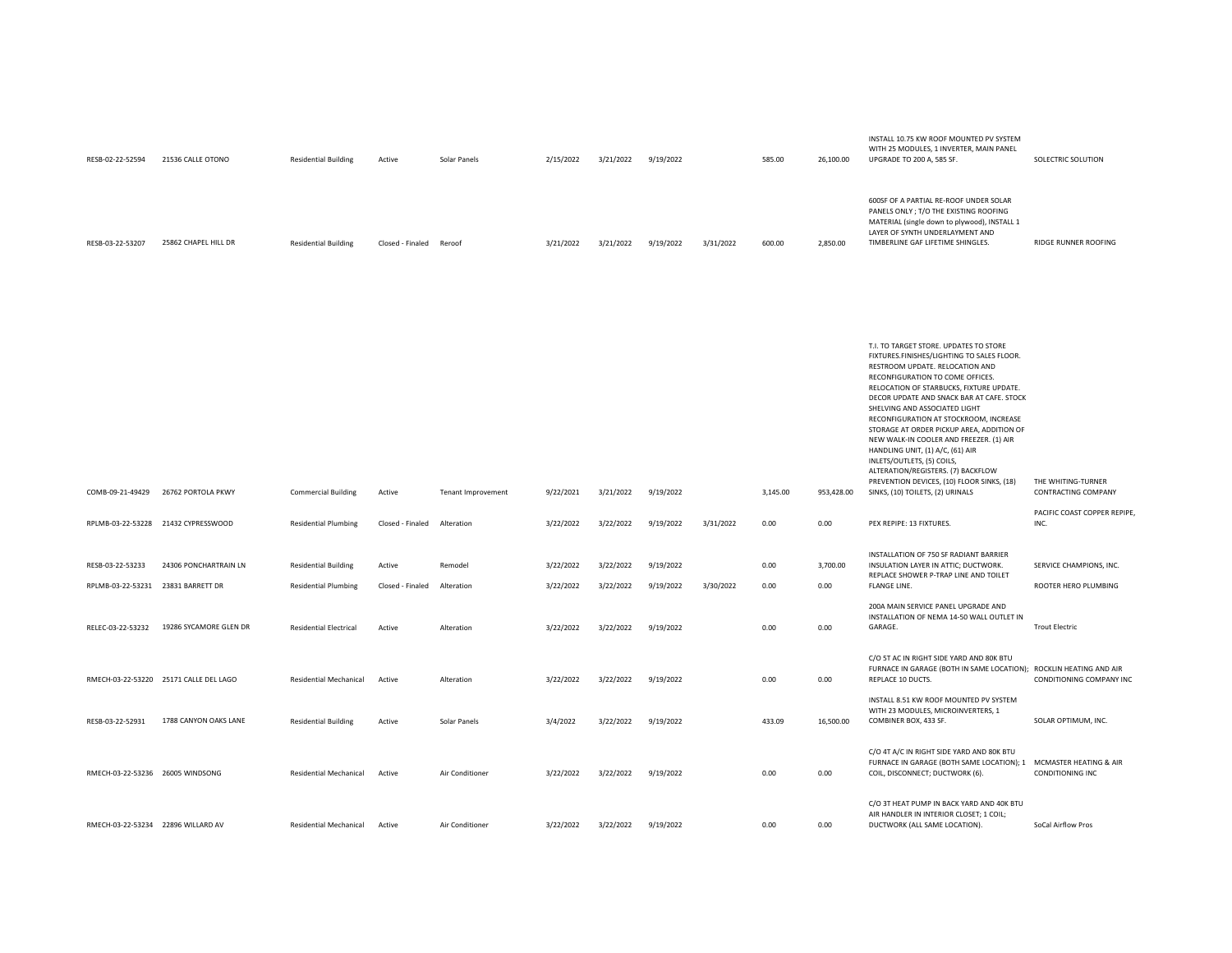| | | | | | | | | | | | | |
|---|---|---|---|---|---|---|---|---|---|---|---|---|
| RESB-02-22-52594 | 21536 CALLE OTONO | Residential Building | Active | Solar Panels | 2/15/2022 | 3/21/2022 | 9/19/2022 | | 585.00 | 26,100.00 | INSTALL 10.75 KW ROOF MOUNTED PV SYSTEM WITH 25 MODULES, 1 INVERTER, MAIN PANEL UPGRADE TO 200 A, 585 SF. | SOLECTRIC SOLUTION |
| RESB-03-22-53207 | 25862 CHAPEL HILL DR | Residential Building | Closed - Finaled | Reroof | 3/21/2022 | 3/21/2022 | 9/19/2022 | 3/31/2022 | 600.00 | 2,850.00 | 600SF OF A PARTIAL RE-ROOF UNDER SOLAR PANELS ONLY ; T/O THE EXISTING ROOFING MATERIAL (single down to plywood), INSTALL 1 LAYER OF SYNTH UNDERLAYMENT AND TIMBERLINE GAF LIFETIME SHINGLES. | RIDGE RUNNER ROOFING |
| COMB-09-21-49429 | 26762 PORTOLA PKWY | Commercial Building | Active | Tenant Improvement | 9/22/2021 | 3/21/2022 | 9/19/2022 | | 3,145.00 | 953,428.00 | T.I. TO TARGET STORE. UPDATES TO STORE FIXTURES.FINISHES/LIGHTING TO SALES FLOOR. RESTROOM UPDATE. RELOCATION AND RECONFIGURATION TO COME OFFICES. RELOCATION OF STARBUCKS, FIXTURE UPDATE. DECOR UPDATE AND SNACK BAR AT CAFE. STOCK SHELVING AND ASSOCIATED LIGHT RECONFIGURATION AT STOCKROOM, INCREASE STORAGE AT ORDER PICKUP AREA, ADDITION OF NEW WALK-IN COOLER AND FREEZER. (1) AIR HANDLING UNIT, (1) A/C, (61) AIR INLETS/OUTLETS, (5) COILS, ALTERATION/REGISTERS. (7) BACKFLOW PREVENTION DEVICES, (10) FLOOR SINKS, (18) SINKS, (10) TOILETS, (2) URINALS | THE WHITING-TURNER CONTRACTING COMPANY |
| RPLMB-03-22-53228 | 21432 CYPRESSWOOD | Residential Plumbing | Closed - Finaled | Alteration | 3/22/2022 | 3/22/2022 | 9/19/2022 | 3/31/2022 | 0.00 | 0.00 | PEX REPIPE: 13 FIXTURES. | PACIFIC COAST COPPER REPIPE, INC. |
| RESB-03-22-53233 | 24306 PONCHARTRAIN LN | Residential Building | Active | Remodel | 3/22/2022 | 3/22/2022 | 9/19/2022 | | 0.00 | 3,700.00 | INSTALLATION OF 750 SF RADIANT BARRIER INSULATION LAYER IN ATTIC; DUCTWORK. | SERVICE CHAMPIONS, INC. |
| RPLMB-03-22-53231 | 23831 BARRETT DR | Residential Plumbing | Closed - Finaled | Alteration | 3/22/2022 | 3/22/2022 | 9/19/2022 | 3/30/2022 | 0.00 | 0.00 | REPLACE SHOWER P-TRAP LINE AND TOILET FLANGE LINE. | ROOTER HERO PLUMBING |
| RELEC-03-22-53232 | 19286 SYCAMORE GLEN DR | Residential Electrical | Active | Alteration | 3/22/2022 | 3/22/2022 | 9/19/2022 | | 0.00 | 0.00 | 200A MAIN SERVICE PANEL UPGRADE AND INSTALLATION OF NEMA 14-50 WALL OUTLET IN GARAGE. | Trout Electric |
| RMECH-03-22-53220 | 25171 CALLE DEL LAGO | Residential Mechanical | Active | Alteration | 3/22/2022 | 3/22/2022 | 9/19/2022 | | 0.00 | 0.00 | C/O 5T AC IN RIGHT SIDE YARD AND 80K BTU FURNACE IN GARAGE (BOTH IN SAME LOCATION); REPLACE 10 DUCTS. | ROCKLIN HEATING AND AIR CONDITIONING COMPANY INC |
| RESB-03-22-52931 | 1788 CANYON OAKS LANE | Residential Building | Active | Solar Panels | 3/4/2022 | 3/22/2022 | 9/19/2022 | | 433.09 | 16,500.00 | INSTALL 8.51 KW ROOF MOUNTED PV SYSTEM WITH 23 MODULES, MICROINVERTERS, 1 COMBINER BOX, 433 SF. | SOLAR OPTIMUM, INC. |
| RMECH-03-22-53236 | 26005 WINDSONG | Residential Mechanical | Active | Air Conditioner | 3/22/2022 | 3/22/2022 | 9/19/2022 | | 0.00 | 0.00 | C/O 4T A/C IN RIGHT SIDE YARD AND 80K BTU FURNACE IN GARAGE (BOTH SAME LOCATION); 1 COIL, DISCONNECT; DUCTWORK (6). | MCMASTER HEATING & AIR CONDITIONING INC |
| RMECH-03-22-53234 | 22896 WILLARD AV | Residential Mechanical | Active | Air Conditioner | 3/22/2022 | 3/22/2022 | 9/19/2022 | | 0.00 | 0.00 | C/O 3T HEAT PUMP IN BACK YARD AND 40K BTU AIR HANDLER IN INTERIOR CLOSET; 1 COIL; DUCTWORK (ALL SAME LOCATION). | SoCal Airflow Pros |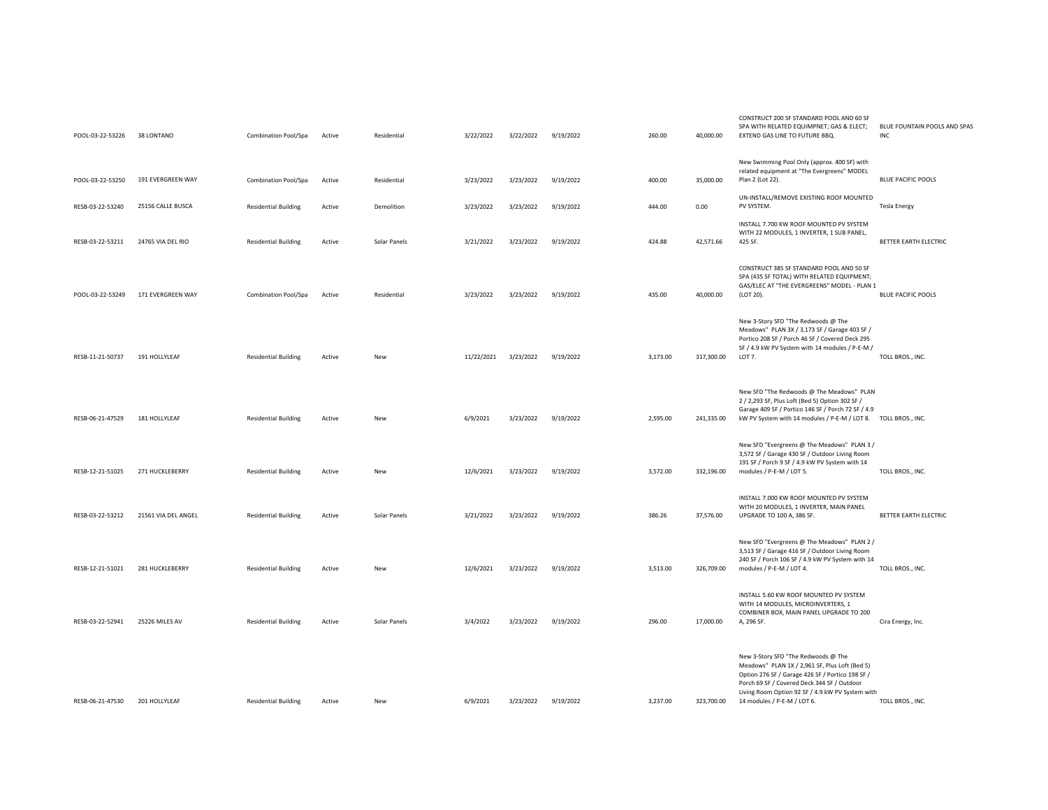| POOL-03-22-53226 | 38 LONTANO | Combination Pool/Spa | Active | Residential | 3/22/2022 | 3/22/2022 | 9/19/2022 | 260.00 | 40,000.00 | CONSTRUCT 200 SF STANDARD POOL AND 60 SF SPA WITH RELATED EQUIMPNET; GAS & ELECT; EXTEND GAS LINE TO FUTURE BBQ. | BLUE FOUNTAIN POOLS AND SPAS INC |
|---|---|---|---|---|---|---|---|---|---|---|---|
| POOL-03-22-53250 | 191 EVERGREEN WAY | Combination Pool/Spa | Active | Residential | 3/23/2022 | 3/23/2022 | 9/19/2022 | 400.00 | 35,000.00 | New Swimming Pool Only (approx. 400 SF) with related equipment at "The Evergreens" MODEL Plan 2 (Lot 22). | BLUE PACIFIC POOLS |
| RESB-03-22-53240 | 25156 CALLE BUSCA | Residential Building | Active | Demolition | 3/23/2022 | 3/23/2022 | 9/19/2022 | 444.00 | 0.00 | UN-INSTALL/REMOVE EXISTING ROOF MOUNTED PV SYSTEM. | Tesla Energy |
| RESB-03-22-53211 | 24765 VIA DEL RIO | Residential Building | Active | Solar Panels | 3/21/2022 | 3/23/2022 | 9/19/2022 | 424.88 | 42,571.66 | INSTALL 7.700 KW ROOF MOUNTED PV SYSTEM WITH 22 MODULES, 1 INVERTER, 1 SUB PANEL, 425 SF. | BETTER EARTH ELECTRIC |
| POOL-03-22-53249 | 171 EVERGREEN WAY | Combination Pool/Spa | Active | Residential | 3/23/2022 | 3/23/2022 | 9/19/2022 | 435.00 | 40,000.00 | CONSTRUCT 385 SF STANDARD POOL AND 50 SF SPA (435 SF TOTAL) WITH RELATED EQUIPMENT; GAS/ELEC AT "THE EVERGREENS" MODEL - PLAN 1 (LOT 20). | BLUE PACIFIC POOLS |
| RESB-11-21-50737 | 191 HOLLYLEAF | Residential Building | Active | New | 11/22/2021 | 3/23/2022 | 9/19/2022 | 3,173.00 | 317,300.00 | New 3-Story SFD "The Redwoods @ The Meadows" PLAN 3X / 3,173 SF / Garage 403 SF / Portico 208 SF / Porch 46 SF / Covered Deck 295 SF / 4.9 kW PV System with 14 modules / P-E-M / LOT 7. | TOLL BROS., INC. |
| RESB-06-21-47529 | 181 HOLLYLEAF | Residential Building | Active | New | 6/9/2021 | 3/23/2022 | 9/19/2022 | 2,595.00 | 241,335.00 | New SFD "The Redwoods @ The Meadows" PLAN 2 / 2,293 SF, Plus Loft (Bed 5) Option 302 SF / Garage 409 SF / Portico 146 SF / Porch 72 SF / 4.9 kW PV System with 14 modules / P-E-M / LOT 8. | TOLL BROS., INC. |
| RESB-12-21-51025 | 271 HUCKLEBERRY | Residential Building | Active | New | 12/6/2021 | 3/23/2022 | 9/19/2022 | 3,572.00 | 332,196.00 | New SFD "Evergreens @ The Meadows" PLAN 3 / 3,572 SF / Garage 430 SF / Outdoor Living Room 191 SF / Porch 9 SF / 4.9 kW PV System with 14 modules / P-E-M / LOT 5. | TOLL BROS., INC. |
| RESB-03-22-53212 | 21561 VIA DEL ANGEL | Residential Building | Active | Solar Panels | 3/21/2022 | 3/23/2022 | 9/19/2022 | 386.26 | 37,576.00 | INSTALL 7.000 KW ROOF MOUNTED PV SYSTEM WITH 20 MODULES, 1 INVERTER, MAIN PANEL UPGRADE TO 100 A, 386 SF. | BETTER EARTH ELECTRIC |
| RESB-12-21-51021 | 281 HUCKLEBERRY | Residential Building | Active | New | 12/6/2021 | 3/23/2022 | 9/19/2022 | 3,513.00 | 326,709.00 | New SFD "Evergreens @ The Meadows" PLAN 2 / 3,513 SF / Garage 416 SF / Outdoor Living Room 240 SF / Porch 106 SF / 4.9 kW PV System with 14 modules / P-E-M / LOT 4. | TOLL BROS., INC. |
| RESB-03-22-52941 | 25226 MILES AV | Residential Building | Active | Solar Panels | 3/4/2022 | 3/23/2022 | 9/19/2022 | 296.00 | 17,000.00 | INSTALL 5.60 KW ROOF MOUNTED PV SYSTEM WITH 14 MODULES, MICROINVERTERS, 1 COMBINER BOX, MAIN PANEL UPGRADE TO 200 A, 296 SF. | Cira Energy, Inc. |
| RESB-06-21-47530 | 201 HOLLYLEAF | Residential Building | Active | New | 6/9/2021 | 3/23/2022 | 9/19/2022 | 3,237.00 | 323,700.00 | New 3-Story SFD "The Redwoods @ The Meadows" PLAN 1X / 2,961 SF, Plus Loft (Bed 5) Option 276 SF / Garage 426 SF / Portico 198 SF / Porch 69 SF / Covered Deck 344 SF / Outdoor Living Room Option 92 SF / 4.9 kW PV System with 14 modules / P-E-M / LOT 6. | TOLL BROS., INC. |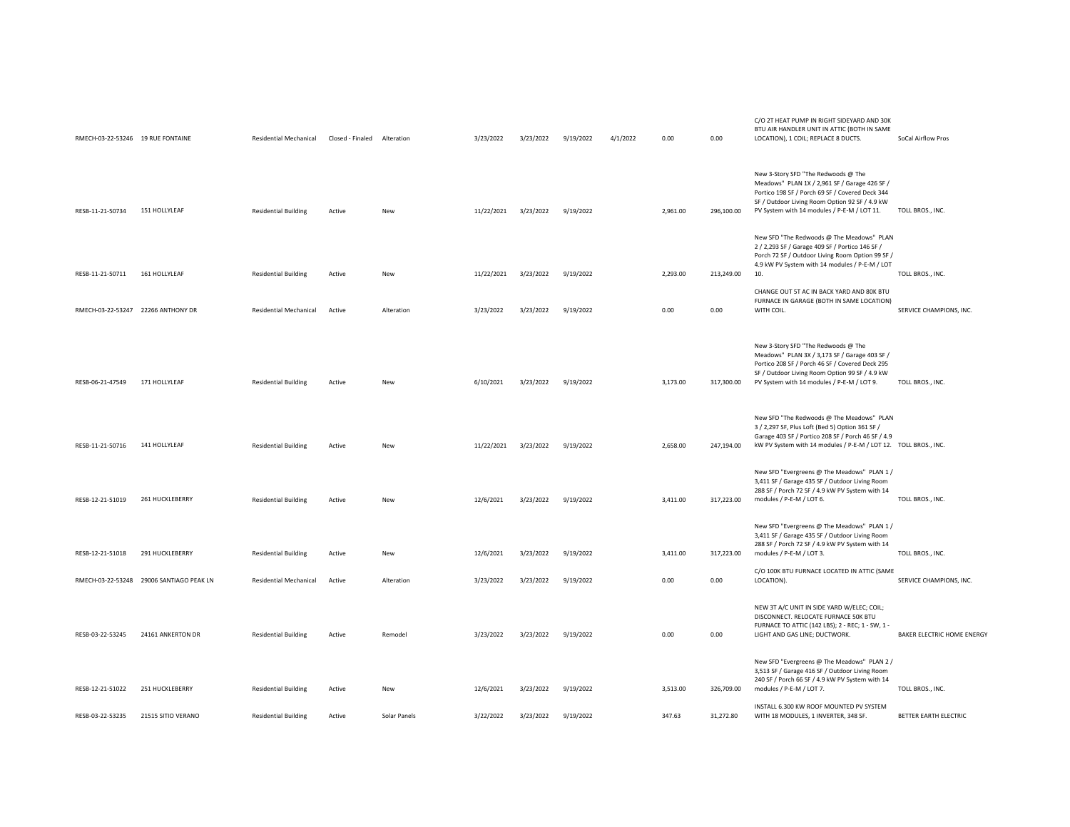| | | | | | | | | | | | | |
|---|---|---|---|---|---|---|---|---|---|---|---|---|
| RMECH-03-22-53246 | 19 RUE FONTAINE | Residential Mechanical | Closed - Finaled | Alteration | 3/23/2022 | 3/23/2022 | 9/19/2022 | 4/1/2022 | 0.00 | 0.00 | C/O 2T HEAT PUMP IN RIGHT SIDEYARD AND 30K BTU AIR HANDLER UNIT IN ATTIC (BOTH IN SAME LOCATION), 1 COIL; REPLACE 8 DUCTS. | SoCal Airflow Pros |
| RESB-11-21-50734 | 151 HOLLYLEAF | Residential Building | Active | New | 11/22/2021 | 3/23/2022 | 9/19/2022 | | 2,961.00 | 296,100.00 | New 3-Story SFD "The Redwoods @ The Meadows" PLAN 1X / 2,961 SF / Garage 426 SF / Portico 198 SF / Porch 69 SF / Covered Deck 344 SF / Outdoor Living Room Option 92 SF / 4.9 kW PV System with 14 modules / P-E-M / LOT 11. | TOLL BROS., INC. |
| RESB-11-21-50711 | 161 HOLLYLEAF | Residential Building | Active | New | 11/22/2021 | 3/23/2022 | 9/19/2022 | | 2,293.00 | 213,249.00 | New SFD "The Redwoods @ The Meadows" PLAN 2 / 2,293 SF / Garage 409 SF / Portico 146 SF / Porch 72 SF / Outdoor Living Room Option 99 SF / 4.9 kW PV System with 14 modules / P-E-M / LOT 10. | TOLL BROS., INC. |
| RMECH-03-22-53247 | 22266 ANTHONY DR | Residential Mechanical | Active | Alteration | 3/23/2022 | 3/23/2022 | 9/19/2022 | | 0.00 | 0.00 | CHANGE OUT 5T AC IN BACK YARD AND 80K BTU FURNACE IN GARAGE (BOTH IN SAME LOCATION) WITH COIL. | SERVICE CHAMPIONS, INC. |
| RESB-06-21-47549 | 171 HOLLYLEAF | Residential Building | Active | New | 6/10/2021 | 3/23/2022 | 9/19/2022 | | 3,173.00 | 317,300.00 | New 3-Story SFD "The Redwoods @ The Meadows" PLAN 3X / 3,173 SF / Garage 403 SF / Portico 208 SF / Porch 46 SF / Covered Deck 295 SF / Outdoor Living Room Option 99 SF / 4.9 kW PV System with 14 modules / P-E-M / LOT 9. | TOLL BROS., INC. |
| RESB-11-21-50716 | 141 HOLLYLEAF | Residential Building | Active | New | 11/22/2021 | 3/23/2022 | 9/19/2022 | | 2,658.00 | 247,194.00 | New SFD "The Redwoods @ The Meadows" PLAN 3 / 2,297 SF, Plus Loft (Bed 5) Option 361 SF / Garage 403 SF / Portico 208 SF / Porch 46 SF / 4.9 kW PV System with 14 modules / P-E-M / LOT 12. | TOLL BROS., INC. |
| RESB-12-21-51019 | 261 HUCKLEBERRY | Residential Building | Active | New | 12/6/2021 | 3/23/2022 | 9/19/2022 | | 3,411.00 | 317,223.00 | New SFD "Evergreens @ The Meadows" PLAN 1 / 3,411 SF / Garage 435 SF / Outdoor Living Room 288 SF / Porch 72 SF / 4.9 kW PV System with 14 modules / P-E-M / LOT 6. | TOLL BROS., INC. |
| RESB-12-21-51018 | 291 HUCKLEBERRY | Residential Building | Active | New | 12/6/2021 | 3/23/2022 | 9/19/2022 | | 3,411.00 | 317,223.00 | New SFD "Evergreens @ The Meadows" PLAN 1 / 3,411 SF / Garage 435 SF / Outdoor Living Room 288 SF / Porch 72 SF / 4.9 kW PV System with 14 modules / P-E-M / LOT 3. | TOLL BROS., INC. |
| RMECH-03-22-53248 | 29006 SANTIAGO PEAK LN | Residential Mechanical | Active | Alteration | 3/23/2022 | 3/23/2022 | 9/19/2022 | | 0.00 | 0.00 | C/O 100K BTU FURNACE LOCATED IN ATTIC (SAME LOCATION). | SERVICE CHAMPIONS, INC. |
| RESB-03-22-53245 | 24161 ANKERTON DR | Residential Building | Active | Remodel | 3/23/2022 | 3/23/2022 | 9/19/2022 | | 0.00 | 0.00 | NEW 3T A/C UNIT IN SIDE YARD W/ELEC; COIL; DISCONNECT. RELOCATE FURNACE 50K BTU FURNACE TO ATTIC (142 LBS); 2 - REC; 1 - SW, 1 - LIGHT AND GAS LINE; DUCTWORK. | BAKER ELECTRIC HOME ENERGY |
| RESB-12-21-51022 | 251 HUCKLEBERRY | Residential Building | Active | New | 12/6/2021 | 3/23/2022 | 9/19/2022 | | 3,513.00 | 326,709.00 | New SFD "Evergreens @ The Meadows" PLAN 2 / 3,513 SF / Garage 416 SF / Outdoor Living Room 240 SF / Porch 66 SF / 4.9 kW PV System with 14 modules / P-E-M / LOT 7. | TOLL BROS., INC. |
| RESB-03-22-53235 | 21515 SITIO VERANO | Residential Building | Active | Solar Panels | 3/22/2022 | 3/23/2022 | 9/19/2022 | | 347.63 | 31,272.80 | INSTALL 6.300 KW ROOF MOUNTED PV SYSTEM WITH 18 MODULES, 1 INVERTER, 348 SF. | BETTER EARTH ELECTRIC |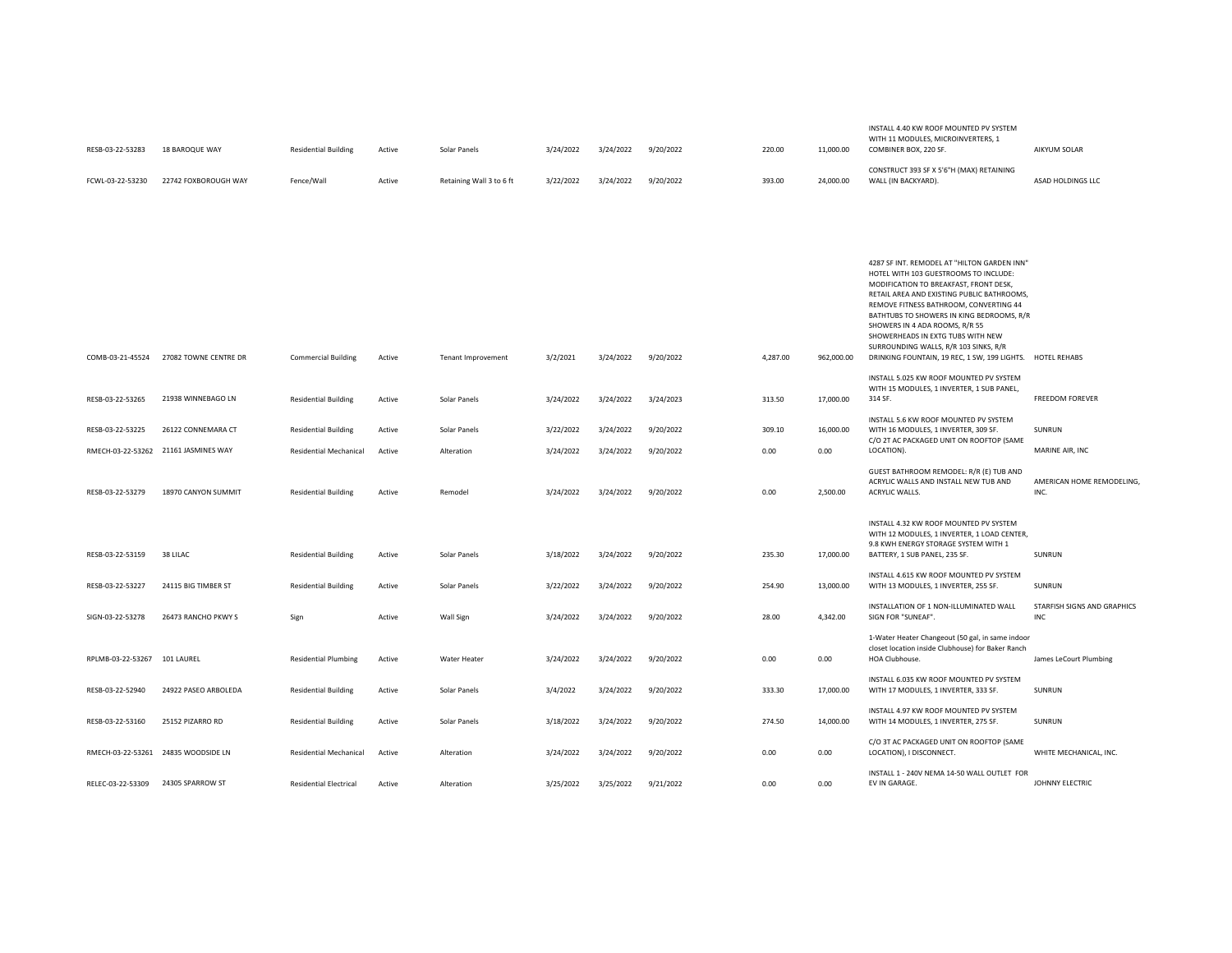| | | | | | | | | | | | |
|---|---|---|---|---|---|---|---|---|---|---|---|
| RESB-03-22-53283 | 18 BAROQUE WAY | Residential Building | Active | Solar Panels | 3/24/2022 | 3/24/2022 | 9/20/2022 | 220.00 | 11,000.00 | INSTALL 4.40 KW ROOF MOUNTED PV SYSTEM WITH 11 MODULES, MICROINVERTERS, 1 COMBINER BOX, 220 SF. | AIKYUM SOLAR |
| FCWL-03-22-53230 | 22742 FOXBOROUGH WAY | Fence/Wall | Active | Retaining Wall 3 to 6 ft | 3/22/2022 | 3/24/2022 | 9/20/2022 | 393.00 | 24,000.00 | CONSTRUCT 393 SF X 5'6"H (MAX) RETAINING WALL (IN BACKYARD). | ASAD HOLDINGS LLC |
| COMB-03-21-45524 | 27082 TOWNE CENTRE DR | Commercial Building | Active | Tenant Improvement | 3/2/2021 | 3/24/2022 | 9/20/2022 | 4,287.00 | 962,000.00 | 4287 SF INT. REMODEL AT "HILTON GARDEN INN" HOTEL WITH 103 GUESTROOMS TO INCLUDE: MODIFICATION TO BREAKFAST, FRONT DESK, RETAIL AREA AND EXISTING PUBLIC BATHROOMS, REMOVE FITNESS BATHROOM, CONVERTING 44 BATHTUBS TO SHOWERS IN KING BEDROOMS, R/R SHOWERS IN 4 ADA ROOMS, R/R 55 SHOWERHEADS IN EXTG TUBS WITH NEW SURROUNDING WALLS, R/R 103 SINKS, R/R DRINKING FOUNTAIN, 19 REC, 1 SW, 199 LIGHTS. | HOTEL REHABS |
| RESB-03-22-53265 | 21938 WINNEBAGO LN | Residential Building | Active | Solar Panels | 3/24/2022 | 3/24/2022 | 3/24/2023 | 313.50 | 17,000.00 | INSTALL 5.025 KW ROOF MOUNTED PV SYSTEM WITH 15 MODULES, 1 INVERTER, 1 SUB PANEL, 314 SF. | FREEDOM FOREVER |
| RESB-03-22-53225 | 26122 CONNEMARA CT | Residential Building | Active | Solar Panels | 3/22/2022 | 3/24/2022 | 9/20/2022 | 309.10 | 16,000.00 | INSTALL 5.6 KW ROOF MOUNTED PV SYSTEM WITH 16 MODULES, 1 INVERTER, 309 SF. | SUNRUN |
| RMECH-03-22-53262 | 21161 JASMINES WAY | Residential Mechanical | Active | Alteration | 3/24/2022 | 3/24/2022 | 9/20/2022 | 0.00 | 0.00 | C/O 2T AC PACKAGED UNIT ON ROOFTOP (SAME LOCATION). | MARINE AIR, INC |
| RESB-03-22-53279 | 18970 CANYON SUMMIT | Residential Building | Active | Remodel | 3/24/2022 | 3/24/2022 | 9/20/2022 | 0.00 | 2,500.00 | GUEST BATHROOM REMODEL: R/R (E) TUB AND ACRYLIC WALLS AND INSTALL NEW TUB AND ACRYLIC WALLS. | AMERICAN HOME REMODELING, INC. |
| RESB-03-22-53159 | 38 LILAC | Residential Building | Active | Solar Panels | 3/18/2022 | 3/24/2022 | 9/20/2022 | 235.30 | 17,000.00 | INSTALL 4.32 KW ROOF MOUNTED PV SYSTEM WITH 12 MODULES, 1 INVERTER, 1 LOAD CENTER, 9.8 KWH ENERGY STORAGE SYSTEM WITH 1 BATTERY, 1 SUB PANEL, 235 SF. | SUNRUN |
| RESB-03-22-53227 | 24115 BIG TIMBER ST | Residential Building | Active | Solar Panels | 3/22/2022 | 3/24/2022 | 9/20/2022 | 254.90 | 13,000.00 | INSTALL 4.615 KW ROOF MOUNTED PV SYSTEM WITH 13 MODULES, 1 INVERTER, 255 SF. | SUNRUN |
| SIGN-03-22-53278 | 26473 RANCHO PKWY S | Sign | Active | Wall Sign | 3/24/2022 | 3/24/2022 | 9/20/2022 | 28.00 | 4,342.00 | INSTALLATION OF 1 NON-ILLUMINATED WALL SIGN FOR "SUNEAF". | STARFISH SIGNS AND GRAPHICS INC |
| RPLMB-03-22-53267 | 101 LAUREL | Residential Plumbing | Active | Water Heater | 3/24/2022 | 3/24/2022 | 9/20/2022 | 0.00 | 0.00 | 1-Water Heater Changeout (50 gal, in same indoor closet location inside Clubhouse) for Baker Ranch HOA Clubhouse. | James LeCourt Plumbing |
| RESB-03-22-52940 | 24922 PASEO ARBOLEDA | Residential Building | Active | Solar Panels | 3/4/2022 | 3/24/2022 | 9/20/2022 | 333.30 | 17,000.00 | INSTALL 6.035 KW ROOF MOUNTED PV SYSTEM WITH 17 MODULES, 1 INVERTER, 333 SF. | SUNRUN |
| RESB-03-22-53160 | 25152 PIZARRO RD | Residential Building | Active | Solar Panels | 3/18/2022 | 3/24/2022 | 9/20/2022 | 274.50 | 14,000.00 | INSTALL 4.97 KW ROOF MOUNTED PV SYSTEM WITH 14 MODULES, 1 INVERTER, 275 SF. | SUNRUN |
| RMECH-03-22-53261 | 24835 WOODSIDE LN | Residential Mechanical | Active | Alteration | 3/24/2022 | 3/24/2022 | 9/20/2022 | 0.00 | 0.00 | C/O 3T AC PACKAGED UNIT ON ROOFTOP (SAME LOCATION), I DISCONNECT. | WHITE MECHANICAL, INC. |
| RELEC-03-22-53309 | 24305 SPARROW ST | Residential Electrical | Active | Alteration | 3/25/2022 | 3/25/2022 | 9/21/2022 | 0.00 | 0.00 | INSTALL 1 - 240V NEMA 14-50 WALL OUTLET FOR EV IN GARAGE. | JOHNNY ELECTRIC |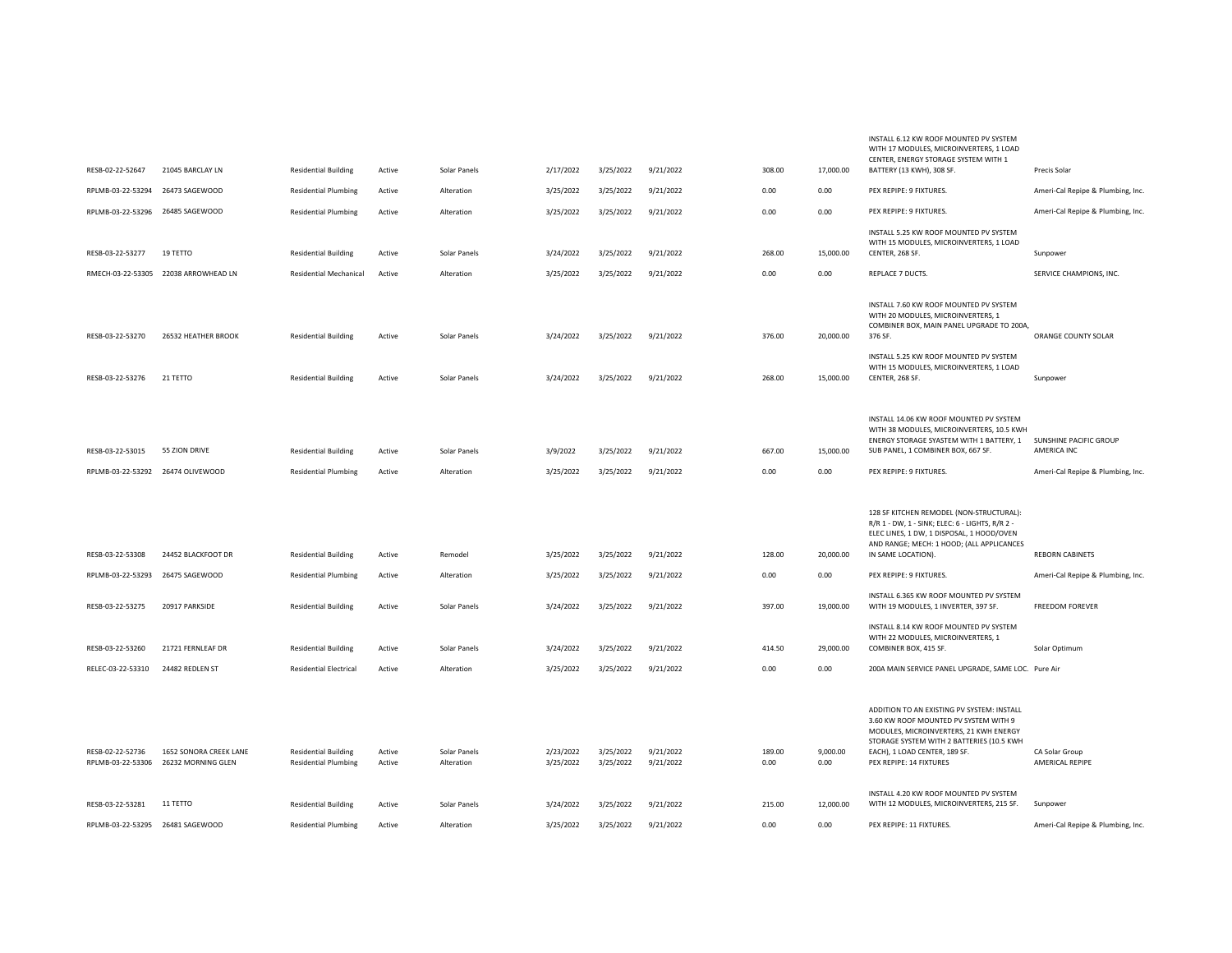| | | | | | | | | | | | |
|---|---|---|---|---|---|---|---|---|---|---|---|
| RESB-02-22-52647 | 21045 BARCLAY LN | Residential Building | Active | Solar Panels | 2/17/2022 | 3/25/2022 | 9/21/2022 | 308.00 | 17,000.00 | INSTALL 6.12 KW ROOF MOUNTED PV SYSTEM WITH 17 MODULES, MICROINVERTERS, 1 LOAD CENTER, ENERGY STORAGE SYSTEM WITH 1 BATTERY (13 KWH), 308 SF. | Precis Solar |
| RPLMB-03-22-53294 | 26473 SAGEWOOD | Residential Plumbing | Active | Alteration | 3/25/2022 | 3/25/2022 | 9/21/2022 | 0.00 | 0.00 | PEX REPIPE: 9 FIXTURES. | Ameri-Cal Repipe & Plumbing, Inc. |
| RPLMB-03-22-53296 | 26485 SAGEWOOD | Residential Plumbing | Active | Alteration | 3/25/2022 | 3/25/2022 | 9/21/2022 | 0.00 | 0.00 | PEX REPIPE: 9 FIXTURES. | Ameri-Cal Repipe & Plumbing, Inc. |
| RESB-03-22-53277 | 19 TETTO | Residential Building | Active | Solar Panels | 3/24/2022 | 3/25/2022 | 9/21/2022 | 268.00 | 15,000.00 | INSTALL 5.25 KW ROOF MOUNTED PV SYSTEM WITH 15 MODULES, MICROINVERTERS, 1 LOAD CENTER, 268 SF. | Sunpower |
| RMECH-03-22-53305 | 22038 ARROWHEAD LN | Residential Mechanical | Active | Alteration | 3/25/2022 | 3/25/2022 | 9/21/2022 | 0.00 | 0.00 | REPLACE 7 DUCTS. | SERVICE CHAMPIONS, INC. |
| RESB-03-22-53270 | 26532 HEATHER BROOK | Residential Building | Active | Solar Panels | 3/24/2022 | 3/25/2022 | 9/21/2022 | 376.00 | 20,000.00 | INSTALL 7.60 KW ROOF MOUNTED PV SYSTEM WITH 20 MODULES, MICROINVERTERS, 1 COMBINER BOX, MAIN PANEL UPGRADE TO 200A, 376 SF. | ORANGE COUNTY SOLAR |
| RESB-03-22-53276 | 21 TETTO | Residential Building | Active | Solar Panels | 3/24/2022 | 3/25/2022 | 9/21/2022 | 268.00 | 15,000.00 | INSTALL 5.25 KW ROOF MOUNTED PV SYSTEM WITH 15 MODULES, MICROINVERTERS, 1 LOAD CENTER, 268 SF. | Sunpower |
| RESB-03-22-53015 | 55 ZION DRIVE | Residential Building | Active | Solar Panels | 3/9/2022 | 3/25/2022 | 9/21/2022 | 667.00 | 15,000.00 | INSTALL 14.06 KW ROOF MOUNTED PV SYSTEM WITH 38 MODULES, MICROINVERTERS, 10.5 KWH ENERGY STORAGE SYASTEM WITH 1 BATTERY, 1 SUB PANEL, 1 COMBINER BOX, 667 SF. | SUNSHINE PACIFIC GROUP AMERICA INC |
| RPLMB-03-22-53292 | 26474 OLIVEWOOD | Residential Plumbing | Active | Alteration | 3/25/2022 | 3/25/2022 | 9/21/2022 | 0.00 | 0.00 | PEX REPIPE: 9 FIXTURES. | Ameri-Cal Repipe & Plumbing, Inc. |
| RESB-03-22-53308 | 24452 BLACKFOOT DR | Residential Building | Active | Remodel | 3/25/2022 | 3/25/2022 | 9/21/2022 | 128.00 | 20,000.00 | 128 SF KITCHEN REMODEL (NON-STRUCTURAL): R/R 1 - DW, 1 - SINK; ELEC: 6 - LIGHTS, R/R 2 - ELEC LINES, 1 DW, 1 DISPOSAL, 1 HOOD/OVEN AND RANGE; MECH: 1 HOOD; (ALL APPLICANCES IN SAME LOCATION). | REBORN CABINETS |
| RPLMB-03-22-53293 | 26475 SAGEWOOD | Residential Plumbing | Active | Alteration | 3/25/2022 | 3/25/2022 | 9/21/2022 | 0.00 | 0.00 | PEX REPIPE: 9 FIXTURES. | Ameri-Cal Repipe & Plumbing, Inc. |
| RESB-03-22-53275 | 20917 PARKSIDE | Residential Building | Active | Solar Panels | 3/24/2022 | 3/25/2022 | 9/21/2022 | 397.00 | 19,000.00 | INSTALL 6.365 KW ROOF MOUNTED PV SYSTEM WITH 19 MODULES, 1 INVERTER, 397 SF. | FREEDOM FOREVER |
| RESB-03-22-53260 | 21721 FERNLEAF DR | Residential Building | Active | Solar Panels | 3/24/2022 | 3/25/2022 | 9/21/2022 | 414.50 | 29,000.00 | INSTALL 8.14 KW ROOF MOUNTED PV SYSTEM WITH 22 MODULES, MICROINVERTERS, 1 COMBINER BOX, 415 SF. | Solar Optimum |
| RELEC-03-22-53310 | 24482 REDLEN ST | Residential Electrical | Active | Alteration | 3/25/2022 | 3/25/2022 | 9/21/2022 | 0.00 | 0.00 | 200A MAIN SERVICE PANEL UPGRADE, SAME LOC. | Pure Air |
| RESB-02-22-52736 | 1652 SONORA CREEK LANE | Residential Building | Active | Solar Panels | 2/23/2022 | 3/25/2022 | 9/21/2022 | 189.00 | 9,000.00 | ADDITION TO AN EXISTING PV SYSTEM: INSTALL 3.60 KW ROOF MOUNTED PV SYSTEM WITH 9 MODULES, MICROINVERTERS, 21 KWH ENERGY STORAGE SYSTEM WITH 2 BATTERIES (10.5 KWH EACH), 1 LOAD CENTER, 189 SF. | CA Solar Group |
| RPLMB-03-22-53306 | 26232 MORNING GLEN | Residential Plumbing | Active | Alteration | 3/25/2022 | 3/25/2022 | 9/21/2022 | 0.00 | 0.00 | PEX REPIPE: 14 FIXTURES | AMERICAL REPIPE |
| RESB-03-22-53281 | 11 TETTO | Residential Building | Active | Solar Panels | 3/24/2022 | 3/25/2022 | 9/21/2022 | 215.00 | 12,000.00 | INSTALL 4.20 KW ROOF MOUNTED PV SYSTEM WITH 12 MODULES, MICROINVERTERS, 215 SF. | Sunpower |
| RPLMB-03-22-53295 | 26481 SAGEWOOD | Residential Plumbing | Active | Alteration | 3/25/2022 | 3/25/2022 | 9/21/2022 | 0.00 | 0.00 | PEX REPIPE: 11 FIXTURES. | Ameri-Cal Repipe & Plumbing, Inc. |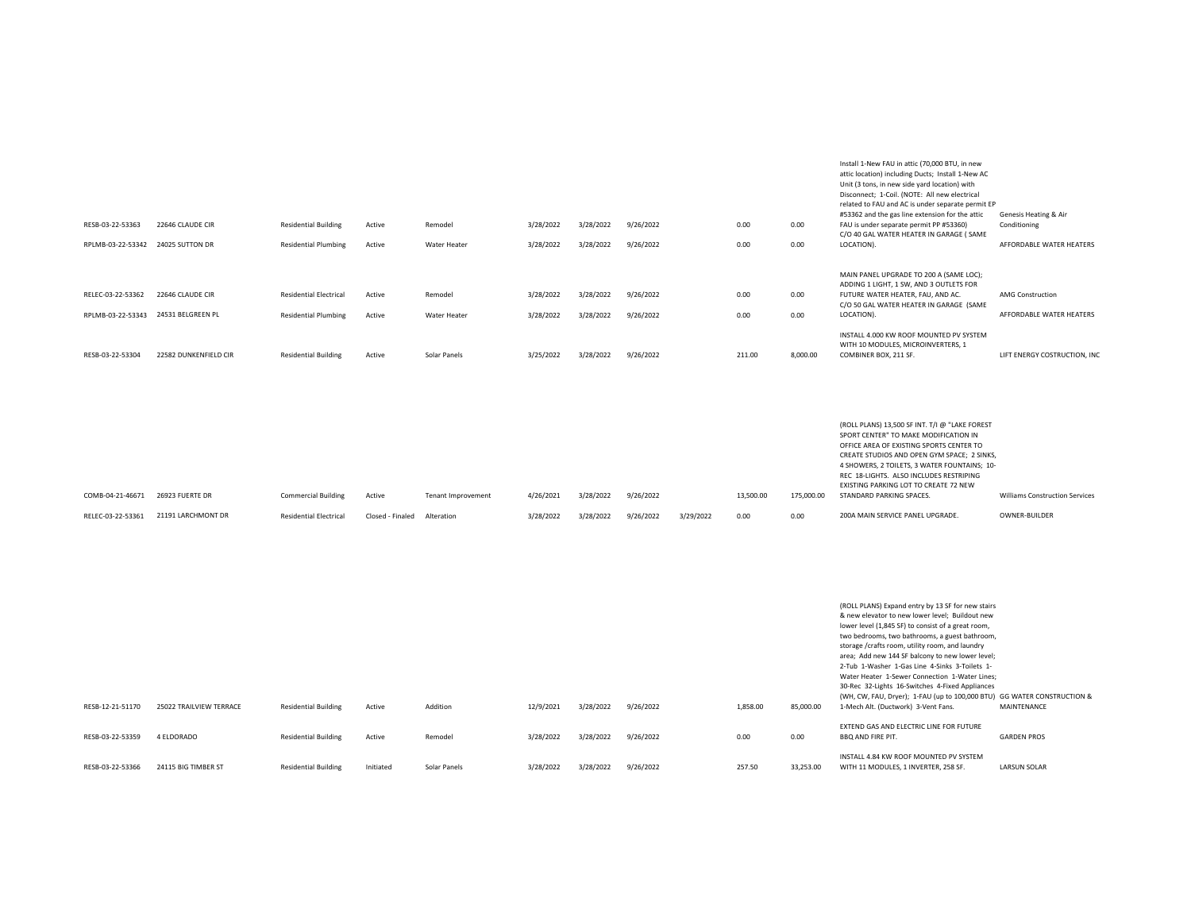| | | | | | | | | | | | | |
|---|---|---|---|---|---|---|---|---|---|---|---|---|
| RESB-03-22-53363 | 22646 CLAUDE CIR | Residential Building | Active | Remodel | 3/28/2022 | 3/28/2022 | 9/26/2022 | | 0.00 | 0.00 | Install 1-New FAU in attic (70,000 BTU, in new attic location) including Ducts; Install 1-New AC Unit (3 tons, in new side yard location) with Disconnect; 1-Coil. (NOTE: All new electrical related to FAU and AC is under separate permit EP #53362 and the gas line extension for the attic FAU is under separate permit PP #53360) | Genesis Heating & Air Conditioning |
| RPLMB-03-22-53342 | 24025 SUTTON DR | Residential Plumbing | Active | Water Heater | 3/28/2022 | 3/28/2022 | 9/26/2022 | | 0.00 | 0.00 | C/O 40 GAL WATER HEATER IN GARAGE ( SAME LOCATION). | AFFORDABLE WATER HEATERS |
| RELEC-03-22-53362 | 22646 CLAUDE CIR | Residential Electrical | Active | Remodel | 3/28/2022 | 3/28/2022 | 9/26/2022 | | 0.00 | 0.00 | MAIN PANEL UPGRADE TO 200 A (SAME LOC); ADDING 1 LIGHT, 1 SW, AND 3 OUTLETS FOR FUTURE WATER HEATER, FAU, AND AC. | AMG Construction |
| RPLMB-03-22-53343 | 24531 BELGREEN PL | Residential Plumbing | Active | Water Heater | 3/28/2022 | 3/28/2022 | 9/26/2022 | | 0.00 | 0.00 | C/O 50 GAL WATER HEATER IN GARAGE (SAME LOCATION). | AFFORDABLE WATER HEATERS |
| RESB-03-22-53304 | 22582 DUNKENFIELD CIR | Residential Building | Active | Solar Panels | 3/25/2022 | 3/28/2022 | 9/26/2022 | | 211.00 | 8,000.00 | INSTALL 4.000 KW ROOF MOUNTED PV SYSTEM WITH 10 MODULES, MICROINVERTERS, 1 COMBINER BOX, 211 SF. | LIFT ENERGY COSTRUCTION, INC |
| COMB-04-21-46671 | 26923 FUERTE DR | Commercial Building | Active | Tenant Improvement | 4/26/2021 | 3/28/2022 | 9/26/2022 | | 13,500.00 | 175,000.00 | (ROLL PLANS) 13,500 SF INT. T/I @ "LAKE FOREST SPORT CENTER" TO MAKE MODIFICATION IN OFFICE AREA OF EXISTING SPORTS CENTER TO CREATE STUDIOS AND OPEN GYM SPACE; 2 SINKS, 4 SHOWERS, 2 TOILETS, 3 WATER FOUNTAINS; 10-REC 18-LIGHTS. ALSO INCLUDES RESTRIPING EXISTING PARKING LOT TO CREATE 72 NEW STANDARD PARKING SPACES. | Williams Construction Services |
| RELEC-03-22-53361 | 21191 LARCHMONT DR | Residential Electrical | Closed - Finaled | Alteration | 3/28/2022 | 3/28/2022 | 9/26/2022 | 3/29/2022 | 0.00 | 0.00 | 200A MAIN SERVICE PANEL UPGRADE. | OWNER-BUILDER |
| RESB-12-21-51170 | 25022 TRAILVIEW TERRACE | Residential Building | Active | Addition | 12/9/2021 | 3/28/2022 | 9/26/2022 | | 1,858.00 | 85,000.00 | (ROLL PLANS) Expand entry by 13 SF for new stairs & new elevator to new lower level; Buildout new lower level (1,845 SF) to consist of a great room, two bedrooms, two bathrooms, a guest bathroom, storage /crafts room, utility room, and laundry area; Add new 144 SF balcony to new lower level; 2-Tub 1-Washer 1-Gas Line 4-Sinks 3-Toilets 1-Water Heater 1-Sewer Connection 1-Water Lines; 30-Rec 32-Lights 16-Switches 4-Fixed Appliances (WH, CW, FAU, Dryer); 1-FAU (up to 100,000 BTU) 1-Mech Alt. (Ductwork) 3-Vent Fans. | GG WATER CONSTRUCTION & MAINTENANCE |
| RESB-03-22-53359 | 4 ELDORADO | Residential Building | Active | Remodel | 3/28/2022 | 3/28/2022 | 9/26/2022 | | 0.00 | 0.00 | EXTEND GAS AND ELECTRIC LINE FOR FUTURE BBQ AND FIRE PIT. | GARDEN PROS |
| RESB-03-22-53366 | 24115 BIG TIMBER ST | Residential Building | Initiated | Solar Panels | 3/28/2022 | 3/28/2022 | 9/26/2022 | | 257.50 | 33,253.00 | INSTALL 4.84 KW ROOF MOUNTED PV SYSTEM WITH 11 MODULES, 1 INVERTER, 258 SF. | LARSUN SOLAR |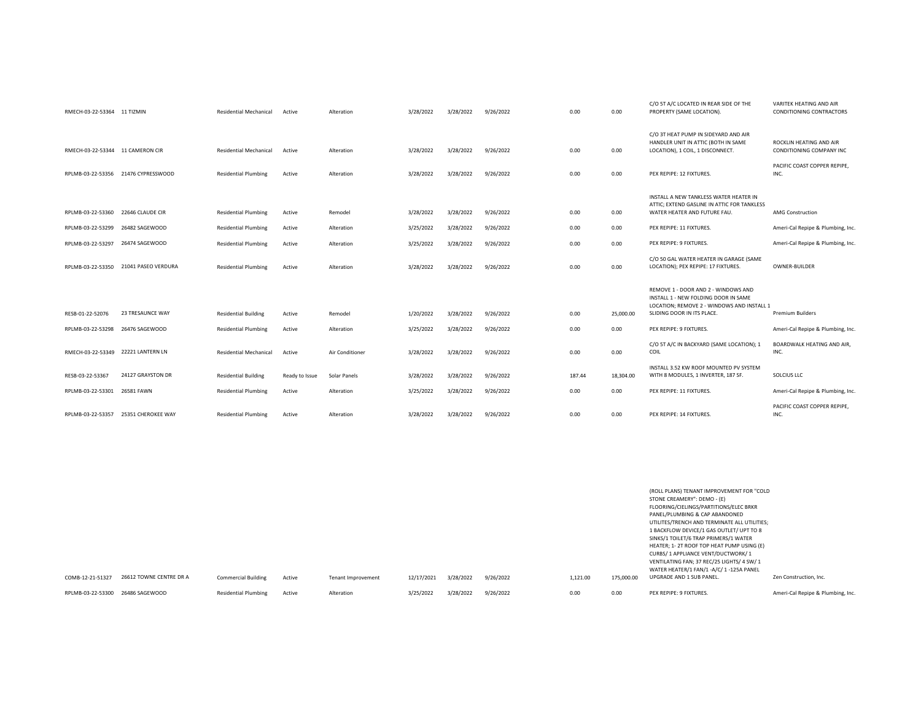| | | | | | | | | | | | |
|---|---|---|---|---|---|---|---|---|---|---|---|
| RMECH-03-22-53364 | 11 TIZMIN | Residential Mechanical | Active | Alteration | 3/28/2022 | 3/28/2022 | 9/26/2022 | 0.00 | 0.00 | C/O 5T A/C LOCATED IN REAR SIDE OF THE PROPERTY (SAME LOCATION). | VARITEK HEATING AND AIR CONDITIONING CONTRACTORS |
| RMECH-03-22-53344 | 11 CAMERON CIR | Residential Mechanical | Active | Alteration | 3/28/2022 | 3/28/2022 | 9/26/2022 | 0.00 | 0.00 | C/O 3T HEAT PUMP IN SIDEYARD AND AIR HANDLER UNIT IN ATTIC (BOTH IN SAME LOCATION), 1 COIL, 1 DISCONNECT. | ROCKLIN HEATING AND AIR CONDITIONING COMPANY INC |
| RPLMB-03-22-53356 | 21476 CYPRESSWOOD | Residential Plumbing | Active | Alteration | 3/28/2022 | 3/28/2022 | 9/26/2022 | 0.00 | 0.00 | PEX REPIPE: 12 FIXTURES. | PACIFIC COAST COPPER REPIPE, INC. |
| RPLMB-03-22-53360 | 22646 CLAUDE CIR | Residential Plumbing | Active | Remodel | 3/28/2022 | 3/28/2022 | 9/26/2022 | 0.00 | 0.00 | INSTALL A NEW TANKLESS WATER HEATER IN ATTIC; EXTEND GASLINE IN ATTIC FOR TANKLESS WATER HEATER AND FUTURE FAU. | AMG Construction |
| RPLMB-03-22-53299 | 26482 SAGEWOOD | Residential Plumbing | Active | Alteration | 3/25/2022 | 3/28/2022 | 9/26/2022 | 0.00 | 0.00 | PEX REPIPE: 11 FIXTURES. | Ameri-Cal Repipe & Plumbing, Inc. |
| RPLMB-03-22-53297 | 26474 SAGEWOOD | Residential Plumbing | Active | Alteration | 3/25/2022 | 3/28/2022 | 9/26/2022 | 0.00 | 0.00 | PEX REPIPE: 9 FIXTURES. | Ameri-Cal Repipe & Plumbing, Inc. |
| RPLMB-03-22-53350 | 21041 PASEO VERDURA | Residential Plumbing | Active | Alteration | 3/28/2022 | 3/28/2022 | 9/26/2022 | 0.00 | 0.00 | C/O 50 GAL WATER HEATER IN GARAGE (SAME LOCATION); PEX REPIPE: 17 FIXTURES. | OWNER-BUILDER |
| RESB-01-22-52076 | 23 TRESAUNCE WAY | Residential Building | Active | Remodel | 1/20/2022 | 3/28/2022 | 9/26/2022 | 0.00 | 25,000.00 | REMOVE 1 - DOOR AND 2 - WINDOWS AND INSTALL 1 - NEW FOLDING DOOR IN SAME LOCATION; REMOVE 2 - WINDOWS AND INSTALL 1 SLIDING DOOR IN ITS PLACE. | Premium Builders |
| RPLMB-03-22-53298 | 26476 SAGEWOOD | Residential Plumbing | Active | Alteration | 3/25/2022 | 3/28/2022 | 9/26/2022 | 0.00 | 0.00 | PEX REPIPE: 9 FIXTURES. | Ameri-Cal Repipe & Plumbing, Inc. |
| RMECH-03-22-53349 | 22221 LANTERN LN | Residential Mechanical | Active | Air Conditioner | 3/28/2022 | 3/28/2022 | 9/26/2022 | 0.00 | 0.00 | C/O 5T A/C IN BACKYARD (SAME LOCATION); 1 COIL | BOARDWALK HEATING AND AIR, INC. |
| RESB-03-22-53367 | 24127 GRAYSTON DR | Residential Building | Ready to Issue | Solar Panels | 3/28/2022 | 3/28/2022 | 9/26/2022 | 187.44 | 18,304.00 | INSTALL 3.52 KW ROOF MOUNTED PV SYSTEM WITH 8 MODULES, 1 INVERTER, 187 SF. | SOLCIUS LLC |
| RPLMB-03-22-53301 | 26581 FAWN | Residential Plumbing | Active | Alteration | 3/25/2022 | 3/28/2022 | 9/26/2022 | 0.00 | 0.00 | PEX REPIPE: 11 FIXTURES. | Ameri-Cal Repipe & Plumbing, Inc. |
| RPLMB-03-22-53357 | 25351 CHEROKEE WAY | Residential Plumbing | Active | Alteration | 3/28/2022 | 3/28/2022 | 9/26/2022 | 0.00 | 0.00 | PEX REPIPE: 14 FIXTURES. | PACIFIC COAST COPPER REPIPE, INC. |
| COMB-12-21-51327 | 26612 TOWNE CENTRE DR A | Commercial Building | Active | Tenant Improvement | 12/17/2021 | 3/28/2022 | 9/26/2022 | 1,121.00 | 175,000.00 | (ROLL PLANS) TENANT IMPROVEMENT FOR "COLD STONE CREAMERY": DEMO - (E) FLOORING/CIELINGS/PARTITIONS/ELEC BRKR PANEL/PLUMBING & CAP ABANDONED UTILITES/TRENCH AND TERMINATE ALL UTILITIES; 1 BACKFLOW DEVICE/1 GAS OUTLET/ UPT TO 8 SINKS/1 TOILET/6 TRAP PRIMERS/1 WATER HEATER; 1- 2T ROOF TOP HEAT PUMP USING (E) CURBS/ 1 APPLIANCE VENT/DUCTWORK/ 1 VENTILATING FAN; 37 REC/25 LIGHTS/ 4 SW/ 1 WATER HEATER/1 FAN/1 -A/C/ 1 -125A PANEL UPGRADE AND 1 SUB PANEL. | Zen Construction, Inc. |
| RPLMB-03-22-53300 | 26486 SAGEWOOD | Residential Plumbing | Active | Alteration | 3/25/2022 | 3/28/2022 | 9/26/2022 | 0.00 | 0.00 | PEX REPIPE: 9 FIXTURES. | Ameri-Cal Repipe & Plumbing, Inc. |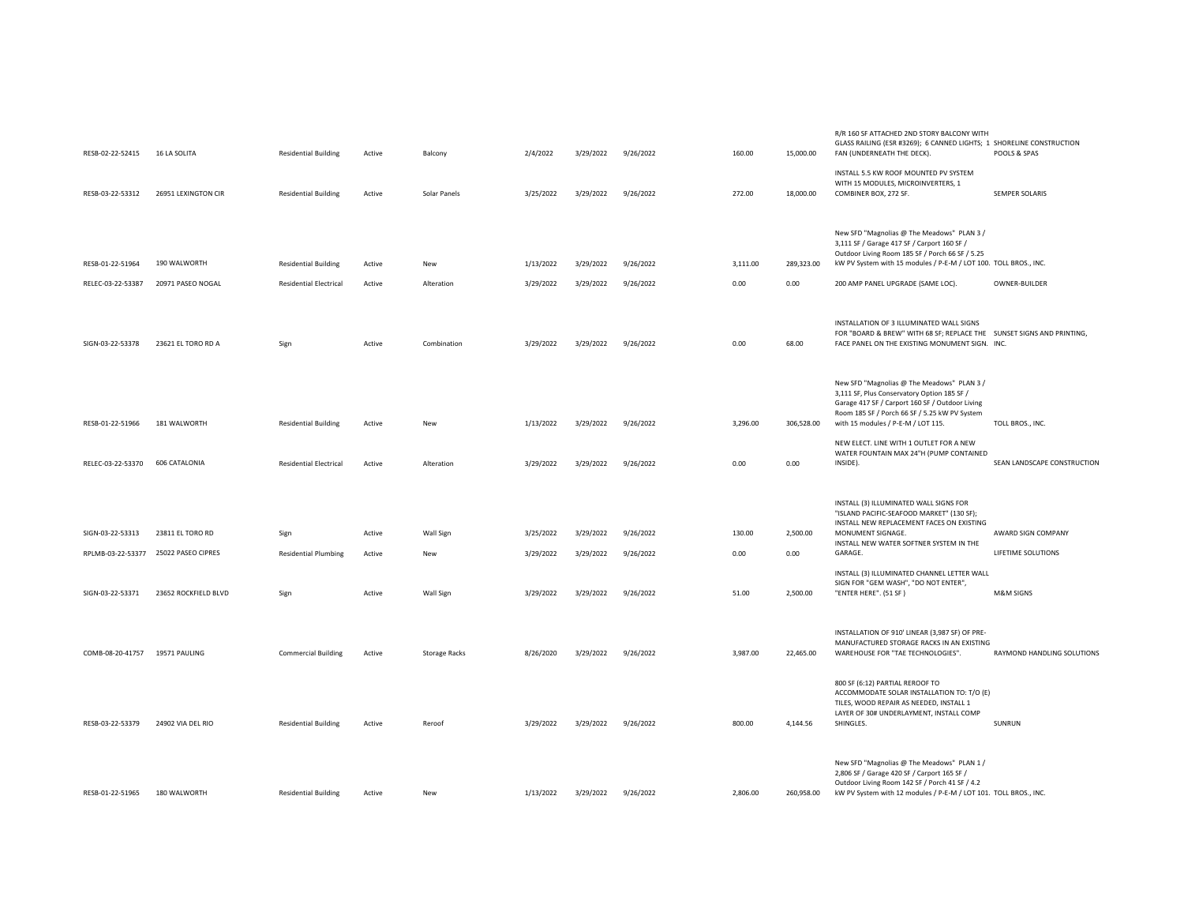| RESB-02-22-52415 | 16 LA SOLITA | Residential Building | Active | Balcony | 2/4/2022 | 3/29/2022 | 9/26/2022 | 160.00 | 15,000.00 | R/R 160 SF ATTACHED 2ND STORY BALCONY WITH GLASS RAILING (ESR #3269); 6 CANNED LIGHTS; 1 FAN (UNDERNEATH THE DECK). | SHORELINE CONSTRUCTION POOLS & SPAS |
|---|---|---|---|---|---|---|---|---|---|---|---|
| RESB-03-22-53312 | 26951 LEXINGTON CIR | Residential Building | Active | Solar Panels | 3/25/2022 | 3/29/2022 | 9/26/2022 | 272.00 | 18,000.00 | INSTALL 5.5 KW ROOF MOUNTED PV SYSTEM WITH 15 MODULES, MICROINVERTERS, 1 COMBINER BOX, 272 SF. | SEMPER SOLARIS |
| RESB-01-22-51964 | 190 WALWORTH | Residential Building | Active | New | 1/13/2022 | 3/29/2022 | 9/26/2022 | 3,111.00 | 289,323.00 | New SFD "Magnolias @ The Meadows" PLAN 3 / 3,111 SF / Garage 417 SF / Carport 160 SF / Outdoor Living Room 185 SF / Porch 66 SF / 5.25 kW PV System with 15 modules / P-E-M / LOT 100. | TOLL BROS., INC. |
| RELEC-03-22-53387 | 20971 PASEO NOGAL | Residential Electrical | Active | Alteration | 3/29/2022 | 3/29/2022 | 9/26/2022 | 0.00 | 0.00 | 200 AMP PANEL UPGRADE (SAME LOC). | OWNER-BUILDER |
| SIGN-03-22-53378 | 23621 EL TORO RD A | Sign | Active | Combination | 3/29/2022 | 3/29/2022 | 9/26/2022 | 0.00 | 68.00 | INSTALLATION OF 3 ILLUMINATED WALL SIGNS FOR "BOARD & BREW" WITH 68 SF; REPLACE THE FACE PANEL ON THE EXISTING MONUMENT SIGN. | SUNSET SIGNS AND PRINTING, INC. |
| RESB-01-22-51966 | 181 WALWORTH | Residential Building | Active | New | 1/13/2022 | 3/29/2022 | 9/26/2022 | 3,296.00 | 306,528.00 | New SFD "Magnolias @ The Meadows" PLAN 3 / 3,111 SF, Plus Conservatory Option 185 SF / Garage 417 SF / Carport 160 SF / Outdoor Living Room 185 SF / Porch 66 SF / 5.25 kW PV System with 15 modules / P-E-M / LOT 115. | TOLL BROS., INC. |
| RELEC-03-22-53370 | 606 CATALONIA | Residential Electrical | Active | Alteration | 3/29/2022 | 3/29/2022 | 9/26/2022 | 0.00 | 0.00 | NEW ELECT. LINE WITH 1 OUTLET FOR A NEW WATER FOUNTAIN MAX 24"H (PUMP CONTAINED INSIDE). | SEAN LANDSCAPE CONSTRUCTION |
| SIGN-03-22-53313 | 23811 EL TORO RD | Sign | Active | Wall Sign | 3/25/2022 | 3/29/2022 | 9/26/2022 | 130.00 | 2,500.00 | INSTALL (3) ILLUMINATED WALL SIGNS FOR "ISLAND PACIFIC-SEAFOOD MARKET" (130 SF); INSTALL NEW REPLACEMENT FACES ON EXISTING MONUMENT SIGNAGE. | AWARD SIGN COMPANY |
| RPLMB-03-22-53377 | 25022 PASEO CIPRES | Residential Plumbing | Active | New | 3/29/2022 | 3/29/2022 | 9/26/2022 | 0.00 | 0.00 | INSTALL NEW WATER SOFTNER SYSTEM IN THE GARAGE. | LIFETIME SOLUTIONS |
| SIGN-03-22-53371 | 23652 ROCKFIELD BLVD | Sign | Active | Wall Sign | 3/29/2022 | 3/29/2022 | 9/26/2022 | 51.00 | 2,500.00 | INSTALL (3) ILLUMINATED CHANNEL LETTER WALL SIGN FOR "GEM WASH", "DO NOT ENTER", "ENTER HERE". (51 SF ) | M&M SIGNS |
| COMB-08-20-41757 | 19571 PAULING | Commercial Building | Active | Storage Racks | 8/26/2020 | 3/29/2022 | 9/26/2022 | 3,987.00 | 22,465.00 | INSTALLATION OF 910' LINEAR (3,987 SF) OF PRE-MANUFACTURED STORAGE RACKS IN AN EXISTING WAREHOUSE FOR "TAE TECHNOLOGIES". | RAYMOND HANDLING SOLUTIONS |
| RESB-03-22-53379 | 24902 VIA DEL RIO | Residential Building | Active | Reroof | 3/29/2022 | 3/29/2022 | 9/26/2022 | 800.00 | 4,144.56 | 800 SF (6:12) PARTIAL REROOF TO ACCOMMODATE SOLAR INSTALLATION TO: T/O (E) TILES, WOOD REPAIR AS NEEDED, INSTALL 1 LAYER OF 30# UNDERLAYMENT, INSTALL COMP SHINGLES. | SUNRUN |
| RESB-01-22-51965 | 180 WALWORTH | Residential Building | Active | New | 1/13/2022 | 3/29/2022 | 9/26/2022 | 2,806.00 | 260,958.00 | New SFD "Magnolias @ The Meadows" PLAN 1 / 2,806 SF / Garage 420 SF / Carport 165 SF / Outdoor Living Room 142 SF / Porch 41 SF / 4.2 kW PV System with 12 modules / P-E-M / LOT 101. | TOLL BROS., INC. |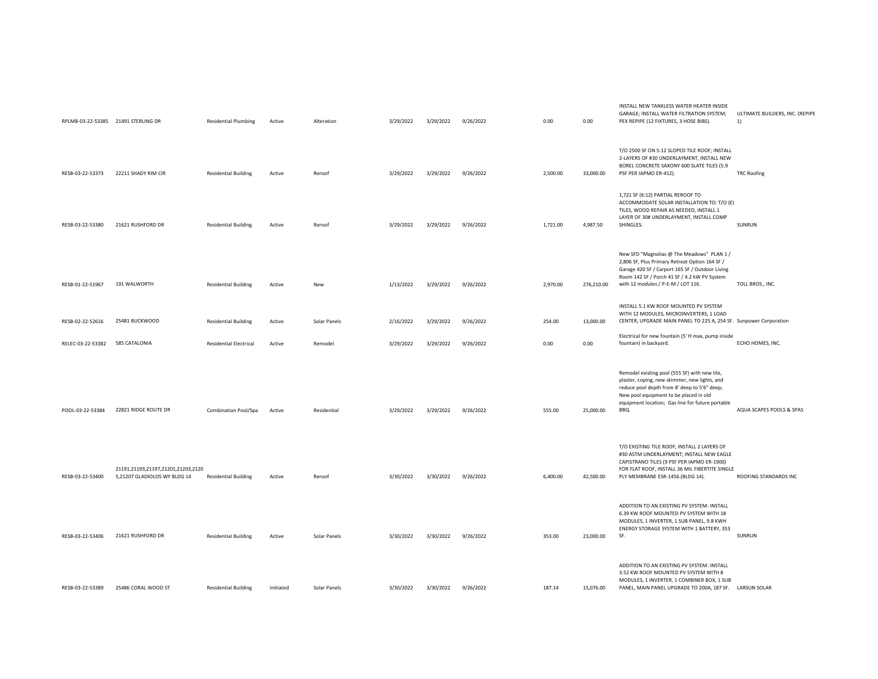| | | | | | | | | | | | |
|---|---|---|---|---|---|---|---|---|---|---|---|
| RPLMB-03-22-53385 | 21491 STERLING DR | Residential Plumbing | Active | Alteration | 3/29/2022 | 3/29/2022 | 9/26/2022 | 0.00 | 0.00 | INSTALL NEW TANKLESS WATER HEATER INSIDE GARAGE; INSTALL WATER FILTRATION SYSTEM; PEX REPIPE (12 FIXTURES, 3 HOSE BIBS). | ULTIMATE BUILDERS, INC. (REPIPE 1) |
| RESB-03-22-53373 | 22211 SHADY RIM CIR | Residential Building | Active | Reroof | 3/29/2022 | 3/29/2022 | 9/26/2022 | 2,500.00 | 33,000.00 | T/O 2500 SF ON 5:12 SLOPED TILE ROOF; INSTALL 2-LAYERS OF #30 UNDERLAYMENT, INSTALL NEW BOREL CONCRETE SAXONY 600 SLATE TILES (5.9 PSF PER IAPMO ER-412). | TRC Roofing |
| RESB-03-22-53380 | 21621 RUSHFORD DR | Residential Building | Active | Reroof | 3/29/2022 | 3/29/2022 | 9/26/2022 | 1,721.00 | 4,987.50 | 1,721 SF (6:12) PARTIAL REROOF TO ACCOMMODATE SOLAR INSTALLATION TO: T/O (E) TILES, WOOD REPAIR AS NEEDED, INSTALL 1 LAYER OF 30# UNDERLAYMENT, INSTALL COMP SHINGLES. | SUNRUN |
| RESB-01-22-51967 | 191 WALWORTH | Residential Building | Active | New | 1/13/2022 | 3/29/2022 | 9/26/2022 | 2,970.00 | 276,210.00 | New SFD "Magnolias @ The Meadows" PLAN 1 / 2,806 SF, Plus Primary Retreat Option 164 SF / Garage 420 SF / Carport 165 SF / Outdoor Living Room 142 SF / Porch 41 SF / 4.2 kW PV System with 12 modules / P-E-M / LOT 116. | TOLL BROS., INC. |
| RESB-02-22-52616 | 25481 BUCKWOOD | Residential Building | Active | Solar Panels | 2/16/2022 | 3/29/2022 | 9/26/2022 | 254.00 | 13,000.00 | INSTALL 5.1 KW ROOF MOUNTED PV SYSTEM WITH 12 MODULES, MICROINVERTERS, 1 LOAD CENTER, UPGRADE MAIN PANEL TO 225 A, 254 SF. | Sunpower Corporation |
| RELEC-03-22-53382 | 585 CATALONIA | Residential Electrical | Active | Remodel | 3/29/2022 | 3/29/2022 | 9/26/2022 | 0.00 | 0.00 | Electrical for new fountain (5' H max, pump inside fountain) in backyard. | ECHO HOMES, INC. |
| POOL-03-22-53384 | 22821 RIDGE ROUTE DR | Combination Pool/Spa | Active | Residential | 3/29/2022 | 3/29/2022 | 9/26/2022 | 555.00 | 25,000.00 | Remodel existing pool (555 SF) with new tile, plaster, coping, new skimmer, new lights, and reduce pool depth from 8' deep to 5'6" deep; New pool equipment to be placed in old equipment location; Gas line for future portable BBQ. | AQUA SCAPES POOLS & SPAS |
| RESB-03-22-53400 | 21191,21193,21197,21201,21203,21205,21207 GLADIOLOS WY BLDG 14 | Residential Building | Active | Reroof | 3/30/2022 | 3/30/2022 | 9/26/2022 | 6,400.00 | 42,500.00 | T/O EXISTING TILE ROOF; INSTALL 2 LAYERS OF #30 ASTM UNDERLAYMENT; INSTALL NEW EAGLE CAPISTRANO TILES (9 PSF PER IAPMO ER-1900) FOR FLAT ROOF, INSTALL 36 MIL FIBERTITE SINGLE PLY MEMBRANE ESR-1456.(BLDG 14). | ROOFING STANDARDS INC |
| RESB-03-22-53406 | 21621 RUSHFORD DR | Residential Building | Active | Solar Panels | 3/30/2022 | 3/30/2022 | 9/26/2022 | 353.00 | 23,000.00 | ADDITION TO AN EXISTING PV SYSTEM: INSTALL 6.39 KW ROOF MOUNTED PV SYSTEM WITH 18 MODULES, 1 INVERTER, 1 SUB PANEL, 9.8 KWH ENERGY STORAGE SYSTEM WITH 1 BATTERY, 353 SF. | SUNRUN |
| RESB-03-22-53389 | 25486 CORAL WOOD ST | Residential Building | Initiated | Solar Panels | 3/30/2022 | 3/30/2022 | 9/26/2022 | 187.14 | 15,076.00 | ADDITION TO AN EXISTING PV SYSTEM: INSTALL 3.52 KW ROOF MOUNTED PV SYSTEM WITH 8 MODULES, 1 INVERTER, 1 COMBINER BOX, 1 SUB PANEL, MAIN PANEL UPGRADE TO 200A, 187 SF. | LARSUN SOLAR |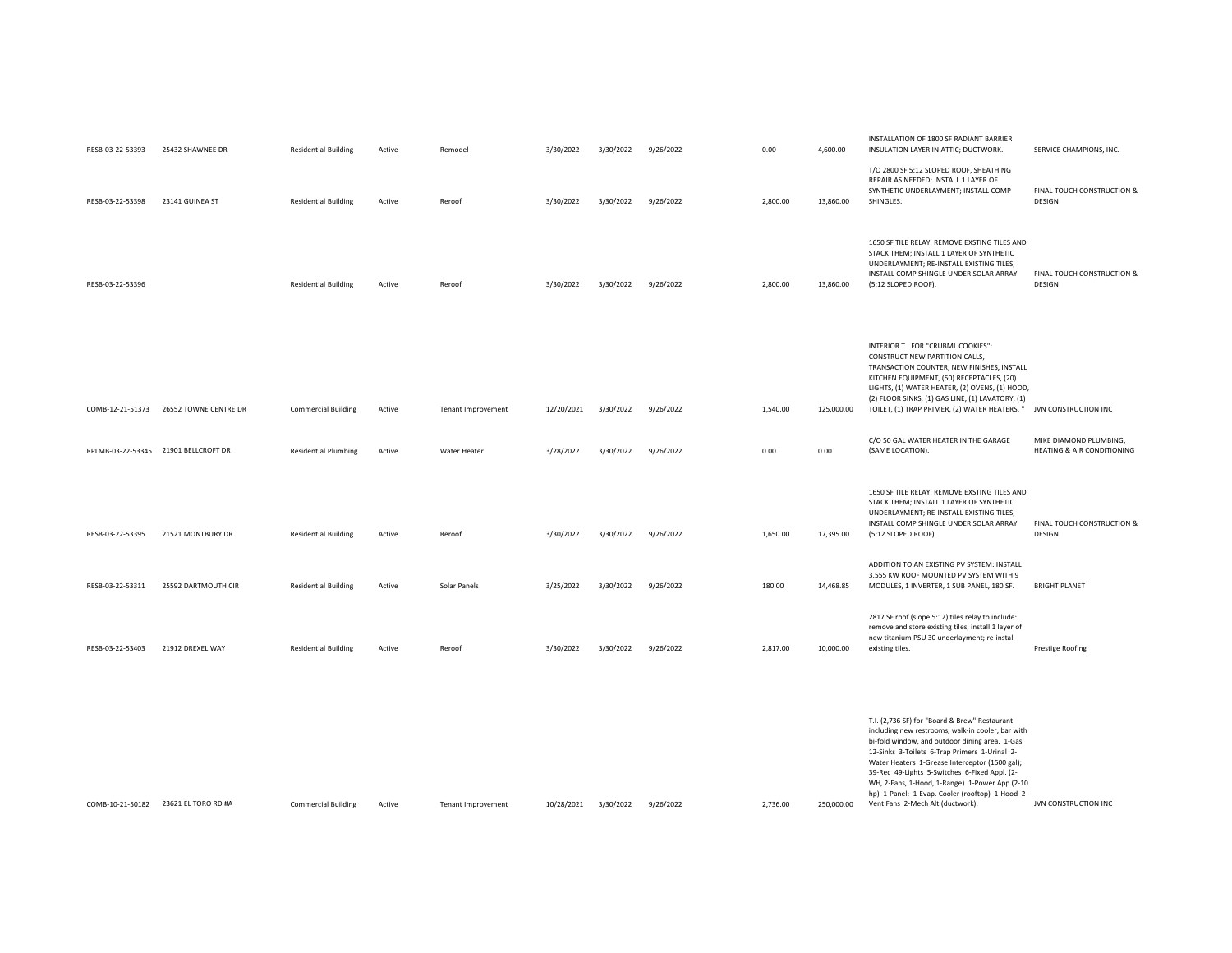| | | | | | | | | | | | |
|---|---|---|---|---|---|---|---|---|---|---|---|
| RESB-03-22-53393 | 25432 SHAWNEE DR | Residential Building | Active | Remodel | 3/30/2022 | 3/30/2022 | 9/26/2022 | 0.00 | 4,600.00 | INSTALLATION OF 1800 SF RADIANT BARRIER INSULATION LAYER IN ATTIC; DUCTWORK. | SERVICE CHAMPIONS, INC. |
| RESB-03-22-53398 | 23141 GUINEA ST | Residential Building | Active | Reroof | 3/30/2022 | 3/30/2022 | 9/26/2022 | 2,800.00 | 13,860.00 | T/O 2800 SF 5:12 SLOPED ROOF, SHEATHING REPAIR AS NEEDED; INSTALL 1 LAYER OF SYNTHETIC UNDERLAYMENT; INSTALL COMP SHINGLES. | FINAL TOUCH CONSTRUCTION & DESIGN |
| RESB-03-22-53396 | | Residential Building | Active | Reroof | 3/30/2022 | 3/30/2022 | 9/26/2022 | 2,800.00 | 13,860.00 | 1650 SF TILE RELAY: REMOVE EXSTING TILES AND STACK THEM; INSTALL 1 LAYER OF SYNTHETIC UNDERLAYMENT; RE-INSTALL EXISTING TILES, INSTALL COMP SHINGLE UNDER SOLAR ARRAY. (5:12 SLOPED ROOF). | FINAL TOUCH CONSTRUCTION & DESIGN |
| COMB-12-21-51373 | 26552 TOWNE CENTRE DR | Commercial Building | Active | Tenant Improvement | 12/20/2021 | 3/30/2022 | 9/26/2022 | 1,540.00 | 125,000.00 | INTERIOR T.I FOR "CRUBML COOKIES": CONSTRUCT NEW PARTITION CALLS, TRANSACTION COUNTER, NEW FINISHES, INSTALL KITCHEN EQUIPMENT, (50) RECEPTACLES, (20) LIGHTS, (1) WATER HEATER, (2) OVENS, (1) HOOD, (2) FLOOR SINKS, (1) GAS LINE, (1) LAVATORY, (1) TOILET, (1) TRAP PRIMER, (2) WATER HEATERS. " | JVN CONSTRUCTION INC |
| RPLMB-03-22-53345 | 21901 BELLCROFT DR | Residential Plumbing | Active | Water Heater | 3/28/2022 | 3/30/2022 | 9/26/2022 | 0.00 | 0.00 | C/O 50 GAL WATER HEATER IN THE GARAGE (SAME LOCATION). | MIKE DIAMOND PLUMBING, HEATING & AIR CONDITIONING |
| RESB-03-22-53395 | 21521 MONTBURY DR | Residential Building | Active | Reroof | 3/30/2022 | 3/30/2022 | 9/26/2022 | 1,650.00 | 17,395.00 | 1650 SF TILE RELAY: REMOVE EXSTING TILES AND STACK THEM; INSTALL 1 LAYER OF SYNTHETIC UNDERLAYMENT; RE-INSTALL EXISTING TILES, INSTALL COMP SHINGLE UNDER SOLAR ARRAY. (5:12 SLOPED ROOF). | FINAL TOUCH CONSTRUCTION & DESIGN |
| RESB-03-22-53311 | 25592 DARTMOUTH CIR | Residential Building | Active | Solar Panels | 3/25/2022 | 3/30/2022 | 9/26/2022 | 180.00 | 14,468.85 | ADDITION TO AN EXISTING PV SYSTEM: INSTALL 3.555 KW ROOF MOUNTED PV SYSTEM WITH 9 MODULES, 1 INVERTER, 1 SUB PANEL, 180 SF. | BRIGHT PLANET |
| RESB-03-22-53403 | 21912 DREXEL WAY | Residential Building | Active | Reroof | 3/30/2022 | 3/30/2022 | 9/26/2022 | 2,817.00 | 10,000.00 | 2817 SF roof (slope 5:12) tiles relay to include: remove and store existing tiles; install 1 layer of new titanium PSU 30 underlayment; re-install existing tiles. | Prestige Roofing |
| COMB-10-21-50182 | 23621 EL TORO RD #A | Commercial Building | Active | Tenant Improvement | 10/28/2021 | 3/30/2022 | 9/26/2022 | 2,736.00 | 250,000.00 | T.I. (2,736 SF) for "Board & Brew" Restaurant including new restrooms, walk-in cooler, bar with bi-fold window, and outdoor dining area. 1-Gas 12-Sinks 3-Toilets 6-Trap Primers 1-Urinal 2-Water Heaters 1-Grease Interceptor (1500 gal); 39-Rec 49-Lights 5-Switches 6-Fixed Appl. (2-WH, 2-Fans, 1-Hood, 1-Range) 1-Power App (2-10 hp) 1-Panel; 1-Evap. Cooler (rooftop) 1-Hood 2-Vent Fans 2-Mech Alt (ductwork). | JVN CONSTRUCTION INC |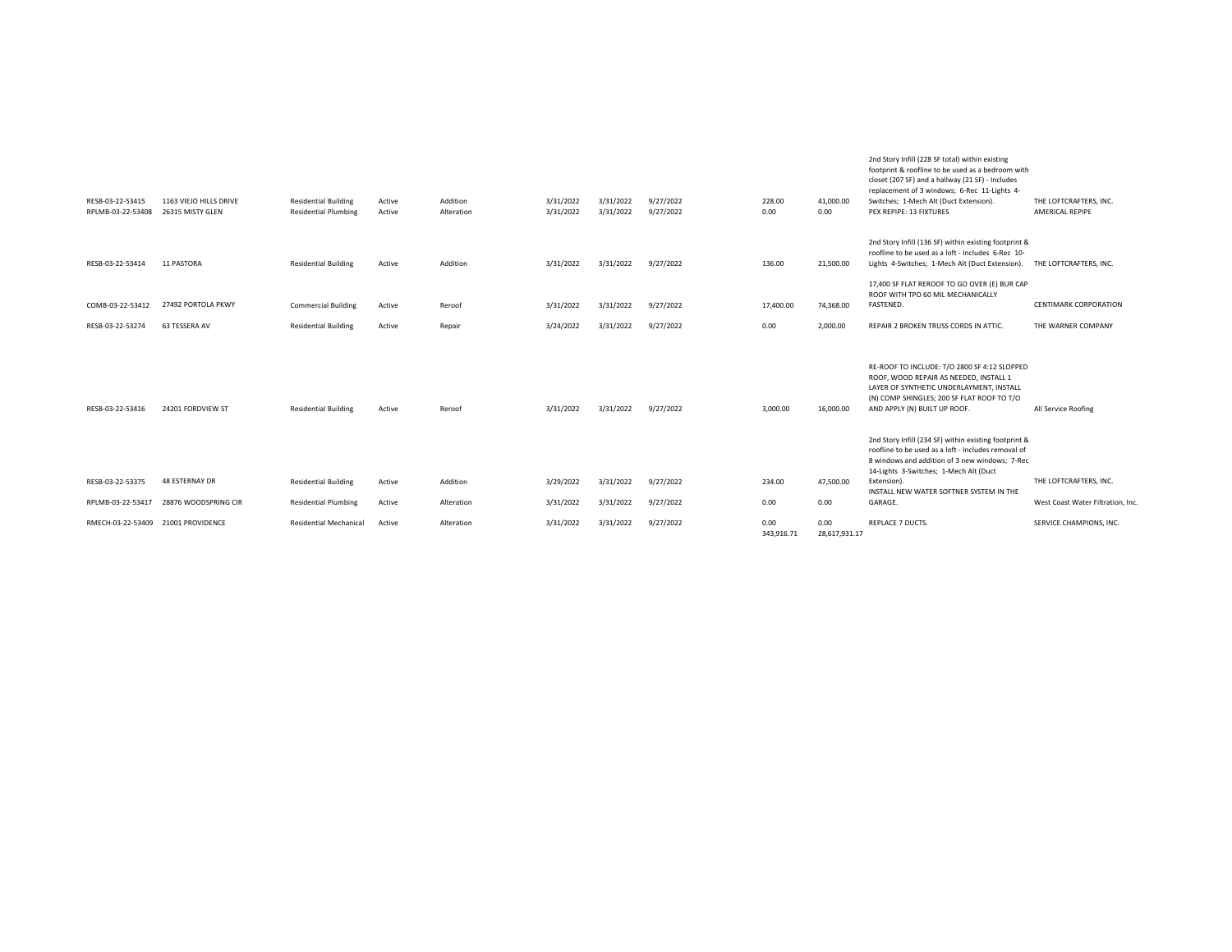| | | | | | | | | | | | |
|---|---|---|---|---|---|---|---|---|---|---|---|
| RESB-03-22-53415 | 1163 VIEJO HILLS DRIVE | Residential Building | Active | Addition | 3/31/2022 | 3/31/2022 | 9/27/2022 | 228.00 | 41,000.00 | 2nd Story Infill (228 SF total) within existing footprint & roofline to be used as a bedroom with closet (207 SF) and a hallway (21 SF) - Includes replacement of 3 windows; 6-Rec 11-Lights 4-Switches; 1-Mech Alt (Duct Extension). | THE LOFTCRAFTERS, INC. |
| RPLMB-03-22-53408 | 26315 MISTY GLEN | Residential Plumbing | Active | Alteration | 3/31/2022 | 3/31/2022 | 9/27/2022 | 0.00 | 0.00 | PEX REPIPE: 13 FIXTURES | AMERICAL REPIPE |
| RESB-03-22-53414 | 11 PASTORA | Residential Building | Active | Addition | 3/31/2022 | 3/31/2022 | 9/27/2022 | 136.00 | 21,500.00 | 2nd Story Infill (136 SF) within existing footprint & roofline to be used as a loft - Includes 6-Rec 10-Lights 4-Switches; 1-Mech Alt (Duct Extension). | THE LOFTCRAFTERS, INC. |
| COMB-03-22-53412 | 27492 PORTOLA PKWY | Commercial Building | Active | Reroof | 3/31/2022 | 3/31/2022 | 9/27/2022 | 17,400.00 | 74,368.00 | 17,400 SF FLAT REROOF TO GO OVER (E) BUR CAP ROOF WITH TPO 60 MIL MECHANICALLY FASTENED. | CENTIMARK CORPORATION |
| RESB-03-22-53274 | 63 TESSERA AV | Residential Building | Active | Repair | 3/24/2022 | 3/31/2022 | 9/27/2022 | 0.00 | 2,000.00 | REPAIR 2 BROKEN TRUSS CORDS IN ATTIC. | THE WARNER COMPANY |
| RESB-03-22-53416 | 24201 FORDVIEW ST | Residential Building | Active | Reroof | 3/31/2022 | 3/31/2022 | 9/27/2022 | 3,000.00 | 16,000.00 | RE-ROOF TO INCLUDE: T/O 2800 SF 4:12 SLOPPED ROOF, WOOD REPAIR AS NEEDED, INSTALL 1 LAYER OF SYNTHETIC UNDERLAYMENT, INSTALL (N) COMP SHINGLES; 200 SF FLAT ROOF TO T/O AND APPLY (N) BUILT UP ROOF. | All Service Roofing |
| RESB-03-22-53375 | 48 ESTERNAY DR | Residential Building | Active | Addition | 3/29/2022 | 3/31/2022 | 9/27/2022 | 234.00 | 47,500.00 | 2nd Story Infill (234 SF) within existing footprint & roofline to be used as a loft - Includes removal of 8 windows and addition of 3 new windows; 7-Rec 14-Lights 3-Switches; 1-Mech Alt (Duct Extension). | THE LOFTCRAFTERS, INC. |
| RPLMB-03-22-53417 | 28876 WOODSPRING CIR | Residential Plumbing | Active | Alteration | 3/31/2022 | 3/31/2022 | 9/27/2022 | 0.00 | 0.00 | INSTALL NEW WATER SOFTNER SYSTEM IN THE GARAGE. | West Coast Water Filtration, Inc. |
| RMECH-03-22-53409 | 21001 PROVIDENCE | Residential Mechanical | Active | Alteration | 3/31/2022 | 3/31/2022 | 9/27/2022 | 0.00 | 0.00 | REPLACE 7 DUCTS. | SERVICE CHAMPIONS, INC. |
| | | | | | | | | 343,916.71 | 28,617,931.17 | | |